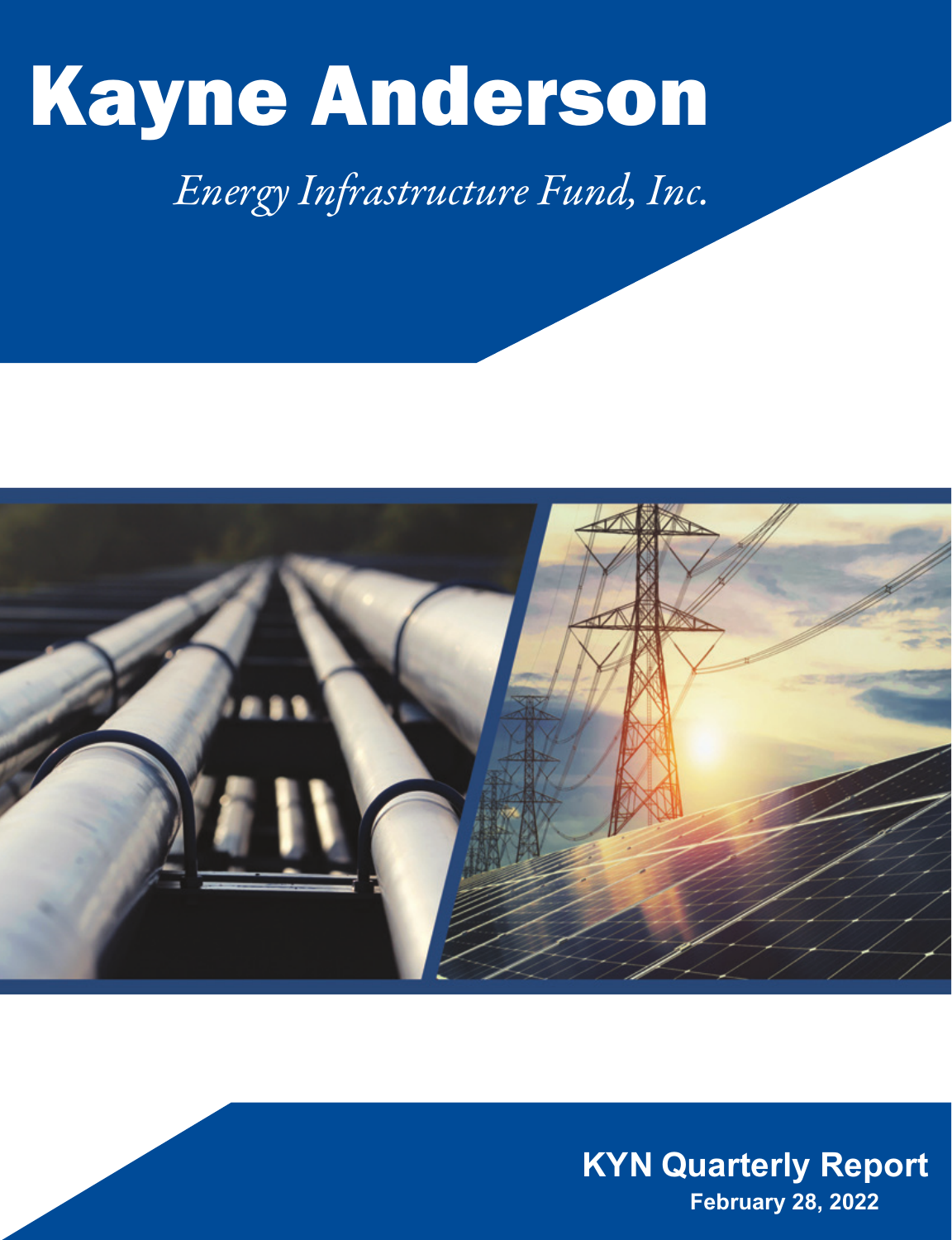# Kayne Anderson

*Energy Infrastructure Fund, Inc.*

**KYN Quarterly Report**

**February 28, 2022**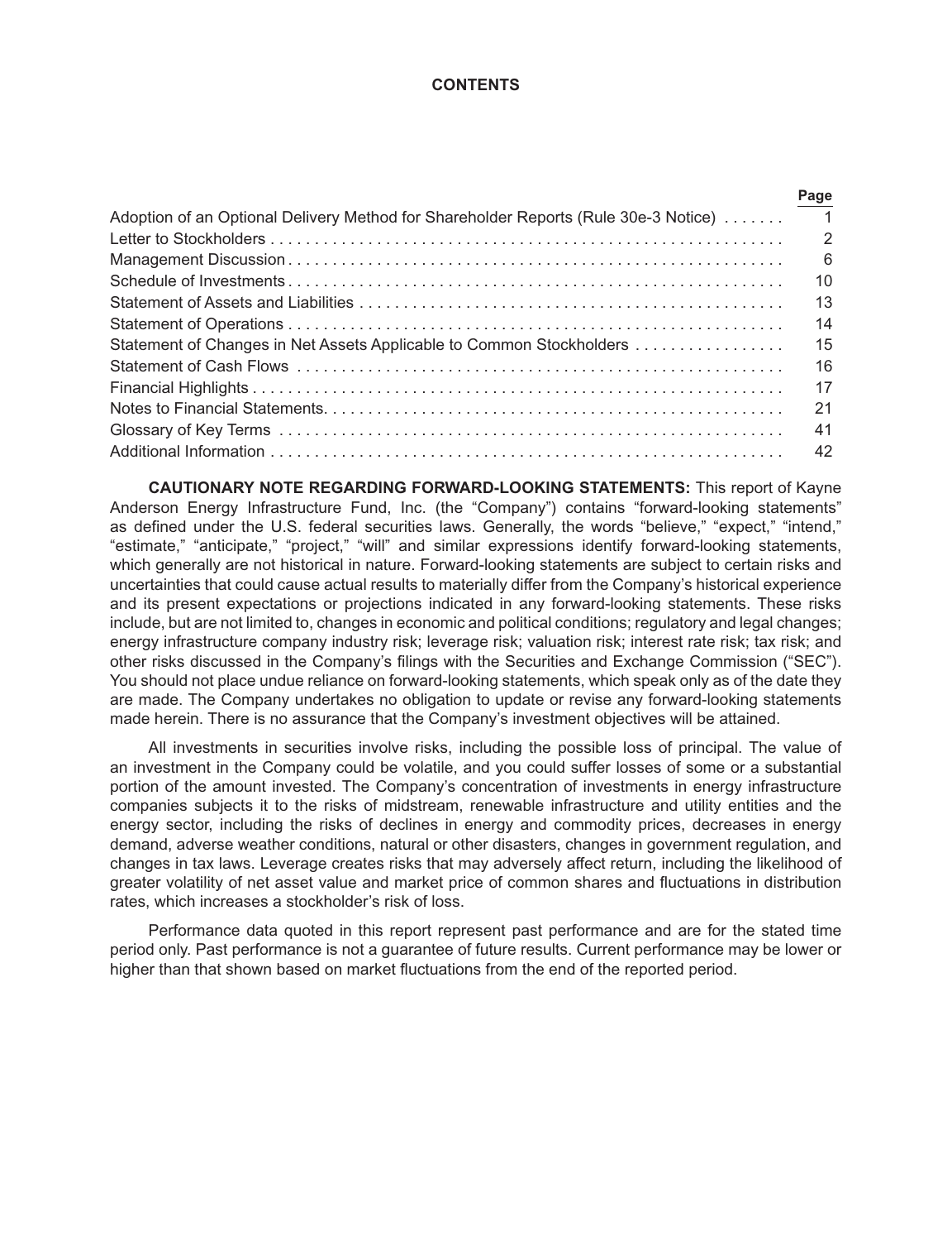# CONTENTS

| | Page |
|---|---|
| Adoption of an Optional Delivery Method for Shareholder Reports (Rule 30e-3 Notice) | 1 |
| Letter to Stockholders | 2 |
| Management Discussion | 6 |
| Schedule of Investments | 10 |
| Statement of Assets and Liabilities | 13 |
| Statement of Operations | 14 |
| Statement of Changes in Net Assets Applicable to Common Stockholders | 15 |
| Statement of Cash Flows | 16 |
| Financial Highlights | 17 |
| Notes to Financial Statements | 21 |
| Glossary of Key Terms | 41 |
| Additional Information | 42 |

**CAUTIONARY NOTE REGARDING FORWARD-LOOKING STATEMENTS:** This report of Kayne Anderson Energy Infrastructure Fund, Inc. (the "Company") contains "forward-looking statements" as defined under the U.S. federal securities laws. Generally, the words "believe," "expect," "intend," "estimate," "anticipate," "project," "will" and similar expressions identify forward-looking statements, which generally are not historical in nature. Forward-looking statements are subject to certain risks and uncertainties that could cause actual results to materially differ from the Company's historical experience and its present expectations or projections indicated in any forward-looking statements. These risks include, but are not limited to, changes in economic and political conditions; regulatory and legal changes; energy infrastructure company industry risk; leverage risk; valuation risk; interest rate risk; tax risk; and other risks discussed in the Company's filings with the Securities and Exchange Commission ("SEC"). You should not place undue reliance on forward-looking statements, which speak only as of the date they are made. The Company undertakes no obligation to update or revise any forward-looking statements made herein. There is no assurance that the Company's investment objectives will be attained.

All investments in securities involve risks, including the possible loss of principal. The value of an investment in the Company could be volatile, and you could suffer losses of some or a substantial portion of the amount invested. The Company's concentration of investments in energy infrastructure companies subjects it to the risks of midstream, renewable infrastructure and utility entities and the energy sector, including the risks of declines in energy and commodity prices, decreases in energy demand, adverse weather conditions, natural or other disasters, changes in government regulation, and changes in tax laws. Leverage creates risks that may adversely affect return, including the likelihood of greater volatility of net asset value and market price of common shares and fluctuations in distribution rates, which increases a stockholder's risk of loss.

Performance data quoted in this report represent past performance and are for the stated time period only. Past performance is not a guarantee of future results. Current performance may be lower or higher than that shown based on market fluctuations from the end of the reported period.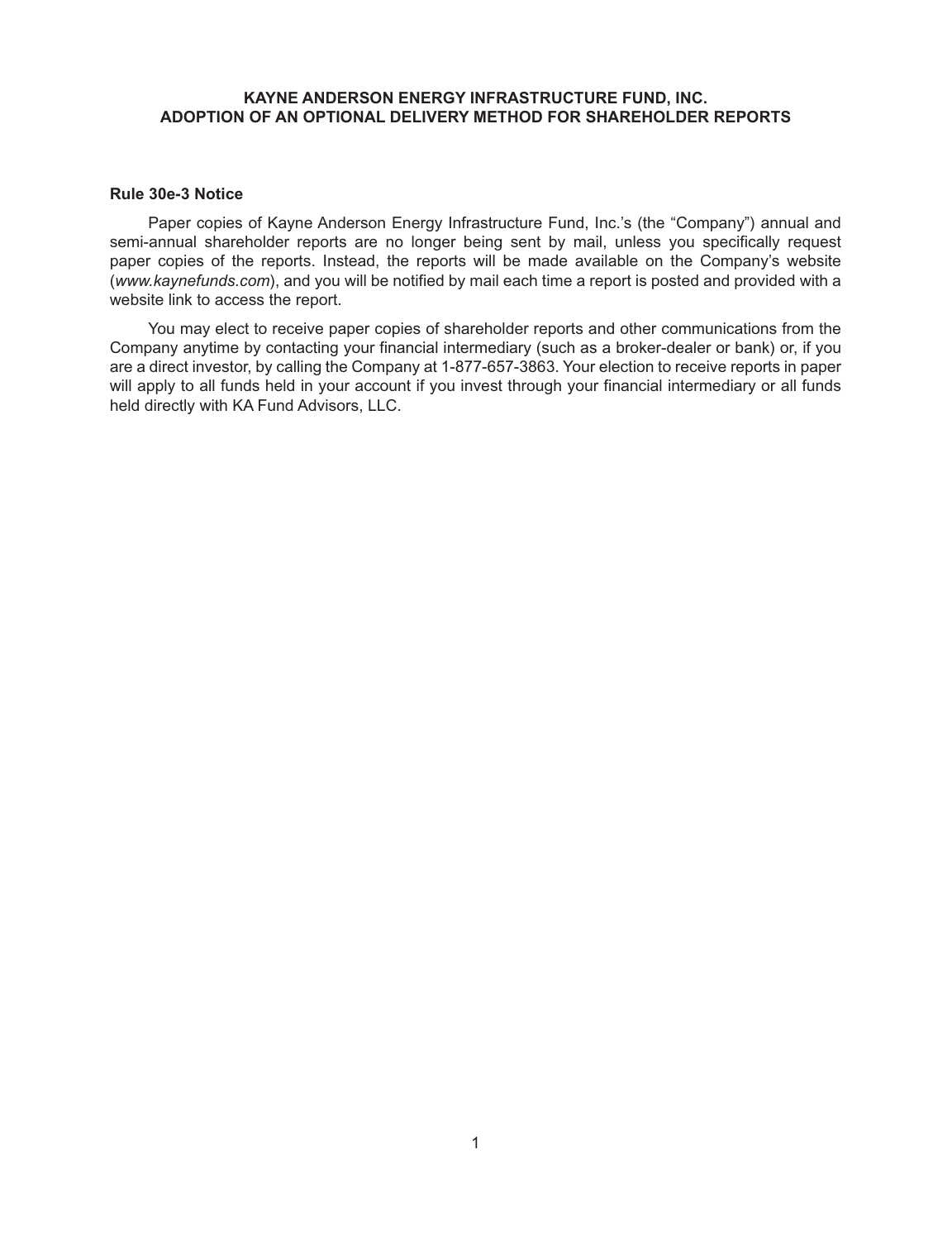# KAYNE ANDERSON ENERGY INFRASTRUCTURE FUND, INC.
# ADOPTION OF AN OPTIONAL DELIVERY METHOD FOR SHAREHOLDER REPORTS

**Rule 30e-3 Notice**

Paper copies of Kayne Anderson Energy Infrastructure Fund, Inc.'s (the "Company") annual and semi-annual shareholder reports are no longer being sent by mail, unless you specifically request paper copies of the reports. Instead, the reports will be made available on the Company's website (*www.kaynefunds.com*), and you will be notified by mail each time a report is posted and provided with a website link to access the report.

You may elect to receive paper copies of shareholder reports and other communications from the Company anytime by contacting your financial intermediary (such as a broker-dealer or bank) or, if you are a direct investor, by calling the Company at 1-877-657-3863. Your election to receive reports in paper will apply to all funds held in your account if you invest through your financial intermediary or all funds held directly with KA Fund Advisors, LLC.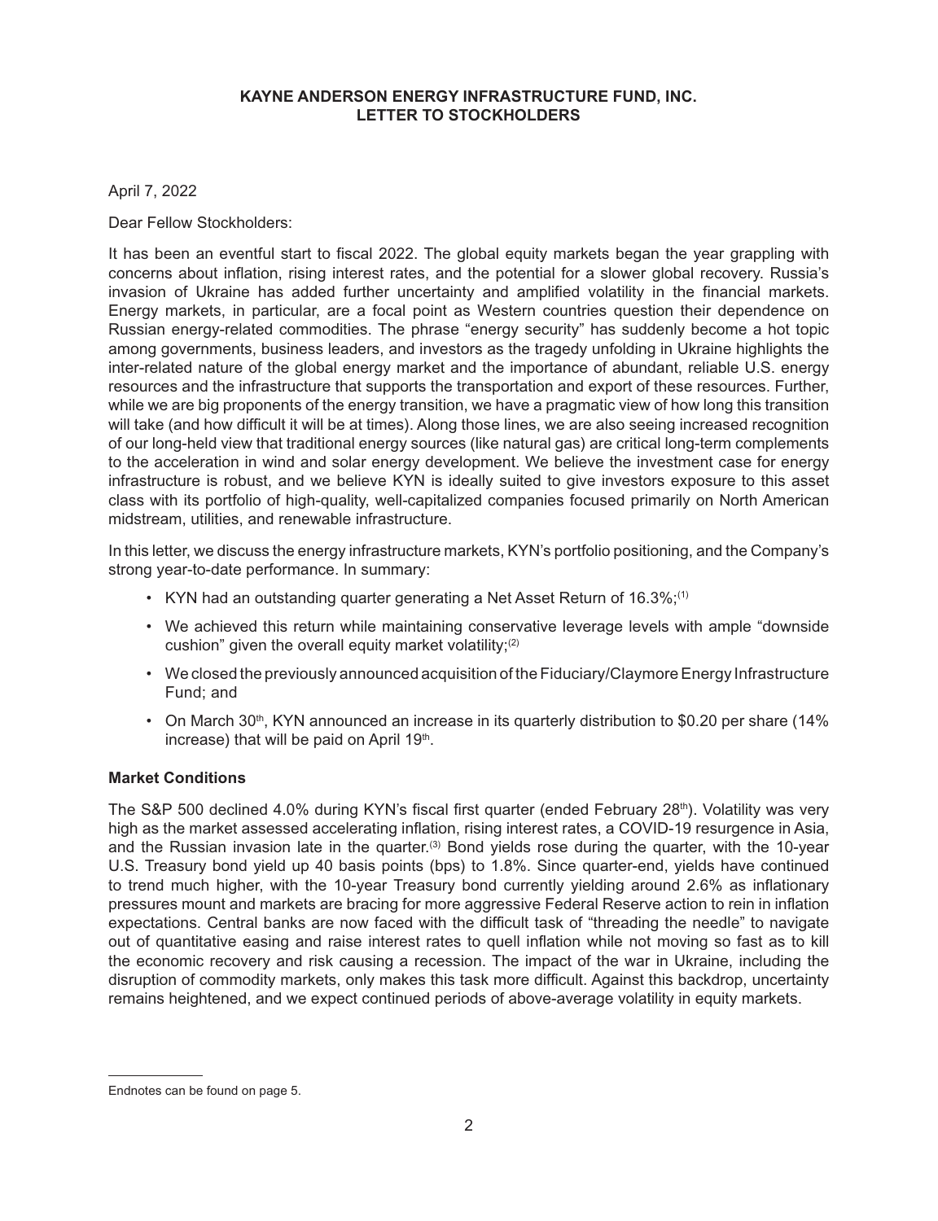# KAYNE ANDERSON ENERGY INFRASTRUCTURE FUND, INC.
# LETTER TO STOCKHOLDERS

April 7, 2022

Dear Fellow Stockholders:

It has been an eventful start to fiscal 2022. The global equity markets began the year grappling with concerns about inflation, rising interest rates, and the potential for a slower global recovery. Russia's invasion of Ukraine has added further uncertainty and amplified volatility in the financial markets. Energy markets, in particular, are a focal point as Western countries question their dependence on Russian energy-related commodities. The phrase "energy security" has suddenly become a hot topic among governments, business leaders, and investors as the tragedy unfolding in Ukraine highlights the inter-related nature of the global energy market and the importance of abundant, reliable U.S. energy resources and the infrastructure that supports the transportation and export of these resources. Further, while we are big proponents of the energy transition, we have a pragmatic view of how long this transition will take (and how difficult it will be at times). Along those lines, we are also seeing increased recognition of our long-held view that traditional energy sources (like natural gas) are critical long-term complements to the acceleration in wind and solar energy development. We believe the investment case for energy infrastructure is robust, and we believe KYN is ideally suited to give investors exposure to this asset class with its portfolio of high-quality, well-capitalized companies focused primarily on North American midstream, utilities, and renewable infrastructure.

In this letter, we discuss the energy infrastructure markets, KYN's portfolio positioning, and the Company's strong year-to-date performance. In summary:

- KYN had an outstanding quarter generating a Net Asset Return of 16.3%;[1]
- We achieved this return while maintaining conservative leverage levels with ample "downside cushion" given the overall equity market volatility;[2]
- We closed the previously announced acquisition of the Fiduciary/Claymore Energy Infrastructure Fund; and
- On March 30th, KYN announced an increase in its quarterly distribution to $0.20 per share (14% increase) that will be paid on April 19th.

**Market Conditions**

The S&P 500 declined 4.0% during KYN's fiscal first quarter (ended February 28th). Volatility was very high as the market assessed accelerating inflation, rising interest rates, a COVID-19 resurgence in Asia, and the Russian invasion late in the quarter.[3] Bond yields rose during the quarter, with the 10-year U.S. Treasury bond yield up 40 basis points (bps) to 1.8%. Since quarter-end, yields have continued to trend much higher, with the 10-year Treasury bond currently yielding around 2.6% as inflationary pressures mount and markets are bracing for more aggressive Federal Reserve action to rein in inflation expectations. Central banks are now faced with the difficult task of "threading the needle" to navigate out of quantitative easing and raise interest rates to quell inflation while not moving so fast as to kill the economic recovery and risk causing a recession. The impact of the war in Ukraine, including the disruption of commodity markets, only makes this task more difficult. Against this backdrop, uncertainty remains heightened, and we expect continued periods of above-average volatility in equity markets.

Endnotes can be found on page 5.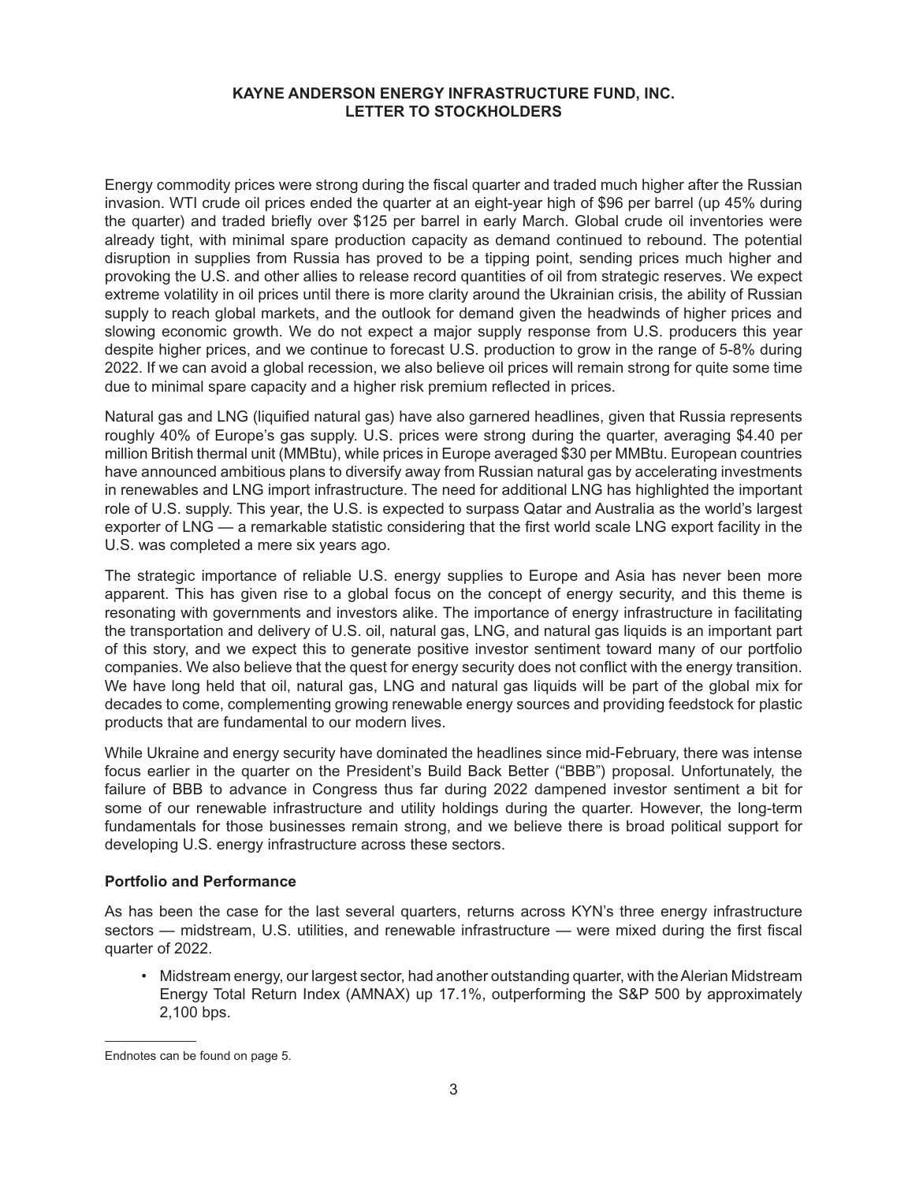**KAYNE ANDERSON ENERGY INFRASTRUCTURE FUND, INC.**
**LETTER TO STOCKHOLDERS**

Energy commodity prices were strong during the fiscal quarter and traded much higher after the Russian invasion. WTI crude oil prices ended the quarter at an eight-year high of $96 per barrel (up 45% during the quarter) and traded briefly over $125 per barrel in early March. Global crude oil inventories were already tight, with minimal spare production capacity as demand continued to rebound. The potential disruption in supplies from Russia has proved to be a tipping point, sending prices much higher and provoking the U.S. and other allies to release record quantities of oil from strategic reserves. We expect extreme volatility in oil prices until there is more clarity around the Ukrainian crisis, the ability of Russian supply to reach global markets, and the outlook for demand given the headwinds of higher prices and slowing economic growth. We do not expect a major supply response from U.S. producers this year despite higher prices, and we continue to forecast U.S. production to grow in the range of 5-8% during 2022. If we can avoid a global recession, we also believe oil prices will remain strong for quite some time due to minimal spare capacity and a higher risk premium reflected in prices.

Natural gas and LNG (liquified natural gas) have also garnered headlines, given that Russia represents roughly 40% of Europe's gas supply. U.S. prices were strong during the quarter, averaging $4.40 per million British thermal unit (MMBtu), while prices in Europe averaged $30 per MMBtu. European countries have announced ambitious plans to diversify away from Russian natural gas by accelerating investments in renewables and LNG import infrastructure. The need for additional LNG has highlighted the important role of U.S. supply. This year, the U.S. is expected to surpass Qatar and Australia as the world's largest exporter of LNG — a remarkable statistic considering that the first world scale LNG export facility in the U.S. was completed a mere six years ago.

The strategic importance of reliable U.S. energy supplies to Europe and Asia has never been more apparent. This has given rise to a global focus on the concept of energy security, and this theme is resonating with governments and investors alike. The importance of energy infrastructure in facilitating the transportation and delivery of U.S. oil, natural gas, LNG, and natural gas liquids is an important part of this story, and we expect this to generate positive investor sentiment toward many of our portfolio companies. We also believe that the quest for energy security does not conflict with the energy transition. We have long held that oil, natural gas, LNG and natural gas liquids will be part of the global mix for decades to come, complementing growing renewable energy sources and providing feedstock for plastic products that are fundamental to our modern lives.

While Ukraine and energy security have dominated the headlines since mid-February, there was intense focus earlier in the quarter on the President's Build Back Better ("BBB") proposal. Unfortunately, the failure of BBB to advance in Congress thus far during 2022 dampened investor sentiment a bit for some of our renewable infrastructure and utility holdings during the quarter. However, the long-term fundamentals for those businesses remain strong, and we believe there is broad political support for developing U.S. energy infrastructure across these sectors.

**Portfolio and Performance**

As has been the case for the last several quarters, returns across KYN's three energy infrastructure sectors — midstream, U.S. utilities, and renewable infrastructure — were mixed during the first fiscal quarter of 2022.

- Midstream energy, our largest sector, had another outstanding quarter, with the Alerian Midstream Energy Total Return Index (AMNAX) up 17.1%, outperforming the S&P 500 by approximately 2,100 bps.

Endnotes can be found on page 5.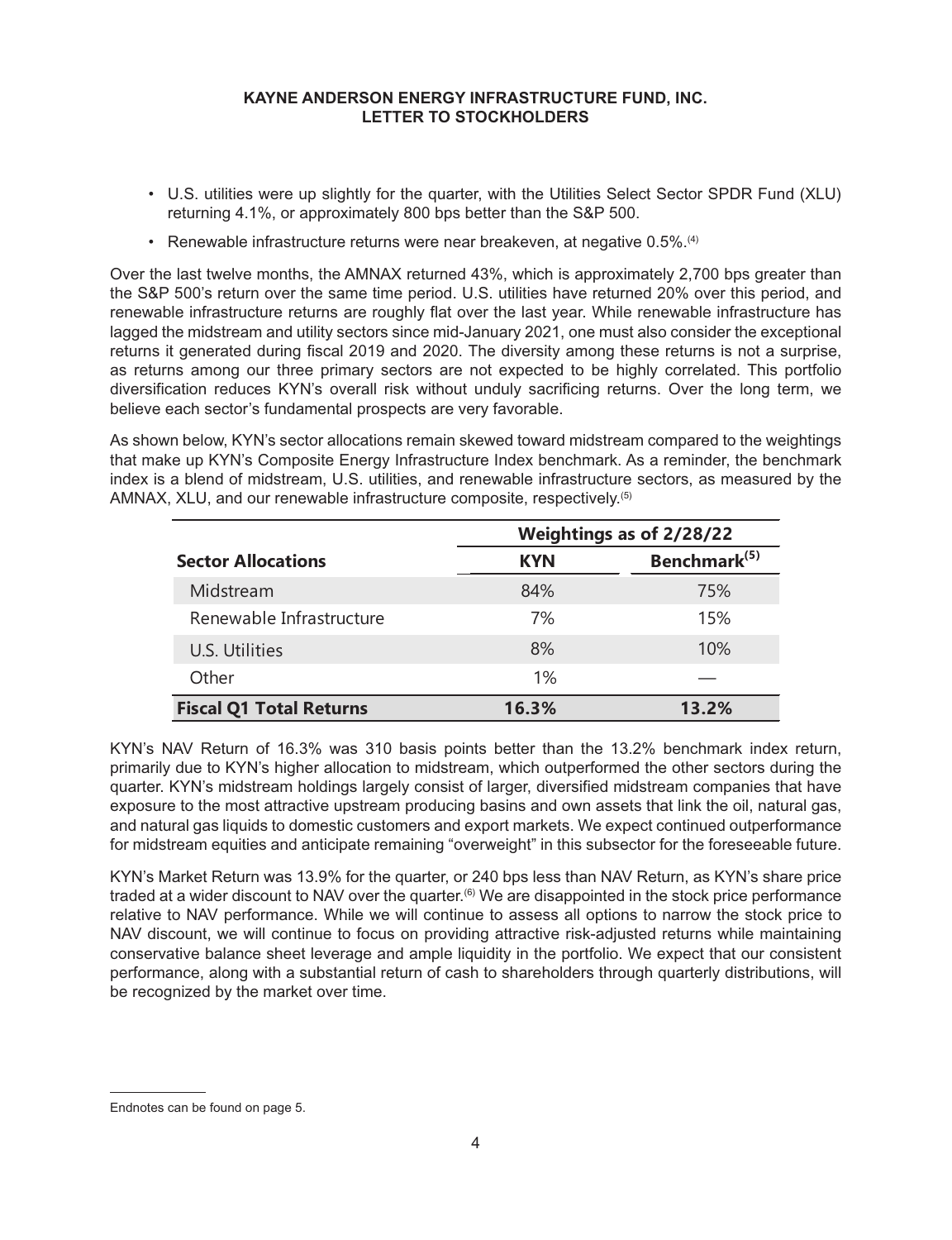- U.S. utilities were up slightly for the quarter, with the Utilities Select Sector SPDR Fund (XLU) returning 4.1%, or approximately 800 bps better than the S&P 500.
- Renewable infrastructure returns were near breakeven, at negative 0.5%.[(4)]

Over the last twelve months, the AMNAX returned 43%, which is approximately 2,700 bps greater than the S&P 500's return over the same time period. U.S. utilities have returned 20% over this period, and renewable infrastructure returns are roughly flat over the last year. While renewable infrastructure has lagged the midstream and utility sectors since mid-January 2021, one must also consider the exceptional returns it generated during fiscal 2019 and 2020. The diversity among these returns is not a surprise, as returns among our three primary sectors are not expected to be highly correlated. This portfolio diversification reduces KYN's overall risk without unduly sacrificing returns. Over the long term, we believe each sector's fundamental prospects are very favorable.

As shown below, KYN's sector allocations remain skewed toward midstream compared to the weightings that make up KYN's Composite Energy Infrastructure Index benchmark. As a reminder, the benchmark index is a blend of midstream, U.S. utilities, and renewable infrastructure sectors, as measured by the AMNAX, XLU, and our renewable infrastructure composite, respectively.[(5)]

| | Weightings as of 2/28/22 | |
|---|---|---|
| **Sector Allocations** | **KYN** | **Benchmark[(5)]** |
| Midstream | 84% | 75% |
| Renewable Infrastructure | 7% | 15% |
| U.S. Utilities | 8% | 10% |
| Other | 1% | — |
| **Fiscal Q1 Total Returns** | **16.3%** | **13.2%** |

KYN's NAV Return of 16.3% was 310 basis points better than the 13.2% benchmark index return, primarily due to KYN's higher allocation to midstream, which outperformed the other sectors during the quarter. KYN's midstream holdings largely consist of larger, diversified midstream companies that have exposure to the most attractive upstream producing basins and own assets that link the oil, natural gas, and natural gas liquids to domestic customers and export markets. We expect continued outperformance for midstream equities and anticipate remaining "overweight" in this subsector for the foreseeable future.

KYN's Market Return was 13.9% for the quarter, or 240 bps less than NAV Return, as KYN's share price traded at a wider discount to NAV over the quarter.[(6)] We are disappointed in the stock price performance relative to NAV performance. While we will continue to assess all options to narrow the stock price to NAV discount, we will continue to focus on providing attractive risk-adjusted returns while maintaining conservative balance sheet leverage and ample liquidity in the portfolio. We expect that our consistent performance, along with a substantial return of cash to shareholders through quarterly distributions, will be recognized by the market over time.

Endnotes can be found on page 5.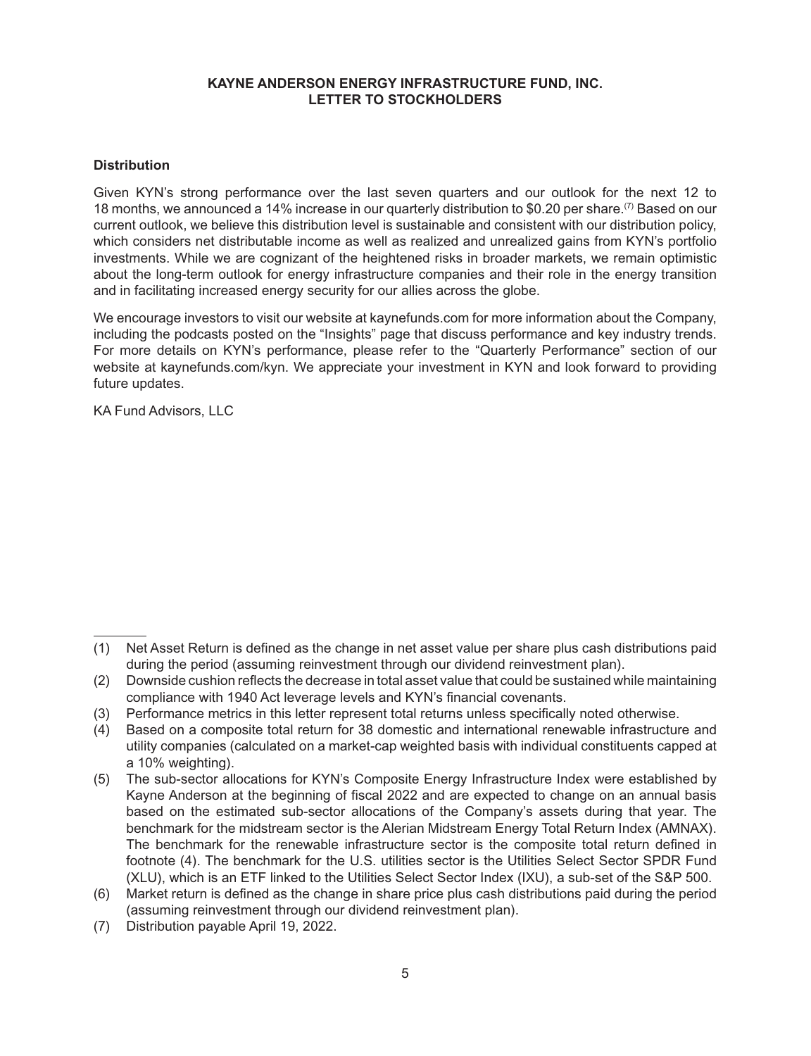**KAYNE ANDERSON ENERGY INFRASTRUCTURE FUND, INC.**
**LETTER TO STOCKHOLDERS**

**Distribution**

Given KYN's strong performance over the last seven quarters and our outlook for the next 12 to 18 months, we announced a 14% increase in our quarterly distribution to $0.20 per share.[7] Based on our current outlook, we believe this distribution level is sustainable and consistent with our distribution policy, which considers net distributable income as well as realized and unrealized gains from KYN's portfolio investments. While we are cognizant of the heightened risks in broader markets, we remain optimistic about the long-term outlook for energy infrastructure companies and their role in the energy transition and in facilitating increased energy security for our allies across the globe.

We encourage investors to visit our website at kaynefunds.com for more information about the Company, including the podcasts posted on the "Insights" page that discuss performance and key industry trends. For more details on KYN's performance, please refer to the "Quarterly Performance" section of our website at kaynefunds.com/kyn. We appreciate your investment in KYN and look forward to providing future updates.

KA Fund Advisors, LLC

---

(1) Net Asset Return is defined as the change in net asset value per share plus cash distributions paid during the period (assuming reinvestment through our dividend reinvestment plan).

(2) Downside cushion reflects the decrease in total asset value that could be sustained while maintaining compliance with 1940 Act leverage levels and KYN's financial covenants.

(3) Performance metrics in this letter represent total returns unless specifically noted otherwise.

(4) Based on a composite total return for 38 domestic and international renewable infrastructure and utility companies (calculated on a market-cap weighted basis with individual constituents capped at a 10% weighting).

(5) The sub-sector allocations for KYN's Composite Energy Infrastructure Index were established by Kayne Anderson at the beginning of fiscal 2022 and are expected to change on an annual basis based on the estimated sub-sector allocations of the Company's assets during that year. The benchmark for the midstream sector is the Alerian Midstream Energy Total Return Index (AMNAX). The benchmark for the renewable infrastructure sector is the composite total return defined in footnote (4). The benchmark for the U.S. utilities sector is the Utilities Select Sector SPDR Fund (XLU), which is an ETF linked to the Utilities Select Sector Index (IXU), a sub-set of the S&P 500.

(6) Market return is defined as the change in share price plus cash distributions paid during the period (assuming reinvestment through our dividend reinvestment plan).

(7) Distribution payable April 19, 2022.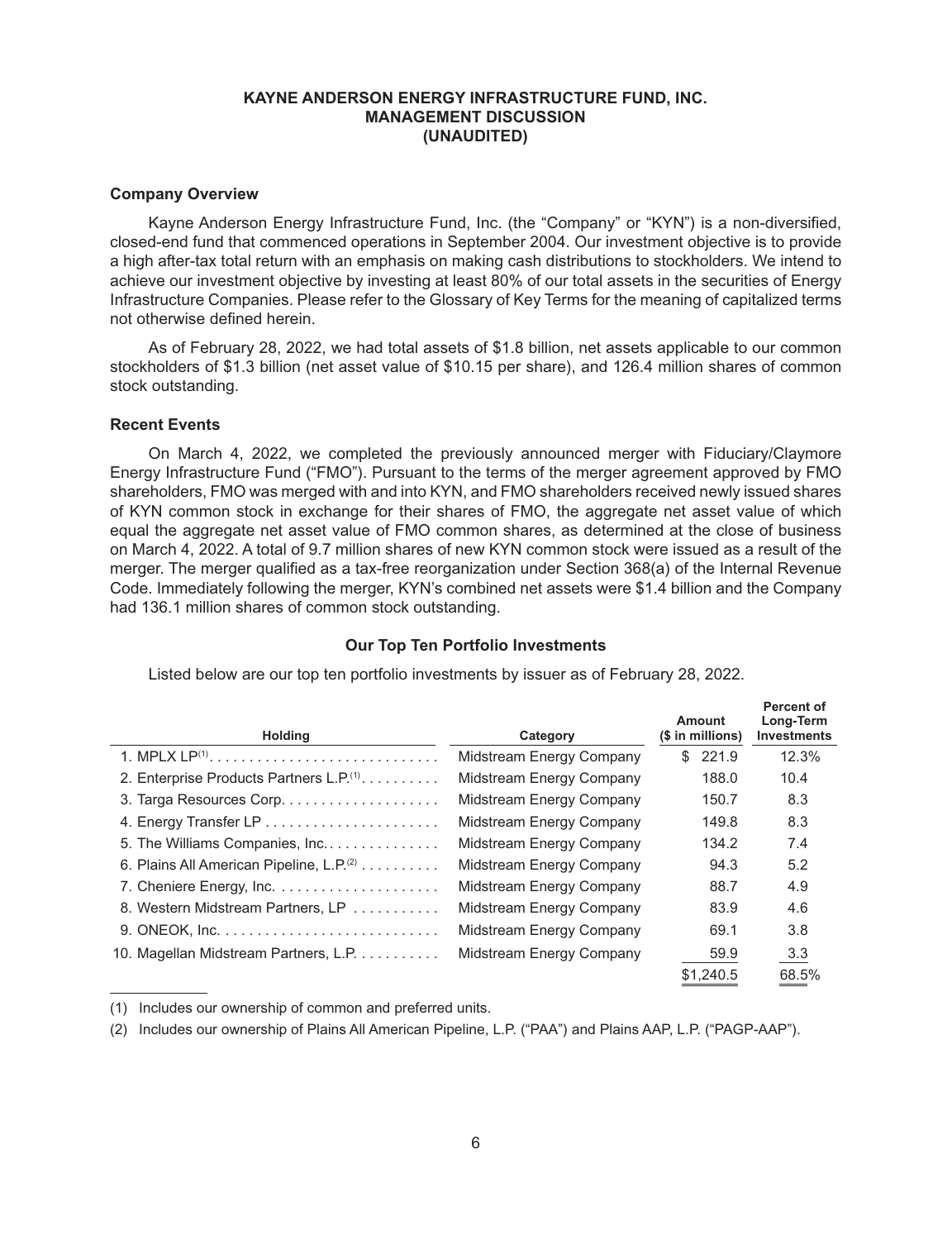# KAYNE ANDERSON ENERGY INFRASTRUCTURE FUND, INC.
## MANAGEMENT DISCUSSION
## (UNAUDITED)

### Company Overview

Kayne Anderson Energy Infrastructure Fund, Inc. (the "Company" or "KYN") is a non-diversified, closed-end fund that commenced operations in September 2004. Our investment objective is to provide a high after-tax total return with an emphasis on making cash distributions to stockholders. We intend to achieve our investment objective by investing at least 80% of our total assets in the securities of Energy Infrastructure Companies. Please refer to the Glossary of Key Terms for the meaning of capitalized terms not otherwise defined herein.

As of February 28, 2022, we had total assets of $1.8 billion, net assets applicable to our common stockholders of $1.3 billion (net asset value of $10.15 per share), and 126.4 million shares of common stock outstanding.

### Recent Events

On March 4, 2022, we completed the previously announced merger with Fiduciary/Claymore Energy Infrastructure Fund ("FMO"). Pursuant to the terms of the merger agreement approved by FMO shareholders, FMO was merged with and into KYN, and FMO shareholders received newly issued shares of KYN common stock in exchange for their shares of FMO, the aggregate net asset value of which equal the aggregate net asset value of FMO common shares, as determined at the close of business on March 4, 2022. A total of 9.7 million shares of new KYN common stock were issued as a result of the merger. The merger qualified as a tax-free reorganization under Section 368(a) of the Internal Revenue Code. Immediately following the merger, KYN's combined net assets were $1.4 billion and the Company had 136.1 million shares of common stock outstanding.

### Our Top Ten Portfolio Investments

Listed below are our top ten portfolio investments by issuer as of February 28, 2022.

| Holding | Category | Amount ($ in millions) | Percent of Long-Term Investments |
|---|---|---|---|
| 1. MPLX LP[1] | Midstream Energy Company | $ 221.9 | 12.3% |
| 2. Enterprise Products Partners L.P.[1] | Midstream Energy Company | 188.0 | 10.4 |
| 3. Targa Resources Corp. | Midstream Energy Company | 150.7 | 8.3 |
| 4. Energy Transfer LP | Midstream Energy Company | 149.8 | 8.3 |
| 5. The Williams Companies, Inc. | Midstream Energy Company | 134.2 | 7.4 |
| 6. Plains All American Pipeline, L.P.[2] | Midstream Energy Company | 94.3 | 5.2 |
| 7. Cheniere Energy, Inc. | Midstream Energy Company | 88.7 | 4.9 |
| 8. Western Midstream Partners, LP | Midstream Energy Company | 83.9 | 4.6 |
| 9. ONEOK, Inc. | Midstream Energy Company | 69.1 | 3.8 |
| 10. Magellan Midstream Partners, L.P. | Midstream Energy Company | 59.9 | 3.3 |
| | | $1,240.5 | 68.5% |

(1) Includes our ownership of common and preferred units.

(2) Includes our ownership of Plains All American Pipeline, L.P. ("PAA") and Plains AAP, L.P. ("PAGP-AAP").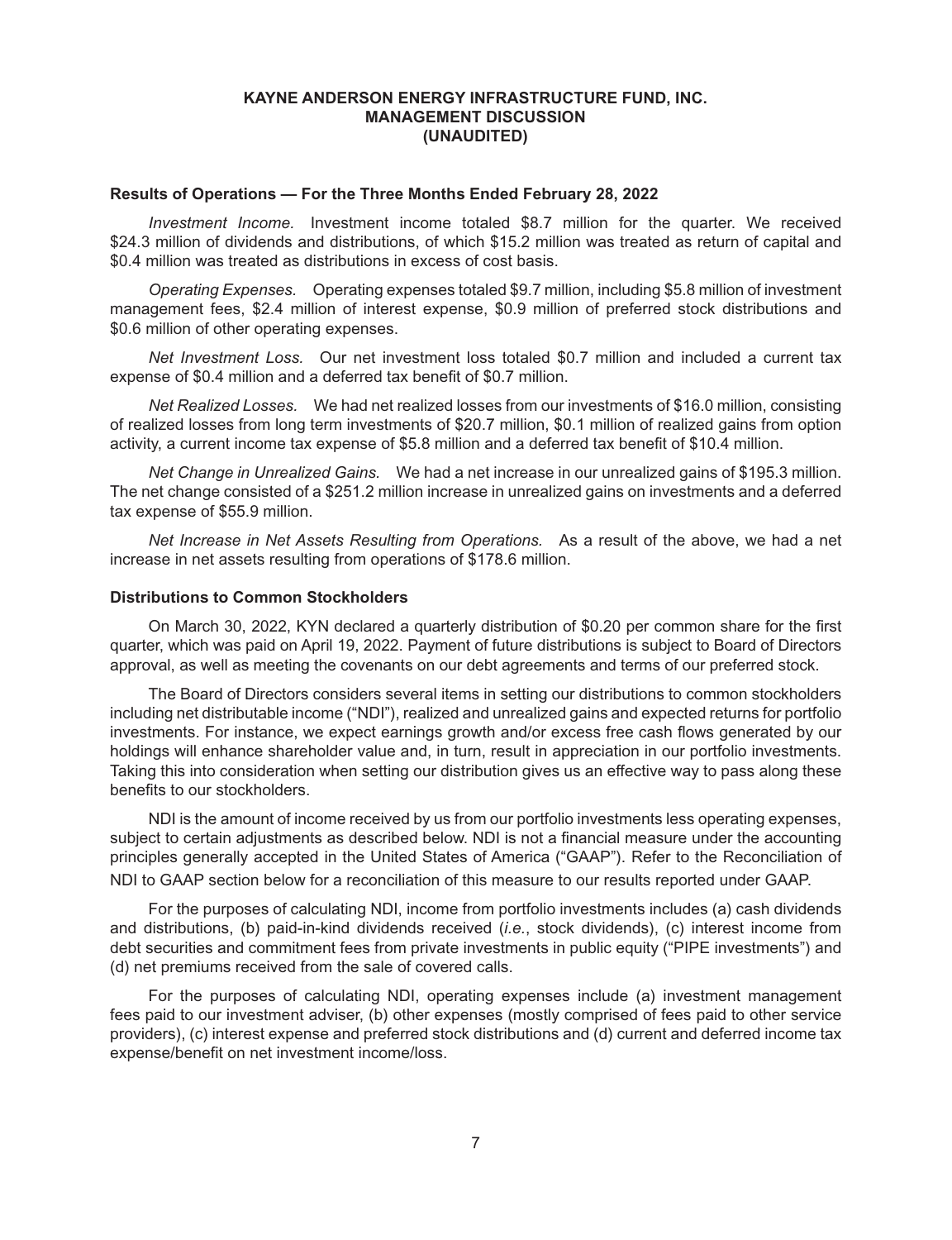# KAYNE ANDERSON ENERGY INFRASTRUCTURE FUND, INC.
## MANAGEMENT DISCUSSION
## (UNAUDITED)

### Results of Operations — For the Three Months Ended February 28, 2022

*Investment Income.* Investment income totaled $8.7 million for the quarter. We received $24.3 million of dividends and distributions, of which $15.2 million was treated as return of capital and $0.4 million was treated as distributions in excess of cost basis.

*Operating Expenses.* Operating expenses totaled $9.7 million, including $5.8 million of investment management fees, $2.4 million of interest expense, $0.9 million of preferred stock distributions and $0.6 million of other operating expenses.

*Net Investment Loss.* Our net investment loss totaled $0.7 million and included a current tax expense of $0.4 million and a deferred tax benefit of $0.7 million.

*Net Realized Losses.* We had net realized losses from our investments of $16.0 million, consisting of realized losses from long term investments of $20.7 million, $0.1 million of realized gains from option activity, a current income tax expense of $5.8 million and a deferred tax benefit of $10.4 million.

*Net Change in Unrealized Gains.* We had a net increase in our unrealized gains of $195.3 million. The net change consisted of a $251.2 million increase in unrealized gains on investments and a deferred tax expense of $55.9 million.

*Net Increase in Net Assets Resulting from Operations.* As a result of the above, we had a net increase in net assets resulting from operations of $178.6 million.

### Distributions to Common Stockholders

On March 30, 2022, KYN declared a quarterly distribution of $0.20 per common share for the first quarter, which was paid on April 19, 2022. Payment of future distributions is subject to Board of Directors approval, as well as meeting the covenants on our debt agreements and terms of our preferred stock.

The Board of Directors considers several items in setting our distributions to common stockholders including net distributable income ("NDI"), realized and unrealized gains and expected returns for portfolio investments. For instance, we expect earnings growth and/or excess free cash flows generated by our holdings will enhance shareholder value and, in turn, result in appreciation in our portfolio investments. Taking this into consideration when setting our distribution gives us an effective way to pass along these benefits to our stockholders.

NDI is the amount of income received by us from our portfolio investments less operating expenses, subject to certain adjustments as described below. NDI is not a financial measure under the accounting principles generally accepted in the United States of America ("GAAP"). Refer to the Reconciliation of NDI to GAAP section below for a reconciliation of this measure to our results reported under GAAP.

For the purposes of calculating NDI, income from portfolio investments includes (a) cash dividends and distributions, (b) paid-in-kind dividends received (*i.e.*, stock dividends), (c) interest income from debt securities and commitment fees from private investments in public equity ("PIPE investments") and (d) net premiums received from the sale of covered calls.

For the purposes of calculating NDI, operating expenses include (a) investment management fees paid to our investment adviser, (b) other expenses (mostly comprised of fees paid to other service providers), (c) interest expense and preferred stock distributions and (d) current and deferred income tax expense/benefit on net investment income/loss.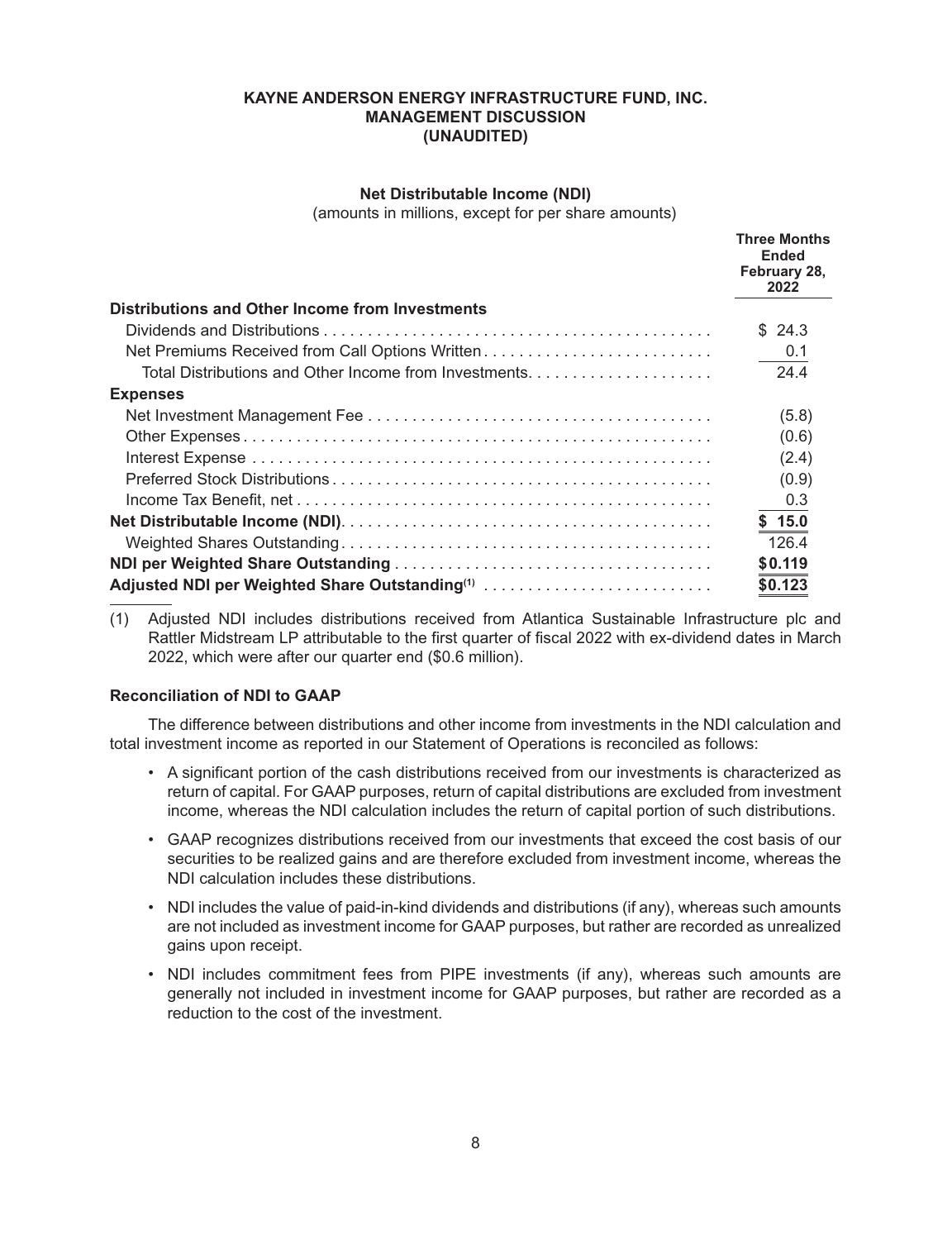**KAYNE ANDERSON ENERGY INFRASTRUCTURE FUND, INC.**
**MANAGEMENT DISCUSSION**
**(UNAUDITED)**

**Net Distributable Income (NDI)**
(amounts in millions, except for per share amounts)

| | Three Months Ended February 28, 2022 |
|---|---|
| **Distributions and Other Income from Investments** | |
| Dividends and Distributions | $ 24.3 |
| Net Premiums Received from Call Options Written | 0.1 |
| Total Distributions and Other Income from Investments | 24.4 |
| **Expenses** | |
| Net Investment Management Fee | (5.8) |
| Other Expenses | (0.6) |
| Interest Expense | (2.4) |
| Preferred Stock Distributions | (0.9) |
| Income Tax Benefit, net | 0.3 |
| **Net Distributable Income (NDI)** | **$ 15.0** |
| Weighted Shares Outstanding | 126.4 |
| **NDI per Weighted Share Outstanding** | **$0.119** |
| **Adjusted NDI per Weighted Share Outstanding[1]** | **$0.123** |

(1) Adjusted NDI includes distributions received from Atlantica Sustainable Infrastructure plc and Rattler Midstream LP attributable to the first quarter of fiscal 2022 with ex-dividend dates in March 2022, which were after our quarter end ($0.6 million).

**Reconciliation of NDI to GAAP**

The difference between distributions and other income from investments in the NDI calculation and total investment income as reported in our Statement of Operations is reconciled as follows:

- A significant portion of the cash distributions received from our investments is characterized as return of capital. For GAAP purposes, return of capital distributions are excluded from investment income, whereas the NDI calculation includes the return of capital portion of such distributions.
- GAAP recognizes distributions received from our investments that exceed the cost basis of our securities to be realized gains and are therefore excluded from investment income, whereas the NDI calculation includes these distributions.
- NDI includes the value of paid-in-kind dividends and distributions (if any), whereas such amounts are not included as investment income for GAAP purposes, but rather are recorded as unrealized gains upon receipt.
- NDI includes commitment fees from PIPE investments (if any), whereas such amounts are generally not included in investment income for GAAP purposes, but rather are recorded as a reduction to the cost of the investment.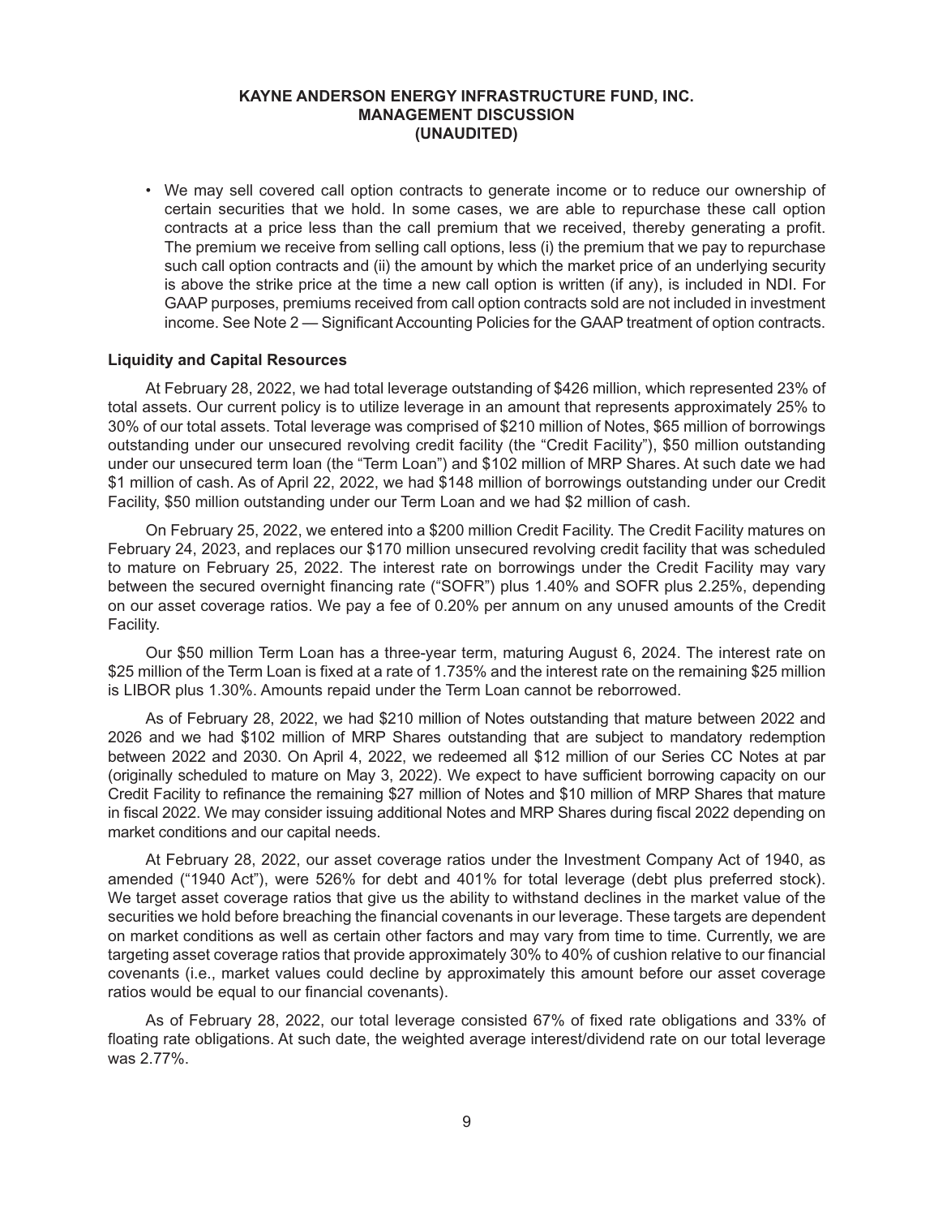- We may sell covered call option contracts to generate income or to reduce our ownership of certain securities that we hold. In some cases, we are able to repurchase these call option contracts at a price less than the call premium that we received, thereby generating a profit. The premium we receive from selling call options, less (i) the premium that we pay to repurchase such call option contracts and (ii) the amount by which the market price of an underlying security is above the strike price at the time a new call option is written (if any), is included in NDI. For GAAP purposes, premiums received from call option contracts sold are not included in investment income. See Note 2 — Significant Accounting Policies for the GAAP treatment of option contracts.

### Liquidity and Capital Resources

At February 28, 2022, we had total leverage outstanding of $426 million, which represented 23% of total assets. Our current policy is to utilize leverage in an amount that represents approximately 25% to 30% of our total assets. Total leverage was comprised of $210 million of Notes, $65 million of borrowings outstanding under our unsecured revolving credit facility (the "Credit Facility"), $50 million outstanding under our unsecured term loan (the "Term Loan") and $102 million of MRP Shares. At such date we had $1 million of cash. As of April 22, 2022, we had $148 million of borrowings outstanding under our Credit Facility, $50 million outstanding under our Term Loan and we had $2 million of cash.

On February 25, 2022, we entered into a $200 million Credit Facility. The Credit Facility matures on February 24, 2023, and replaces our $170 million unsecured revolving credit facility that was scheduled to mature on February 25, 2022. The interest rate on borrowings under the Credit Facility may vary between the secured overnight financing rate ("SOFR") plus 1.40% and SOFR plus 2.25%, depending on our asset coverage ratios. We pay a fee of 0.20% per annum on any unused amounts of the Credit Facility.

Our $50 million Term Loan has a three-year term, maturing August 6, 2024. The interest rate on $25 million of the Term Loan is fixed at a rate of 1.735% and the interest rate on the remaining $25 million is LIBOR plus 1.30%. Amounts repaid under the Term Loan cannot be reborrowed.

As of February 28, 2022, we had $210 million of Notes outstanding that mature between 2022 and 2026 and we had $102 million of MRP Shares outstanding that are subject to mandatory redemption between 2022 and 2030. On April 4, 2022, we redeemed all $12 million of our Series CC Notes at par (originally scheduled to mature on May 3, 2022). We expect to have sufficient borrowing capacity on our Credit Facility to refinance the remaining $27 million of Notes and $10 million of MRP Shares that mature in fiscal 2022. We may consider issuing additional Notes and MRP Shares during fiscal 2022 depending on market conditions and our capital needs.

At February 28, 2022, our asset coverage ratios under the Investment Company Act of 1940, as amended ("1940 Act"), were 526% for debt and 401% for total leverage (debt plus preferred stock). We target asset coverage ratios that give us the ability to withstand declines in the market value of the securities we hold before breaching the financial covenants in our leverage. These targets are dependent on market conditions as well as certain other factors and may vary from time to time. Currently, we are targeting asset coverage ratios that provide approximately 30% to 40% of cushion relative to our financial covenants (i.e., market values could decline by approximately this amount before our asset coverage ratios would be equal to our financial covenants).

As of February 28, 2022, our total leverage consisted 67% of fixed rate obligations and 33% of floating rate obligations. At such date, the weighted average interest/dividend rate on our total leverage was 2.77%.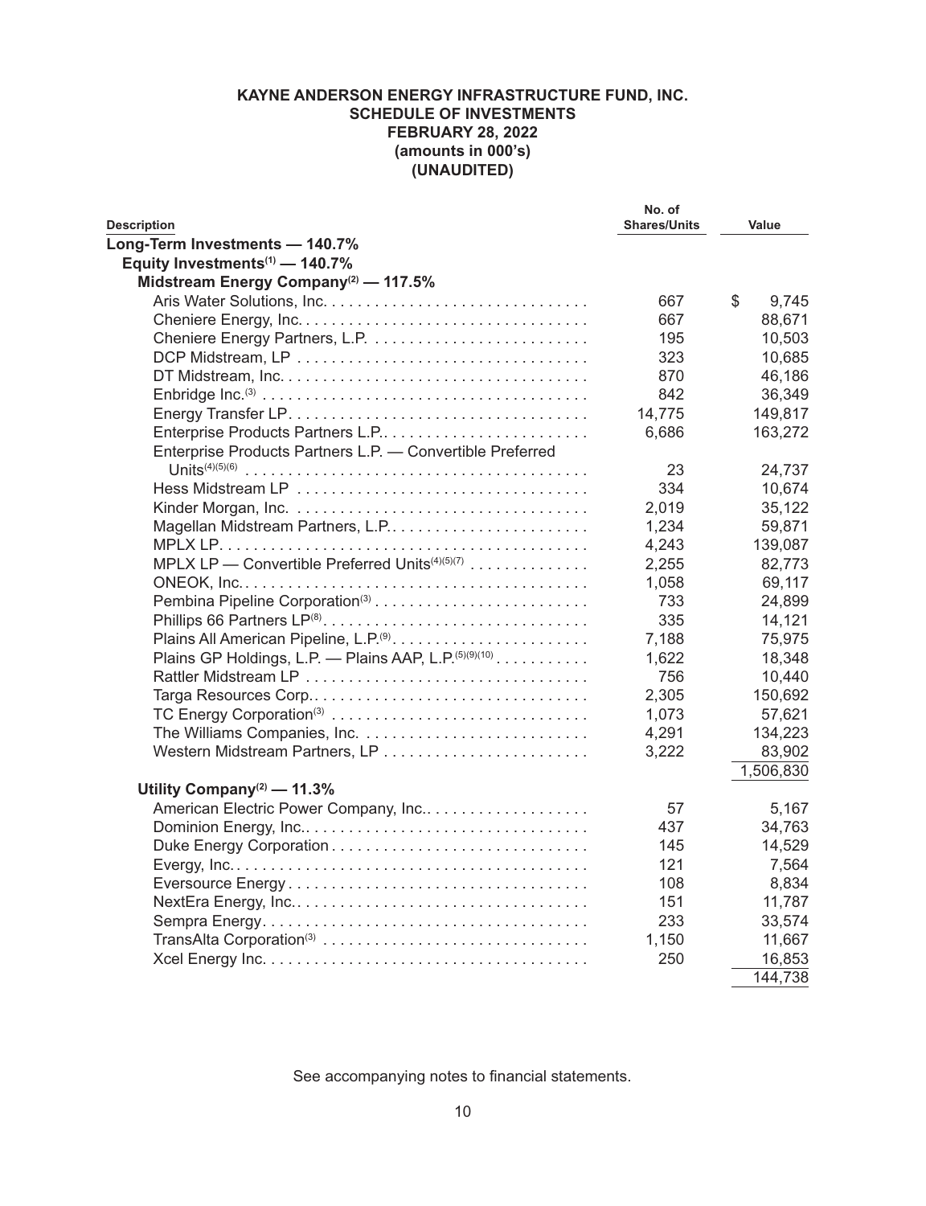**KAYNE ANDERSON ENERGY INFRASTRUCTURE FUND, INC.**
**SCHEDULE OF INVESTMENTS**
**FEBRUARY 28, 2022**
**(amounts in 000's)**
**(UNAUDITED)**

| Description | No. of Shares/Units | Value |
|---|---|---|
| **Long-Term Investments — 140.7%** | | |
| **Equity Investments[1] — 140.7%** | | |
| **Midstream Energy Company[2] — 117.5%** | | |
| Aris Water Solutions, Inc. | 667 | $ 9,745 |
| Cheniere Energy, Inc. | 667 | 88,671 |
| Cheniere Energy Partners, L.P. | 195 | 10,503 |
| DCP Midstream, LP | 323 | 10,685 |
| DT Midstream, Inc. | 870 | 46,186 |
| Enbridge Inc.[3] | 842 | 36,349 |
| Energy Transfer LP | 14,775 | 149,817 |
| Enterprise Products Partners L.P. | 6,686 | 163,272 |
| Enterprise Products Partners L.P. — Convertible Preferred Units[4][5][6] | 23 | 24,737 |
| Hess Midstream LP | 334 | 10,674 |
| Kinder Morgan, Inc. | 2,019 | 35,122 |
| Magellan Midstream Partners, L.P. | 1,234 | 59,871 |
| MPLX LP | 4,243 | 139,087 |
| MPLX LP — Convertible Preferred Units[4][5][7] | 2,255 | 82,773 |
| ONEOK, Inc. | 1,058 | 69,117 |
| Pembina Pipeline Corporation[3] | 733 | 24,899 |
| Phillips 66 Partners LP[8] | 335 | 14,121 |
| Plains All American Pipeline, L.P.[9] | 7,188 | 75,975 |
| Plains GP Holdings, L.P. — Plains AAP, L.P.[5][9][10] | 1,622 | 18,348 |
| Rattler Midstream LP | 756 | 10,440 |
| Targa Resources Corp. | 2,305 | 150,692 |
| TC Energy Corporation[3] | 1,073 | 57,621 |
| The Williams Companies, Inc. | 4,291 | 134,223 |
| Western Midstream Partners, LP | 3,222 | 83,902 |
| | | 1,506,830 |
| **Utility Company[2] — 11.3%** | | |
| American Electric Power Company, Inc. | 57 | 5,167 |
| Dominion Energy, Inc. | 437 | 34,763 |
| Duke Energy Corporation | 145 | 14,529 |
| Evergy, Inc. | 121 | 7,564 |
| Eversource Energy | 108 | 8,834 |
| NextEra Energy, Inc. | 151 | 11,787 |
| Sempra Energy | 233 | 33,574 |
| TransAlta Corporation[3] | 1,150 | 11,667 |
| Xcel Energy Inc. | 250 | 16,853 |
| | | 144,738 |

See accompanying notes to financial statements.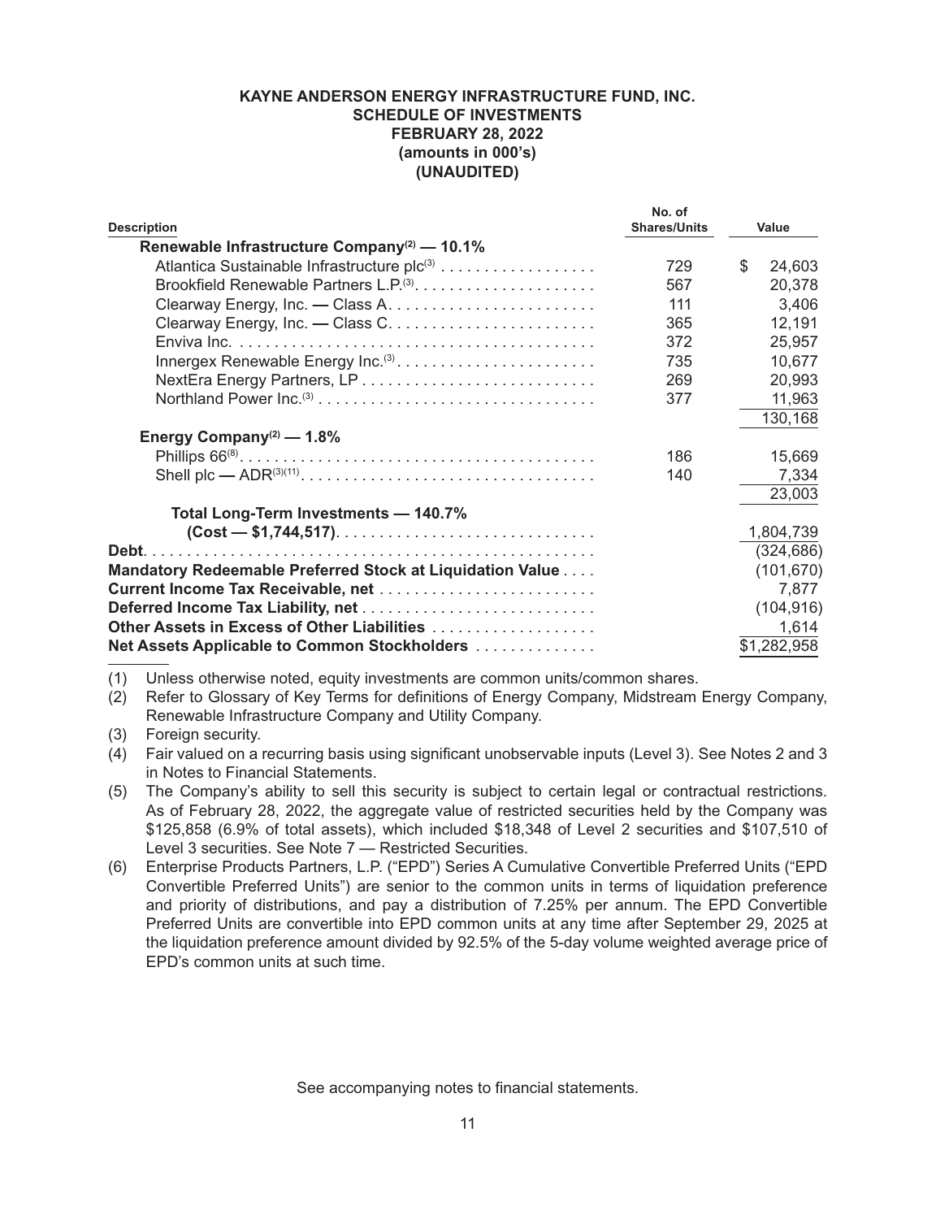**KAYNE ANDERSON ENERGY INFRASTRUCTURE FUND, INC.**
**SCHEDULE OF INVESTMENTS**
**FEBRUARY 28, 2022**
**(amounts in 000's)**
**(UNAUDITED)**

| Description | No. of Shares/Units | Value |
|---|---|---|
| **Renewable Infrastructure Company[(2)] — 10.1%** | | |
| Atlantica Sustainable Infrastructure plc[(3)] | 729 | $ 24,603 |
| Brookfield Renewable Partners L.P.[(3)] | 567 | 20,378 |
| Clearway Energy, Inc. — Class A | 111 | 3,406 |
| Clearway Energy, Inc. — Class C | 365 | 12,191 |
| Enviva Inc. | 372 | 25,957 |
| Innergex Renewable Energy Inc.[(3)] | 735 | 10,677 |
| NextEra Energy Partners, LP | 269 | 20,993 |
| Northland Power Inc.[(3)] | 377 | 11,963 |
| | | 130,168 |
| **Energy Company[(2)] — 1.8%** | | |
| Phillips 66[(8)] | 186 | 15,669 |
| Shell plc — ADR[(3)(11)] | 140 | 7,334 |
| | | 23,003 |
| **Total Long-Term Investments — 140.7% (Cost — $1,744,517)** | | 1,804,739 |
| **Debt** | | (324,686) |
| **Mandatory Redeemable Preferred Stock at Liquidation Value** | | (101,670) |
| **Current Income Tax Receivable, net** | | 7,877 |
| **Deferred Income Tax Liability, net** | | (104,916) |
| **Other Assets in Excess of Other Liabilities** | | 1,614 |
| **Net Assets Applicable to Common Stockholders** | | $1,282,958 |

(1) Unless otherwise noted, equity investments are common units/common shares.

(2) Refer to Glossary of Key Terms for definitions of Energy Company, Midstream Energy Company, Renewable Infrastructure Company and Utility Company.

(3) Foreign security.

(4) Fair valued on a recurring basis using significant unobservable inputs (Level 3). See Notes 2 and 3 in Notes to Financial Statements.

(5) The Company's ability to sell this security is subject to certain legal or contractual restrictions. As of February 28, 2022, the aggregate value of restricted securities held by the Company was $125,858 (6.9% of total assets), which included $18,348 of Level 2 securities and $107,510 of Level 3 securities. See Note 7 — Restricted Securities.

(6) Enterprise Products Partners, L.P. ("EPD") Series A Cumulative Convertible Preferred Units ("EPD Convertible Preferred Units") are senior to the common units in terms of liquidation preference and priority of distributions, and pay a distribution of 7.25% per annum. The EPD Convertible Preferred Units are convertible into EPD common units at any time after September 29, 2025 at the liquidation preference amount divided by 92.5% of the 5-day volume weighted average price of EPD's common units at such time.

See accompanying notes to financial statements.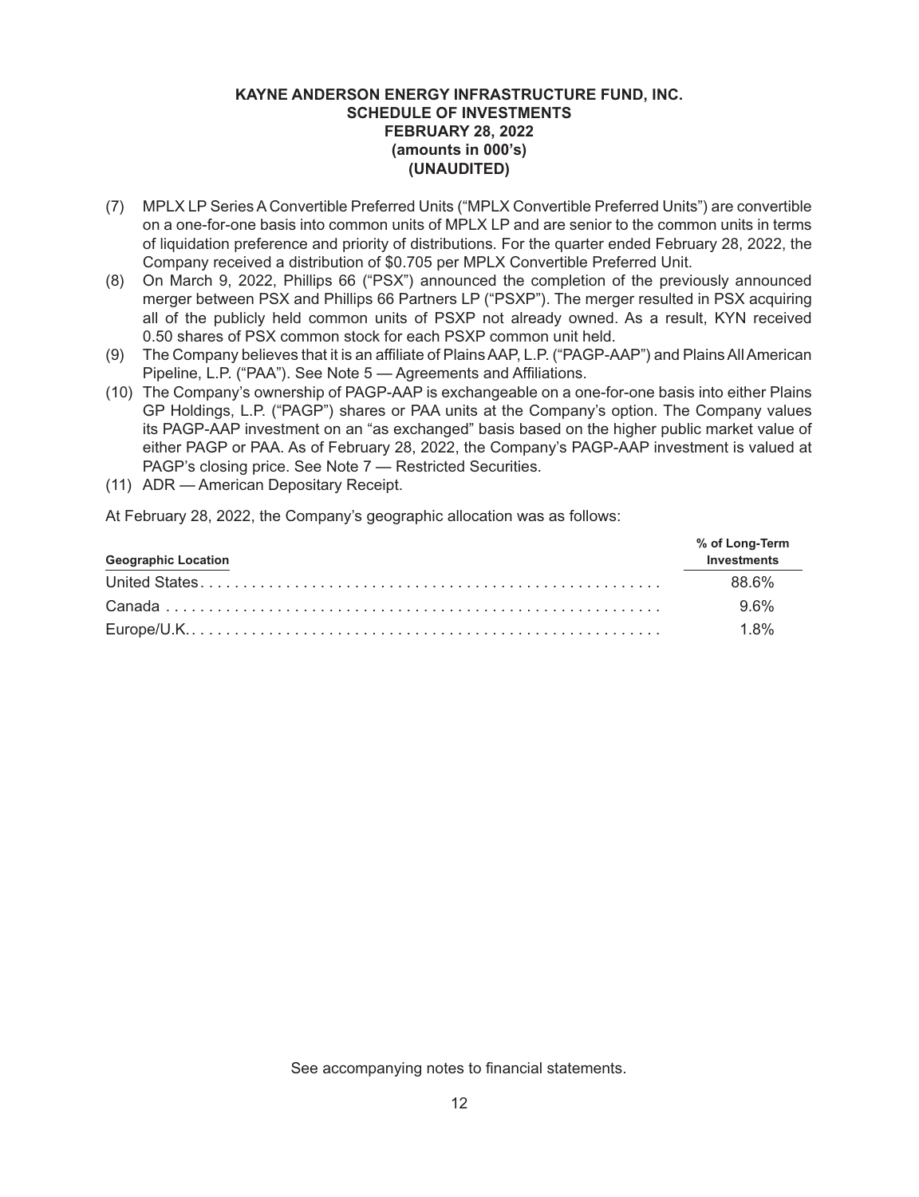**KAYNE ANDERSON ENERGY INFRASTRUCTURE FUND, INC.**
**SCHEDULE OF INVESTMENTS**
**FEBRUARY 28, 2022**
**(amounts in 000's)**
**(UNAUDITED)**

(7) MPLX LP Series A Convertible Preferred Units ("MPLX Convertible Preferred Units") are convertible on a one-for-one basis into common units of MPLX LP and are senior to the common units in terms of liquidation preference and priority of distributions. For the quarter ended February 28, 2022, the Company received a distribution of $0.705 per MPLX Convertible Preferred Unit.

(8) On March 9, 2022, Phillips 66 ("PSX") announced the completion of the previously announced merger between PSX and Phillips 66 Partners LP ("PSXP"). The merger resulted in PSX acquiring all of the publicly held common units of PSXP not already owned. As a result, KYN received 0.50 shares of PSX common stock for each PSXP common unit held.

(9) The Company believes that it is an affiliate of Plains AAP, L.P. ("PAGP-AAP") and Plains All American Pipeline, L.P. ("PAA"). See Note 5 — Agreements and Affiliations.

(10) The Company's ownership of PAGP-AAP is exchangeable on a one-for-one basis into either Plains GP Holdings, L.P. ("PAGP") shares or PAA units at the Company's option. The Company values its PAGP-AAP investment on an "as exchanged" basis based on the higher public market value of either PAGP or PAA. As of February 28, 2022, the Company's PAGP-AAP investment is valued at PAGP's closing price. See Note 7 — Restricted Securities.

(11) ADR — American Depositary Receipt.

At February 28, 2022, the Company's geographic allocation was as follows:

| Geographic Location | % of Long-Term Investments |
|---|---|
| United States | 88.6% |
| Canada | 9.6% |
| Europe/U.K. | 1.8% |

See accompanying notes to financial statements.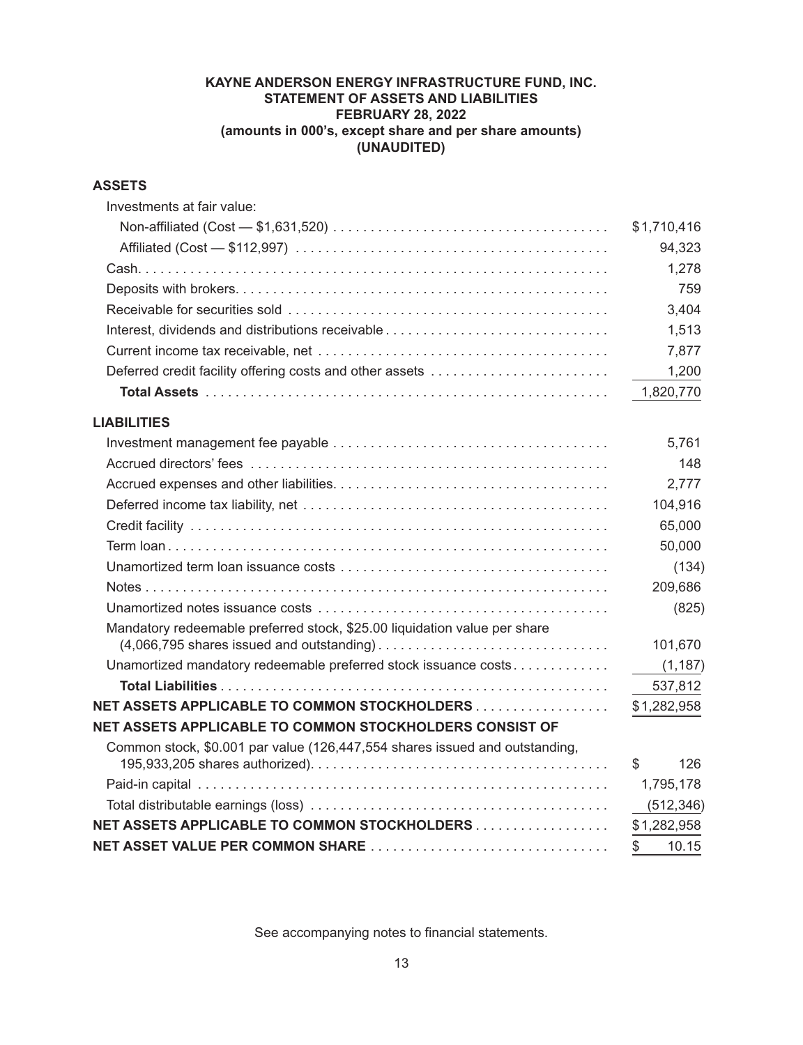**KAYNE ANDERSON ENERGY INFRASTRUCTURE FUND, INC.**
**STATEMENT OF ASSETS AND LIABILITIES**
**FEBRUARY 28, 2022**
**(amounts in 000's, except share and per share amounts)**
**(UNAUDITED)**

| | |
|---|---|
| **ASSETS** | |
| Investments at fair value: | |
| Non-affiliated (Cost — $1,631,520) | $1,710,416 |
| Affiliated (Cost — $112,997) | 94,323 |
| Cash | 1,278 |
| Deposits with brokers | 759 |
| Receivable for securities sold | 3,404 |
| Interest, dividends and distributions receivable | 1,513 |
| Current income tax receivable, net | 7,877 |
| Deferred credit facility offering costs and other assets | 1,200 |
| **Total Assets** | 1,820,770 |
| **LIABILITIES** | |
| Investment management fee payable | 5,761 |
| Accrued directors' fees | 148 |
| Accrued expenses and other liabilities | 2,777 |
| Deferred income tax liability, net | 104,916 |
| Credit facility | 65,000 |
| Term loan | 50,000 |
| Unamortized term loan issuance costs | (134) |
| Notes | 209,686 |
| Unamortized notes issuance costs | (825) |
| Mandatory redeemable preferred stock, $25.00 liquidation value per share (4,066,795 shares issued and outstanding) | 101,670 |
| Unamortized mandatory redeemable preferred stock issuance costs | (1,187) |
| **Total Liabilities** | 537,812 |
| **NET ASSETS APPLICABLE TO COMMON STOCKHOLDERS** | $1,282,958 |
| **NET ASSETS APPLICABLE TO COMMON STOCKHOLDERS CONSIST OF** | |
| Common stock, $0.001 par value (126,447,554 shares issued and outstanding, 195,933,205 shares authorized) | $ 126 |
| Paid-in capital | 1,795,178 |
| Total distributable earnings (loss) | (512,346) |
| **NET ASSETS APPLICABLE TO COMMON STOCKHOLDERS** | $1,282,958 |
| **NET ASSET VALUE PER COMMON SHARE** | $ 10.15 |

See accompanying notes to financial statements.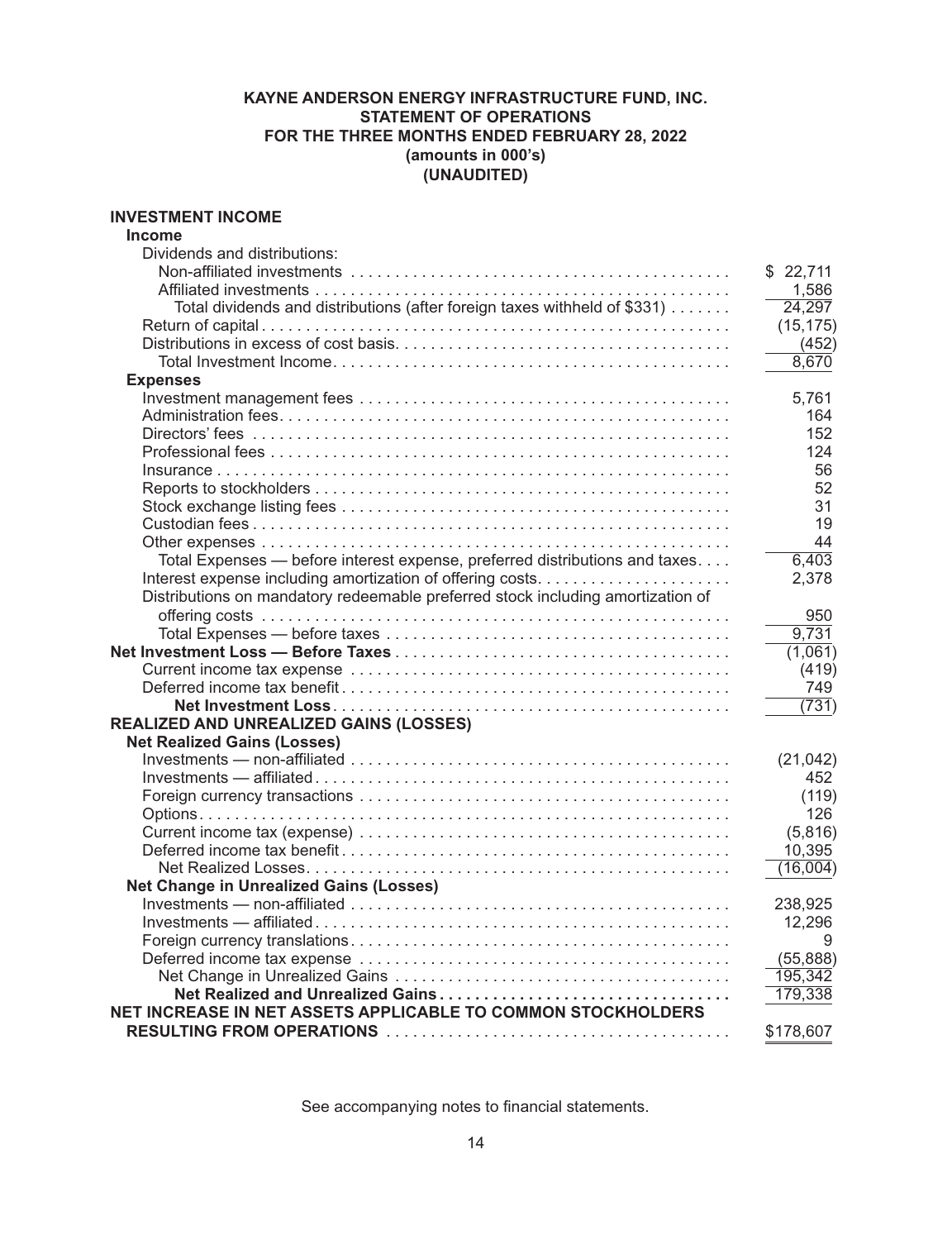**KAYNE ANDERSON ENERGY INFRASTRUCTURE FUND, INC.**
**STATEMENT OF OPERATIONS**
**FOR THE THREE MONTHS ENDED FEBRUARY 28, 2022**
**(amounts in 000's)**
**(UNAUDITED)**

| | |
|---|---|
| **INVESTMENT INCOME** | |
| **Income** | |
| Dividends and distributions: | |
| Non-affiliated investments | $ 22,711 |
| Affiliated investments | 1,586 |
| Total dividends and distributions (after foreign taxes withheld of $331) | 24,297 |
| Return of capital | (15,175) |
| Distributions in excess of cost basis | (452) |
| Total Investment Income | 8,670 |
| **Expenses** | |
| Investment management fees | 5,761 |
| Administration fees | 164 |
| Directors' fees | 152 |
| Professional fees | 124 |
| Insurance | 56 |
| Reports to stockholders | 52 |
| Stock exchange listing fees | 31 |
| Custodian fees | 19 |
| Other expenses | 44 |
| Total Expenses — before interest expense, preferred distributions and taxes | 6,403 |
| Interest expense including amortization of offering costs | 2,378 |
| Distributions on mandatory redeemable preferred stock including amortization of offering costs | 950 |
| Total Expenses — before taxes | 9,731 |
| **Net Investment Loss — Before Taxes** | (1,061) |
| Current income tax expense | (419) |
| Deferred income tax benefit | 749 |
| **Net Investment Loss** | (731) |
| **REALIZED AND UNREALIZED GAINS (LOSSES)** | |
| **Net Realized Gains (Losses)** | |
| Investments — non-affiliated | (21,042) |
| Investments — affiliated | 452 |
| Foreign currency transactions | (119) |
| Options | 126 |
| Current income tax (expense) | (5,816) |
| Deferred income tax benefit | 10,395 |
| Net Realized Losses | (16,004) |
| **Net Change in Unrealized Gains (Losses)** | |
| Investments — non-affiliated | 238,925 |
| Investments — affiliated | 12,296 |
| Foreign currency translations | 9 |
| Deferred income tax expense | (55,888) |
| Net Change in Unrealized Gains | 195,342 |
| **Net Realized and Unrealized Gains** | 179,338 |
| **NET INCREASE IN NET ASSETS APPLICABLE TO COMMON STOCKHOLDERS RESULTING FROM OPERATIONS** | $178,607 |

See accompanying notes to financial statements.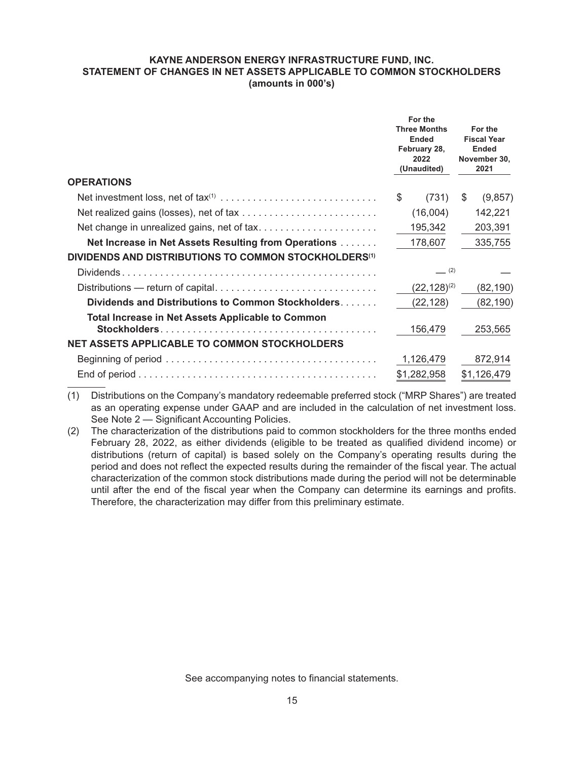**KAYNE ANDERSON ENERGY INFRASTRUCTURE FUND, INC.**
**STATEMENT OF CHANGES IN NET ASSETS APPLICABLE TO COMMON STOCKHOLDERS**
**(amounts in 000's)**

| | For the Three Months Ended February 28, 2022 (Unaudited) | For the Fiscal Year Ended November 30, 2021 |
|---|---|---|
| **OPERATIONS** | | |
| Net investment loss, net of tax[1] | $ (731) | $ (9,857) |
| Net realized gains (losses), net of tax | (16,004) | 142,221 |
| Net change in unrealized gains, net of tax | 195,342 | 203,391 |
| **Net Increase in Net Assets Resulting from Operations** | 178,607 | 335,755 |
| **DIVIDENDS AND DISTRIBUTIONS TO COMMON STOCKHOLDERS[1]** | | |
| Dividends | — [2] | — |
| Distributions — return of capital | (22,128)[2] | (82,190) |
| **Dividends and Distributions to Common Stockholders** | (22,128) | (82,190) |
| **Total Increase in Net Assets Applicable to Common Stockholders** | 156,479 | 253,565 |
| **NET ASSETS APPLICABLE TO COMMON STOCKHOLDERS** | | |
| Beginning of period | 1,126,479 | 872,914 |
| End of period | $1,282,958 | $1,126,479 |

(1) Distributions on the Company's mandatory redeemable preferred stock ("MRP Shares") are treated as an operating expense under GAAP and are included in the calculation of net investment loss. See Note 2 — Significant Accounting Policies.

(2) The characterization of the distributions paid to common stockholders for the three months ended February 28, 2022, as either dividends (eligible to be treated as qualified dividend income) or distributions (return of capital) is based solely on the Company's operating results during the period and does not reflect the expected results during the remainder of the fiscal year. The actual characterization of the common stock distributions made during the period will not be determinable until after the end of the fiscal year when the Company can determine its earnings and profits. Therefore, the characterization may differ from this preliminary estimate.

See accompanying notes to financial statements.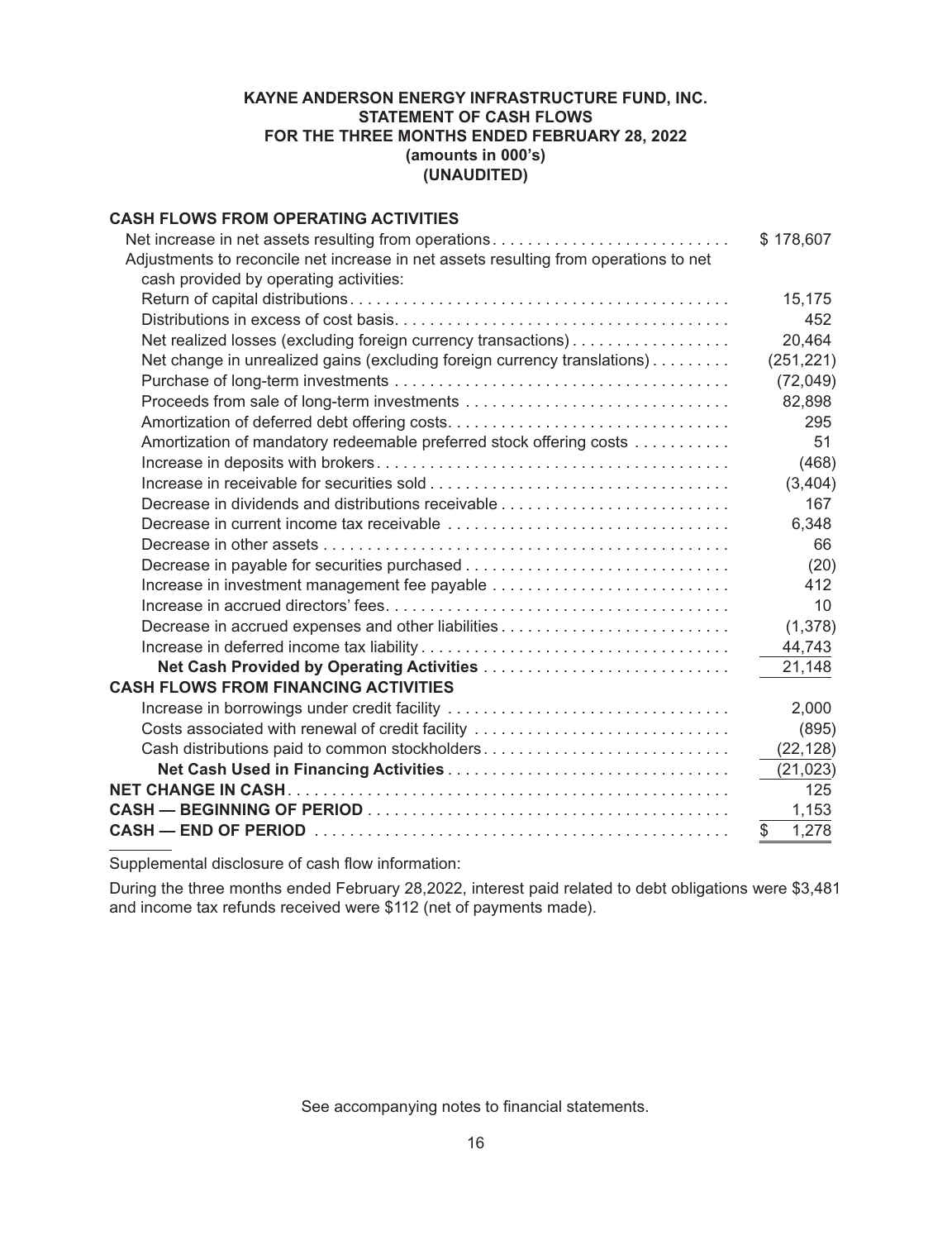**KAYNE ANDERSON ENERGY INFRASTRUCTURE FUND, INC.**
**STATEMENT OF CASH FLOWS**
**FOR THE THREE MONTHS ENDED FEBRUARY 28, 2022**
**(amounts in 000's)**
**(UNAUDITED)**

| | |
|---|---|
| **CASH FLOWS FROM OPERATING ACTIVITIES** | |
| Net increase in net assets resulting from operations | $ 178,607 |
| Adjustments to reconcile net increase in net assets resulting from operations to net cash provided by operating activities: | |
| Return of capital distributions | 15,175 |
| Distributions in excess of cost basis | 452 |
| Net realized losses (excluding foreign currency transactions) | 20,464 |
| Net change in unrealized gains (excluding foreign currency translations) | (251,221) |
| Purchase of long-term investments | (72,049) |
| Proceeds from sale of long-term investments | 82,898 |
| Amortization of deferred debt offering costs | 295 |
| Amortization of mandatory redeemable preferred stock offering costs | 51 |
| Increase in deposits with brokers | (468) |
| Increase in receivable for securities sold | (3,404) |
| Decrease in dividends and distributions receivable | 167 |
| Decrease in current income tax receivable | 6,348 |
| Decrease in other assets | 66 |
| Decrease in payable for securities purchased | (20) |
| Increase in investment management fee payable | 412 |
| Increase in accrued directors' fees | 10 |
| Decrease in accrued expenses and other liabilities | (1,378) |
| Increase in deferred income tax liability | 44,743 |
| **Net Cash Provided by Operating Activities** | 21,148 |
| **CASH FLOWS FROM FINANCING ACTIVITIES** | |
| Increase in borrowings under credit facility | 2,000 |
| Costs associated with renewal of credit facility | (895) |
| Cash distributions paid to common stockholders | (22,128) |
| **Net Cash Used in Financing Activities** | (21,023) |
| **NET CHANGE IN CASH** | 125 |
| **CASH — BEGINNING OF PERIOD** | 1,153 |
| **CASH — END OF PERIOD** | $ 1,278 |

Supplemental disclosure of cash flow information:

During the three months ended February 28,2022, interest paid related to debt obligations were $3,481 and income tax refunds received were $112 (net of payments made).

See accompanying notes to financial statements.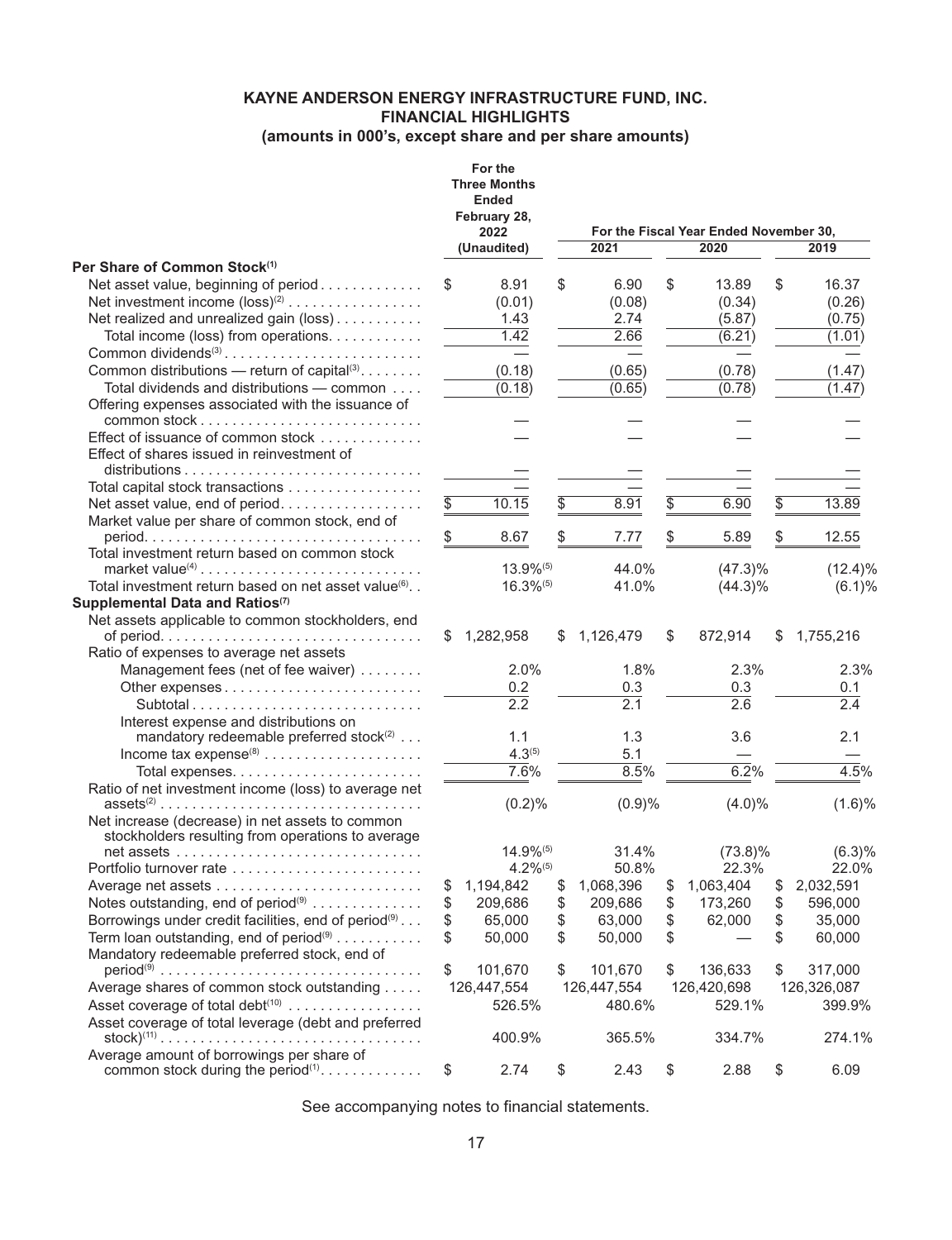**KAYNE ANDERSON ENERGY INFRASTRUCTURE FUND, INC.**
**FINANCIAL HIGHLIGHTS**
**(amounts in 000's, except share and per share amounts)**

| | For the Three Months Ended February 28, 2022 (Unaudited) | For the Fiscal Year Ended November 30, 2021 | 2020 | 2019 |
|---|---|---|---|---|
| **Per Share of Common Stock**[1] | | | | |
| Net asset value, beginning of period | $ 8.91 | $ 6.90 | $ 13.89 | $ 16.37 |
| Net investment income (loss)[2] | (0.01) | (0.08) | (0.34) | (0.26) |
| Net realized and unrealized gain (loss) | 1.43 | 2.74 | (5.87) | (0.75) |
| Total income (loss) from operations | 1.42 | 2.66 | (6.21) | (1.01) |
| Common dividends[3] | — | — | — | — |
| Common distributions — return of capital[3] | (0.18) | (0.65) | (0.78) | (1.47) |
| Total dividends and distributions — common | (0.18) | (0.65) | (0.78) | (1.47) |
| Offering expenses associated with the issuance of common stock | — | — | — | — |
| Effect of issuance of common stock | — | — | — | — |
| Effect of shares issued in reinvestment of distributions | — | — | — | — |
| Total capital stock transactions | — | — | — | — |
| Net asset value, end of period | $ 10.15 | $ 8.91 | $ 6.90 | $ 13.89 |
| Market value per share of common stock, end of period | $ 8.67 | $ 7.77 | $ 5.89 | $ 12.55 |
| Total investment return based on common stock market value[4] | 13.9%[5] | 44.0% | (47.3)% | (12.4)% |
| Total investment return based on net asset value[6] | 16.3%[5] | 41.0% | (44.3)% | (6.1)% |
| **Supplemental Data and Ratios**[7] | | | | |
| Net assets applicable to common stockholders, end of period | $ 1,282,958 | $ 1,126,479 | $ 872,914 | $ 1,755,216 |
| Ratio of expenses to average net assets | | | | |
| Management fees (net of fee waiver) | 2.0% | 1.8% | 2.3% | 2.3% |
| Other expenses | 0.2 | 0.3 | 0.3 | 0.1 |
| Subtotal | 2.2 | 2.1 | 2.6 | 2.4 |
| Interest expense and distributions on mandatory redeemable preferred stock[2] | 1.1 | 1.3 | 3.6 | 2.1 |
| Income tax expense[8] | 4.3[5] | 5.1 | — | — |
| Total expenses | 7.6% | 8.5% | 6.2% | 4.5% |
| Ratio of net investment income (loss) to average net assets[2] | (0.2)% | (0.9)% | (4.0)% | (1.6)% |
| Net increase (decrease) in net assets to common stockholders resulting from operations to average net assets | 14.9%[5] | 31.4% | (73.8)% | (6.3)% |
| Portfolio turnover rate | 4.2%[5] | 50.8% | 22.3% | 22.0% |
| Average net assets | $ 1,194,842 | $ 1,068,396 | $ 1,063,404 | $ 2,032,591 |
| Notes outstanding, end of period[9] | $ 209,686 | $ 209,686 | $ 173,260 | $ 596,000 |
| Borrowings under credit facilities, end of period[9] | $ 65,000 | $ 63,000 | $ 62,000 | $ 35,000 |
| Term loan outstanding, end of period[9] | $ 50,000 | $ 50,000 | $ — | $ 60,000 |
| Mandatory redeemable preferred stock, end of period[9] | $ 101,670 | $ 101,670 | $ 136,633 | $ 317,000 |
| Average shares of common stock outstanding | 126,447,554 | 126,447,554 | 126,420,698 | 126,326,087 |
| Asset coverage of total debt[10] | 526.5% | 480.6% | 529.1% | 399.9% |
| Asset coverage of total leverage (debt and preferred stock)[11] | 400.9% | 365.5% | 334.7% | 274.1% |
| Average amount of borrowings per share of common stock during the period[1] | $ 2.74 | $ 2.43 | $ 2.88 | $ 6.09 |

See accompanying notes to financial statements.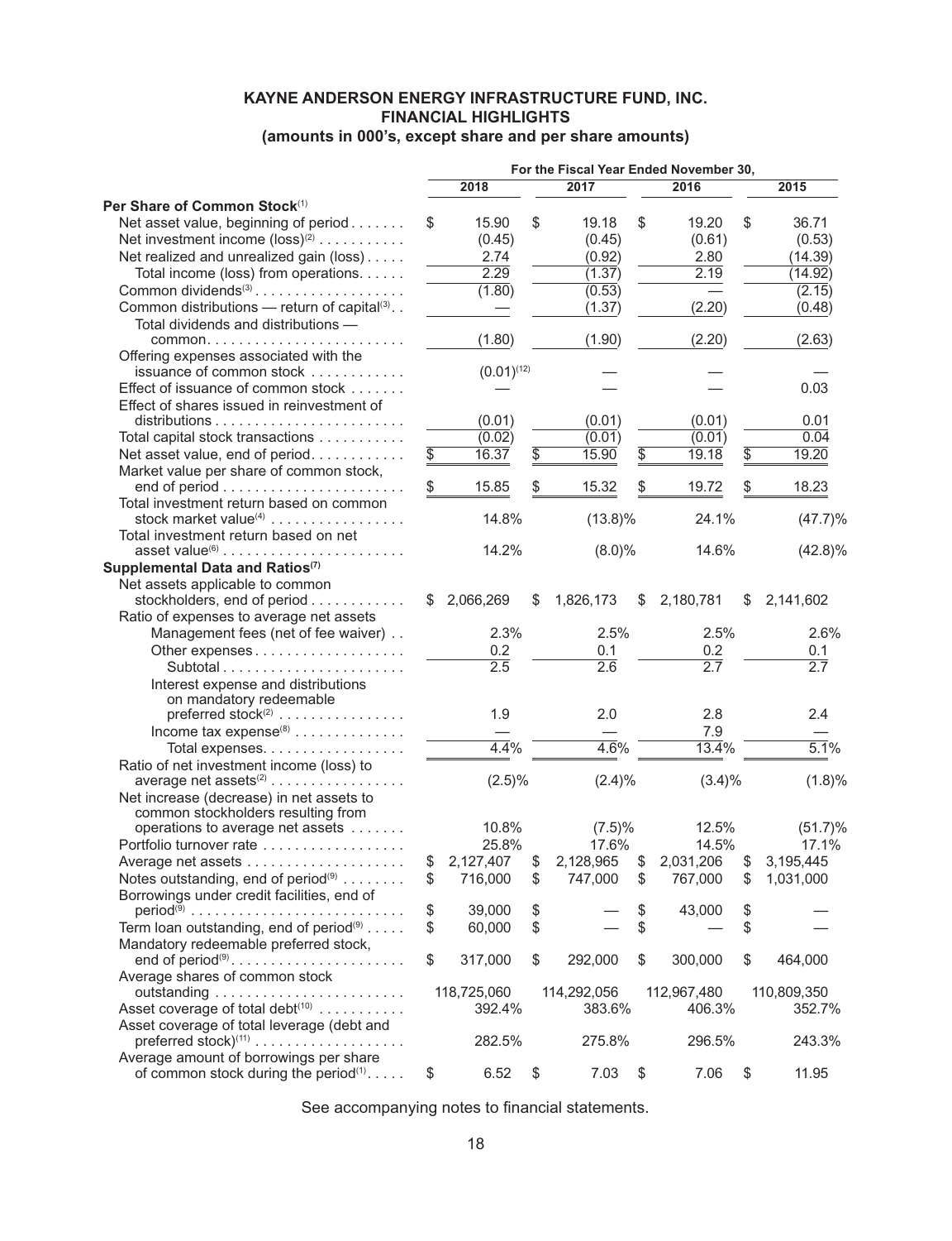**KAYNE ANDERSON ENERGY INFRASTRUCTURE FUND, INC.**
**FINANCIAL HIGHLIGHTS**
**(amounts in 000's, except share and per share amounts)**

| | For the Fiscal Year Ended November 30, | | | |
|---|---|---|---|---|
| | 2018 | 2017 | 2016 | 2015 |
| **Per Share of Common Stock**[1] | | | | |
| Net asset value, beginning of period | $ 15.90 | $ 19.18 | $ 19.20 | $ 36.71 |
| Net investment income (loss)[2] | (0.45) | (0.45) | (0.61) | (0.53) |
| Net realized and unrealized gain (loss) | 2.74 | (0.92) | 2.80 | (14.39) |
| Total income (loss) from operations | 2.29 | (1.37) | 2.19 | (14.92) |
| Common dividends[3] | (1.80) | (0.53) | — | (2.15) |
| Common distributions — return of capital[3] | — | (1.37) | (2.20) | (0.48) |
| Total dividends and distributions — common | (1.80) | (1.90) | (2.20) | (2.63) |
| Offering expenses associated with the issuance of common stock | (0.01)[12] | — | — | — |
| Effect of issuance of common stock | — | — | — | 0.03 |
| Effect of shares issued in reinvestment of distributions | (0.01) | (0.01) | (0.01) | 0.01 |
| Total capital stock transactions | (0.02) | (0.01) | (0.01) | 0.04 |
| Net asset value, end of period | $ 16.37 | $ 15.90 | $ 19.18 | $ 19.20 |
| Market value per share of common stock, end of period | $ 15.85 | $ 15.32 | $ 19.72 | $ 18.23 |
| Total investment return based on common stock market value[4] | 14.8% | (13.8)% | 24.1% | (47.7)% |
| Total investment return based on net asset value[6] | 14.2% | (8.0)% | 14.6% | (42.8)% |
| **Supplemental Data and Ratios**[7] | | | | |
| Net assets applicable to common stockholders, end of period | $ 2,066,269 | $ 1,826,173 | $ 2,180,781 | $ 2,141,602 |
| Ratio of expenses to average net assets | | | | |
| Management fees (net of fee waiver) | 2.3% | 2.5% | 2.5% | 2.6% |
| Other expenses | 0.2 | 0.1 | 0.2 | 0.1 |
| Subtotal | 2.5 | 2.6 | 2.7 | 2.7 |
| Interest expense and distributions on mandatory redeemable preferred stock[2] | 1.9 | 2.0 | 2.8 | 2.4 |
| Income tax expense[8] | — | — | 7.9 | — |
| Total expenses | 4.4% | 4.6% | 13.4% | 5.1% |
| Ratio of net investment income (loss) to average net assets[2] | (2.5)% | (2.4)% | (3.4)% | (1.8)% |
| Net increase (decrease) in net assets to common stockholders resulting from operations to average net assets | 10.8% | (7.5)% | 12.5% | (51.7)% |
| Portfolio turnover rate | 25.8% | 17.6% | 14.5% | 17.1% |
| Average net assets | $ 2,127,407 | $ 2,128,965 | $ 2,031,206 | $ 3,195,445 |
| Notes outstanding, end of period[9] | $ 716,000 | $ 747,000 | $ 767,000 | $ 1,031,000 |
| Borrowings under credit facilities, end of period[9] | $ 39,000 | $ — | $ 43,000 | $ — |
| Term loan outstanding, end of period[9] | $ 60,000 | $ — | $ — | $ — |
| Mandatory redeemable preferred stock, end of period[9] | $ 317,000 | $ 292,000 | $ 300,000 | $ 464,000 |
| Average shares of common stock outstanding | 118,725,060 | 114,292,056 | 112,967,480 | 110,809,350 |
| Asset coverage of total debt[10] | 392.4% | 383.6% | 406.3% | 352.7% |
| Asset coverage of total leverage (debt and preferred stock)[11] | 282.5% | 275.8% | 296.5% | 243.3% |
| Average amount of borrowings per share of common stock during the period[1] | $ 6.52 | $ 7.03 | $ 7.06 | $ 11.95 |

See accompanying notes to financial statements.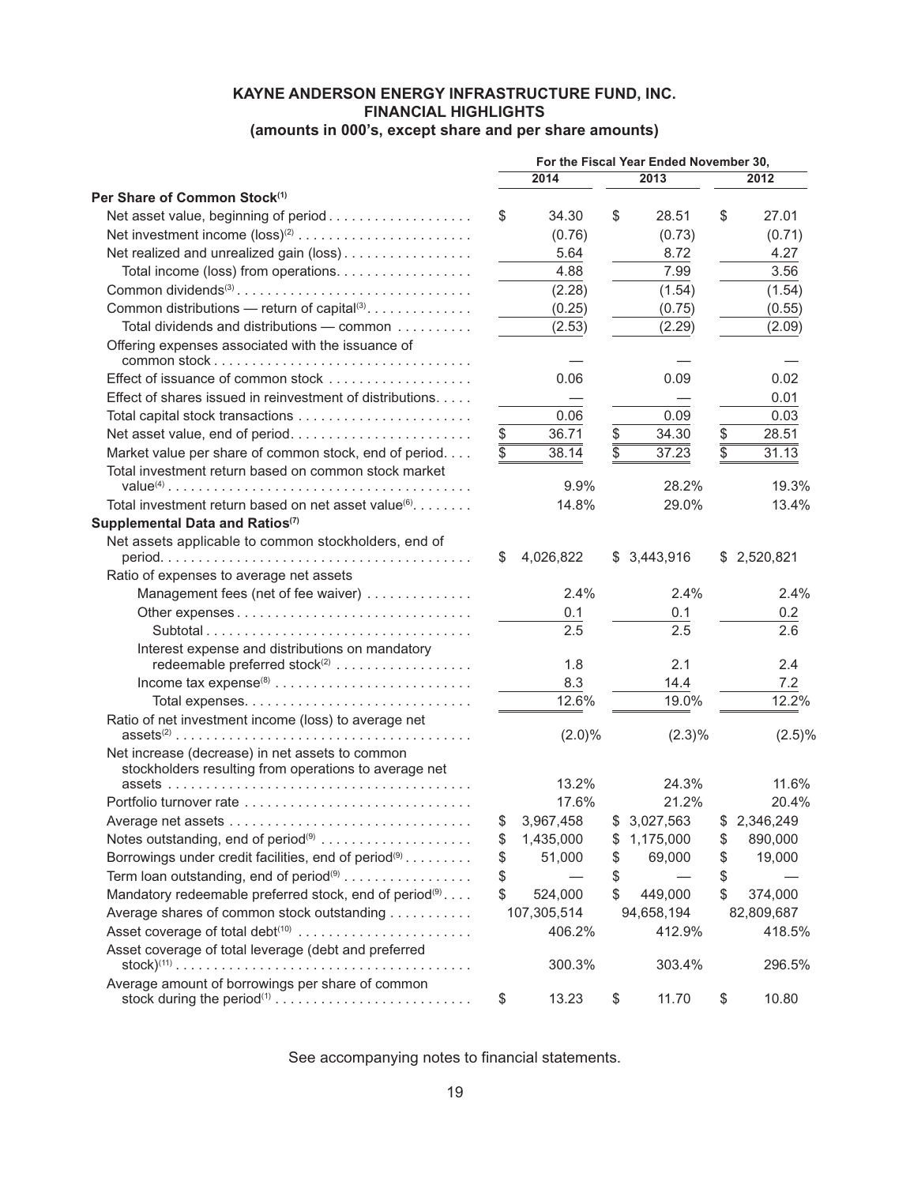# KAYNE ANDERSON ENERGY INFRASTRUCTURE FUND, INC.
## FINANCIAL HIGHLIGHTS
### (amounts in 000's, except share and per share amounts)

| | For the Fiscal Year Ended November 30, | | |
|---|---|---|---|
| | 2014 | 2013 | 2012 |
| **Per Share of Common Stock[1]** | | | |
| Net asset value, beginning of period | $ 34.30 | $ 28.51 | $ 27.01 |
| Net investment income (loss)[2] | (0.76) | (0.73) | (0.71) |
| Net realized and unrealized gain (loss) | 5.64 | 8.72 | 4.27 |
| Total income (loss) from operations | 4.88 | 7.99 | 3.56 |
| Common dividends[3] | (2.28) | (1.54) | (1.54) |
| Common distributions — return of capital[3] | (0.25) | (0.75) | (0.55) |
| Total dividends and distributions — common | (2.53) | (2.29) | (2.09) |
| Offering expenses associated with the issuance of common stock | — | — | — |
| Effect of issuance of common stock | 0.06 | 0.09 | 0.02 |
| Effect of shares issued in reinvestment of distributions | — | — | 0.01 |
| Total capital stock transactions | 0.06 | 0.09 | 0.03 |
| Net asset value, end of period | $ 36.71 | $ 34.30 | $ 28.51 |
| Market value per share of common stock, end of period | $ 38.14 | $ 37.23 | $ 31.13 |
| Total investment return based on common stock market value[4] | 9.9% | 28.2% | 19.3% |
| Total investment return based on net asset value[6] | 14.8% | 29.0% | 13.4% |
| **Supplemental Data and Ratios[7]** | | | |
| Net assets applicable to common stockholders, end of period | $ 4,026,822 | $ 3,443,916 | $ 2,520,821 |
| Ratio of expenses to average net assets | | | |
| Management fees (net of fee waiver) | 2.4% | 2.4% | 2.4% |
| Other expenses | 0.1 | 0.1 | 0.2 |
| Subtotal | 2.5 | 2.5 | 2.6 |
| Interest expense and distributions on mandatory redeemable preferred stock[2] | 1.8 | 2.1 | 2.4 |
| Income tax expense[8] | 8.3 | 14.4 | 7.2 |
| Total expenses | 12.6% | 19.0% | 12.2% |
| Ratio of net investment income (loss) to average net assets[2] | (2.0)% | (2.3)% | (2.5)% |
| Net increase (decrease) in net assets to common stockholders resulting from operations to average net assets | 13.2% | 24.3% | 11.6% |
| Portfolio turnover rate | 17.6% | 21.2% | 20.4% |
| Average net assets | $ 3,967,458 | $ 3,027,563 | $ 2,346,249 |
| Notes outstanding, end of period[9] | $ 1,435,000 | $ 1,175,000 | $ 890,000 |
| Borrowings under credit facilities, end of period[9] | $ 51,000 | $ 69,000 | $ 19,000 |
| Term loan outstanding, end of period[9] | $ — | $ — | $ — |
| Mandatory redeemable preferred stock, end of period[9] | $ 524,000 | $ 449,000 | $ 374,000 |
| Average shares of common stock outstanding | 107,305,514 | 94,658,194 | 82,809,687 |
| Asset coverage of total debt[10] | 406.2% | 412.9% | 418.5% |
| Asset coverage of total leverage (debt and preferred stock)[11] | 300.3% | 303.4% | 296.5% |
| Average amount of borrowings per share of common stock during the period[1] | $ 13.23 | $ 11.70 | $ 10.80 |

See accompanying notes to financial statements.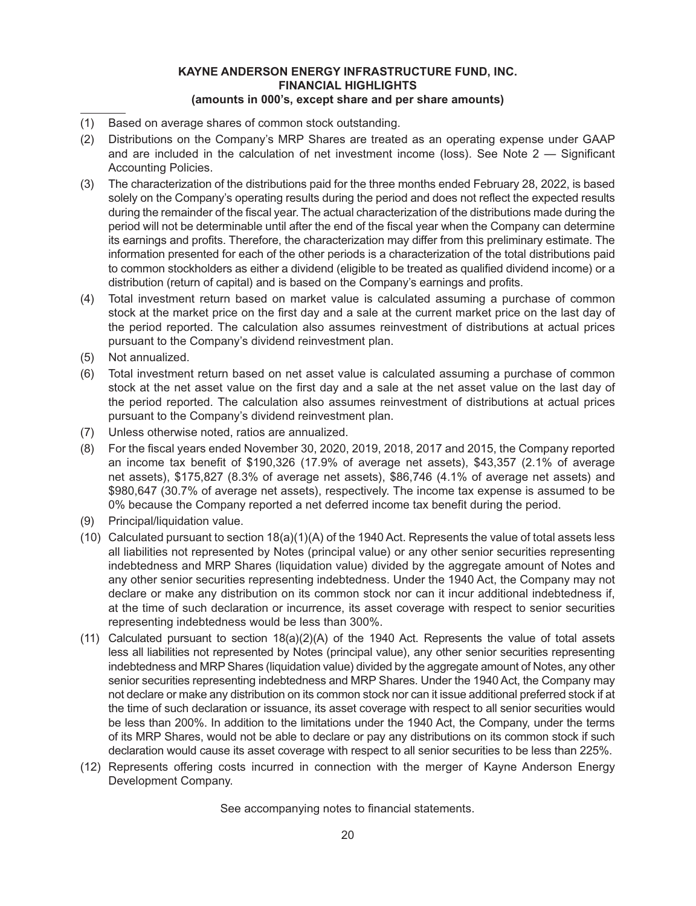**KAYNE ANDERSON ENERGY INFRASTRUCTURE FUND, INC.**
**FINANCIAL HIGHLIGHTS**
**(amounts in 000's, except share and per share amounts)**

---

(1) Based on average shares of common stock outstanding.

(2) Distributions on the Company's MRP Shares are treated as an operating expense under GAAP and are included in the calculation of net investment income (loss). See Note 2 — Significant Accounting Policies.

(3) The characterization of the distributions paid for the three months ended February 28, 2022, is based solely on the Company's operating results during the period and does not reflect the expected results during the remainder of the fiscal year. The actual characterization of the distributions made during the period will not be determinable until after the end of the fiscal year when the Company can determine its earnings and profits. Therefore, the characterization may differ from this preliminary estimate. The information presented for each of the other periods is a characterization of the total distributions paid to common stockholders as either a dividend (eligible to be treated as qualified dividend income) or a distribution (return of capital) and is based on the Company's earnings and profits.

(4) Total investment return based on market value is calculated assuming a purchase of common stock at the market price on the first day and a sale at the current market price on the last day of the period reported. The calculation also assumes reinvestment of distributions at actual prices pursuant to the Company's dividend reinvestment plan.

(5) Not annualized.

(6) Total investment return based on net asset value is calculated assuming a purchase of common stock at the net asset value on the first day and a sale at the net asset value on the last day of the period reported. The calculation also assumes reinvestment of distributions at actual prices pursuant to the Company's dividend reinvestment plan.

(7) Unless otherwise noted, ratios are annualized.

(8) For the fiscal years ended November 30, 2020, 2019, 2018, 2017 and 2015, the Company reported an income tax benefit of $190,326 (17.9% of average net assets), $43,357 (2.1% of average net assets), $175,827 (8.3% of average net assets), $86,746 (4.1% of average net assets) and $980,647 (30.7% of average net assets), respectively. The income tax expense is assumed to be 0% because the Company reported a net deferred income tax benefit during the period.

(9) Principal/liquidation value.

(10) Calculated pursuant to section 18(a)(1)(A) of the 1940 Act. Represents the value of total assets less all liabilities not represented by Notes (principal value) or any other senior securities representing indebtedness and MRP Shares (liquidation value) divided by the aggregate amount of Notes and any other senior securities representing indebtedness. Under the 1940 Act, the Company may not declare or make any distribution on its common stock nor can it incur additional indebtedness if, at the time of such declaration or incurrence, its asset coverage with respect to senior securities representing indebtedness would be less than 300%.

(11) Calculated pursuant to section 18(a)(2)(A) of the 1940 Act. Represents the value of total assets less all liabilities not represented by Notes (principal value), any other senior securities representing indebtedness and MRP Shares (liquidation value) divided by the aggregate amount of Notes, any other senior securities representing indebtedness and MRP Shares. Under the 1940 Act, the Company may not declare or make any distribution on its common stock nor can it issue additional preferred stock if at the time of such declaration or issuance, its asset coverage with respect to all senior securities would be less than 200%. In addition to the limitations under the 1940 Act, the Company, under the terms of its MRP Shares, would not be able to declare or pay any distributions on its common stock if such declaration would cause its asset coverage with respect to all senior securities to be less than 225%.

(12) Represents offering costs incurred in connection with the merger of Kayne Anderson Energy Development Company.

See accompanying notes to financial statements.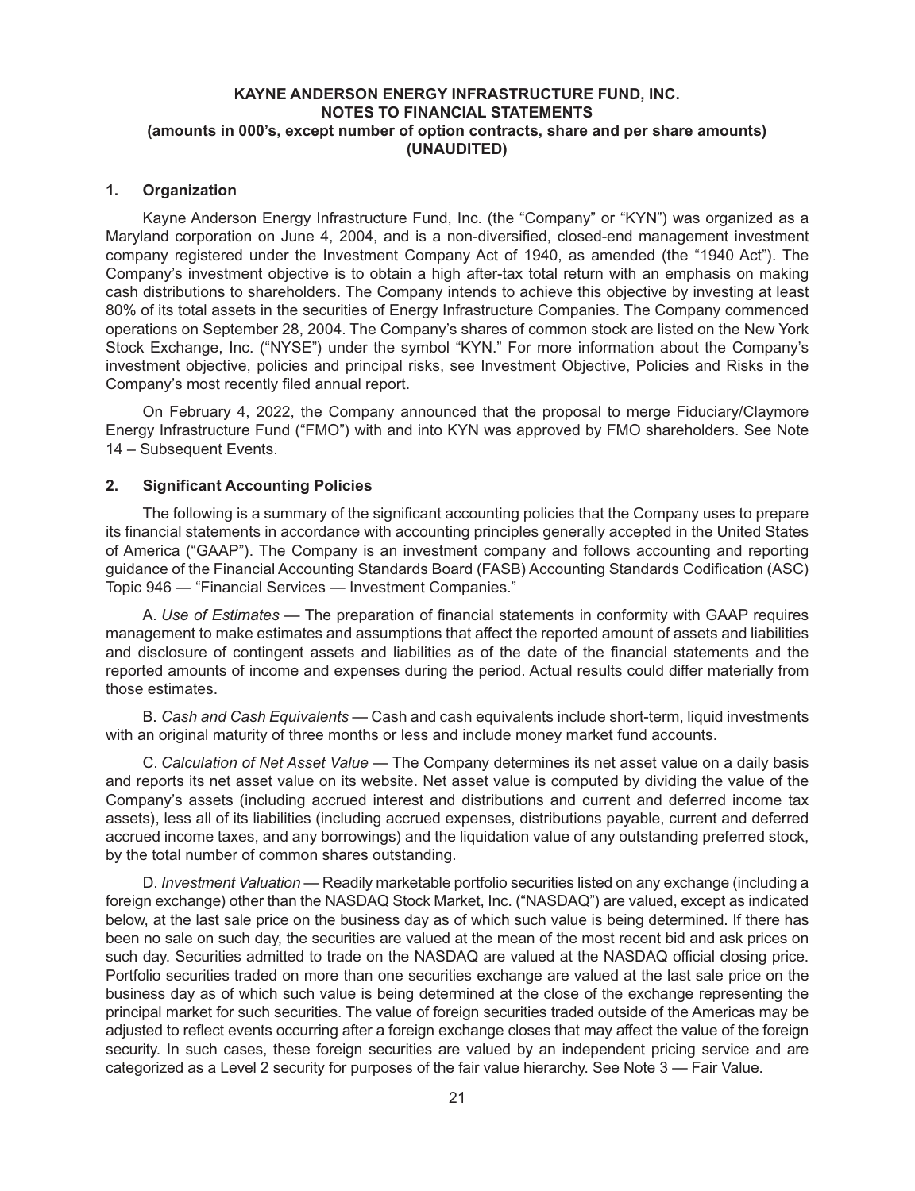**KAYNE ANDERSON ENERGY INFRASTRUCTURE FUND, INC.**
**NOTES TO FINANCIAL STATEMENTS**
**(amounts in 000's, except number of option contracts, share and per share amounts)**
**(UNAUDITED)**

## 1. Organization

Kayne Anderson Energy Infrastructure Fund, Inc. (the "Company" or "KYN") was organized as a Maryland corporation on June 4, 2004, and is a non-diversified, closed-end management investment company registered under the Investment Company Act of 1940, as amended (the "1940 Act"). The Company's investment objective is to obtain a high after-tax total return with an emphasis on making cash distributions to shareholders. The Company intends to achieve this objective by investing at least 80% of its total assets in the securities of Energy Infrastructure Companies. The Company commenced operations on September 28, 2004. The Company's shares of common stock are listed on the New York Stock Exchange, Inc. ("NYSE") under the symbol "KYN." For more information about the Company's investment objective, policies and principal risks, see Investment Objective, Policies and Risks in the Company's most recently filed annual report.

On February 4, 2022, the Company announced that the proposal to merge Fiduciary/Claymore Energy Infrastructure Fund ("FMO") with and into KYN was approved by FMO shareholders. See Note 14 – Subsequent Events.

## 2. Significant Accounting Policies

The following is a summary of the significant accounting policies that the Company uses to prepare its financial statements in accordance with accounting principles generally accepted in the United States of America ("GAAP"). The Company is an investment company and follows accounting and reporting guidance of the Financial Accounting Standards Board (FASB) Accounting Standards Codification (ASC) Topic 946 — "Financial Services — Investment Companies."

A. *Use of Estimates* — The preparation of financial statements in conformity with GAAP requires management to make estimates and assumptions that affect the reported amount of assets and liabilities and disclosure of contingent assets and liabilities as of the date of the financial statements and the reported amounts of income and expenses during the period. Actual results could differ materially from those estimates.

B. *Cash and Cash Equivalents* — Cash and cash equivalents include short-term, liquid investments with an original maturity of three months or less and include money market fund accounts.

C. *Calculation of Net Asset Value* — The Company determines its net asset value on a daily basis and reports its net asset value on its website. Net asset value is computed by dividing the value of the Company's assets (including accrued interest and distributions and current and deferred income tax assets), less all of its liabilities (including accrued expenses, distributions payable, current and deferred accrued income taxes, and any borrowings) and the liquidation value of any outstanding preferred stock, by the total number of common shares outstanding.

D. *Investment Valuation* — Readily marketable portfolio securities listed on any exchange (including a foreign exchange) other than the NASDAQ Stock Market, Inc. ("NASDAQ") are valued, except as indicated below, at the last sale price on the business day as of which such value is being determined. If there has been no sale on such day, the securities are valued at the mean of the most recent bid and ask prices on such day. Securities admitted to trade on the NASDAQ are valued at the NASDAQ official closing price. Portfolio securities traded on more than one securities exchange are valued at the last sale price on the business day as of which such value is being determined at the close of the exchange representing the principal market for such securities. The value of foreign securities traded outside of the Americas may be adjusted to reflect events occurring after a foreign exchange closes that may affect the value of the foreign security. In such cases, these foreign securities are valued by an independent pricing service and are categorized as a Level 2 security for purposes of the fair value hierarchy. See Note 3 — Fair Value.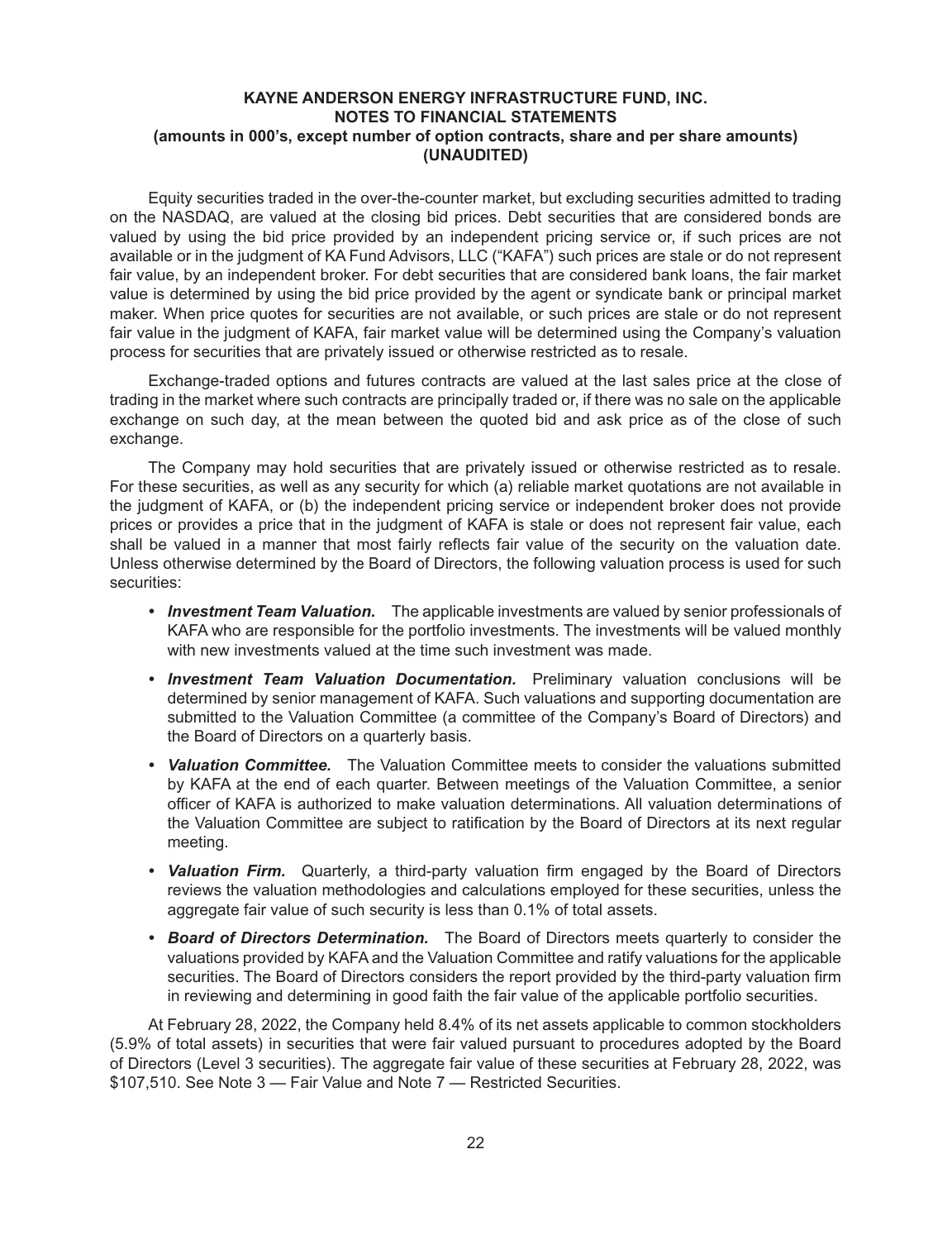Equity securities traded in the over-the-counter market, but excluding securities admitted to trading on the NASDAQ, are valued at the closing bid prices. Debt securities that are considered bonds are valued by using the bid price provided by an independent pricing service or, if such prices are not available or in the judgment of KA Fund Advisors, LLC ("KAFA") such prices are stale or do not represent fair value, by an independent broker. For debt securities that are considered bank loans, the fair market value is determined by using the bid price provided by the agent or syndicate bank or principal market maker. When price quotes for securities are not available, or such prices are stale or do not represent fair value in the judgment of KAFA, fair market value will be determined using the Company's valuation process for securities that are privately issued or otherwise restricted as to resale.

Exchange-traded options and futures contracts are valued at the last sales price at the close of trading in the market where such contracts are principally traded or, if there was no sale on the applicable exchange on such day, at the mean between the quoted bid and ask price as of the close of such exchange.

The Company may hold securities that are privately issued or otherwise restricted as to resale. For these securities, as well as any security for which (a) reliable market quotations are not available in the judgment of KAFA, or (b) the independent pricing service or independent broker does not provide prices or provides a price that in the judgment of KAFA is stale or does not represent fair value, each shall be valued in a manner that most fairly reflects fair value of the security on the valuation date. Unless otherwise determined by the Board of Directors, the following valuation process is used for such securities:

- ***Investment Team Valuation.*** The applicable investments are valued by senior professionals of KAFA who are responsible for the portfolio investments. The investments will be valued monthly with new investments valued at the time such investment was made.
- ***Investment Team Valuation Documentation.*** Preliminary valuation conclusions will be determined by senior management of KAFA. Such valuations and supporting documentation are submitted to the Valuation Committee (a committee of the Company's Board of Directors) and the Board of Directors on a quarterly basis.
- ***Valuation Committee.*** The Valuation Committee meets to consider the valuations submitted by KAFA at the end of each quarter. Between meetings of the Valuation Committee, a senior officer of KAFA is authorized to make valuation determinations. All valuation determinations of the Valuation Committee are subject to ratification by the Board of Directors at its next regular meeting.
- ***Valuation Firm.*** Quarterly, a third-party valuation firm engaged by the Board of Directors reviews the valuation methodologies and calculations employed for these securities, unless the aggregate fair value of such security is less than 0.1% of total assets.
- ***Board of Directors Determination.*** The Board of Directors meets quarterly to consider the valuations provided by KAFA and the Valuation Committee and ratify valuations for the applicable securities. The Board of Directors considers the report provided by the third-party valuation firm in reviewing and determining in good faith the fair value of the applicable portfolio securities.

At February 28, 2022, the Company held 8.4% of its net assets applicable to common stockholders (5.9% of total assets) in securities that were fair valued pursuant to procedures adopted by the Board of Directors (Level 3 securities). The aggregate fair value of these securities at February 28, 2022, was \$107,510. See Note 3 — Fair Value and Note 7 — Restricted Securities.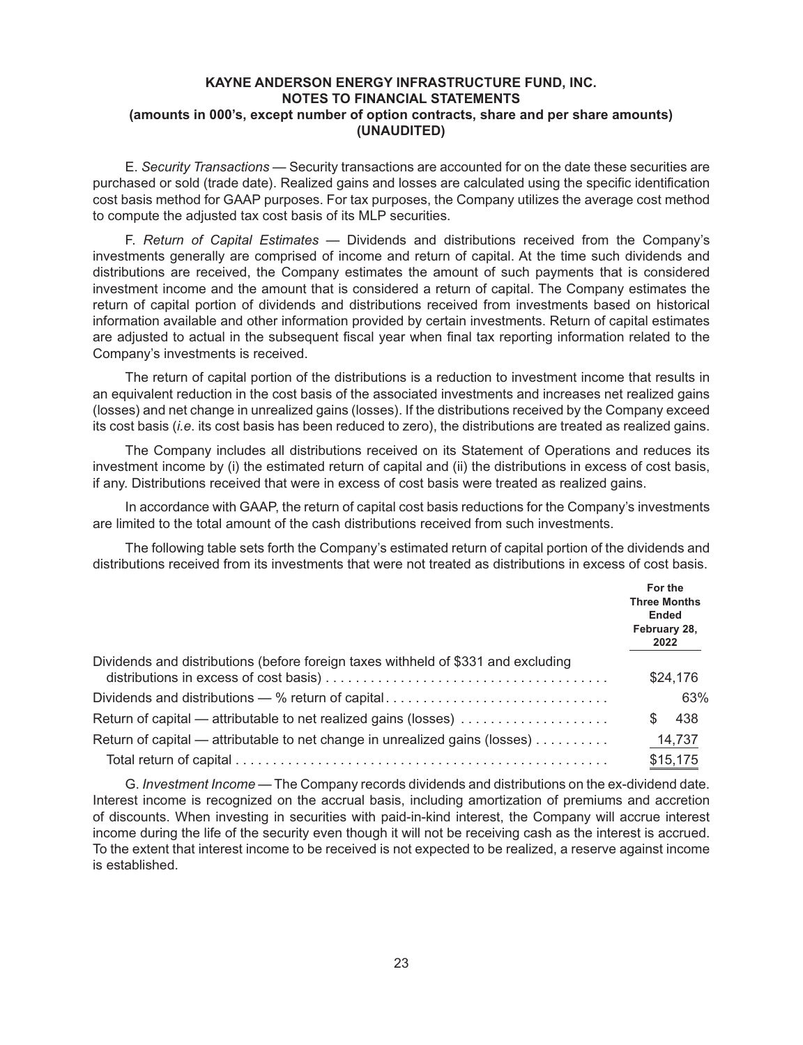**KAYNE ANDERSON ENERGY INFRASTRUCTURE FUND, INC.**
**NOTES TO FINANCIAL STATEMENTS**
**(amounts in 000's, except number of option contracts, share and per share amounts)**
**(UNAUDITED)**

E. *Security Transactions* — Security transactions are accounted for on the date these securities are purchased or sold (trade date). Realized gains and losses are calculated using the specific identification cost basis method for GAAP purposes. For tax purposes, the Company utilizes the average cost method to compute the adjusted tax cost basis of its MLP securities.

F. *Return of Capital Estimates* — Dividends and distributions received from the Company's investments generally are comprised of income and return of capital. At the time such dividends and distributions are received, the Company estimates the amount of such payments that is considered investment income and the amount that is considered a return of capital. The Company estimates the return of capital portion of dividends and distributions received from investments based on historical information available and other information provided by certain investments. Return of capital estimates are adjusted to actual in the subsequent fiscal year when final tax reporting information related to the Company's investments is received.

The return of capital portion of the distributions is a reduction to investment income that results in an equivalent reduction in the cost basis of the associated investments and increases net realized gains (losses) and net change in unrealized gains (losses). If the distributions received by the Company exceed its cost basis (*i.e.* its cost basis has been reduced to zero), the distributions are treated as realized gains.

The Company includes all distributions received on its Statement of Operations and reduces its investment income by (i) the estimated return of capital and (ii) the distributions in excess of cost basis, if any. Distributions received that were in excess of cost basis were treated as realized gains.

In accordance with GAAP, the return of capital cost basis reductions for the Company's investments are limited to the total amount of the cash distributions received from such investments.

The following table sets forth the Company's estimated return of capital portion of the dividends and distributions received from its investments that were not treated as distributions in excess of cost basis.

| | For the Three Months Ended February 28, 2022 |
|---|---|
| Dividends and distributions (before foreign taxes withheld of $331 and excluding distributions in excess of cost basis) | $24,176 |
| Dividends and distributions — % return of capital | 63% |
| Return of capital — attributable to net realized gains (losses) | $ 438 |
| Return of capital — attributable to net change in unrealized gains (losses) | 14,737 |
| Total return of capital | $15,175 |

G. *Investment Income* — The Company records dividends and distributions on the ex-dividend date. Interest income is recognized on the accrual basis, including amortization of premiums and accretion of discounts. When investing in securities with paid-in-kind interest, the Company will accrue interest income during the life of the security even though it will not be receiving cash as the interest is accrued. To the extent that interest income to be received is not expected to be realized, a reserve against income is established.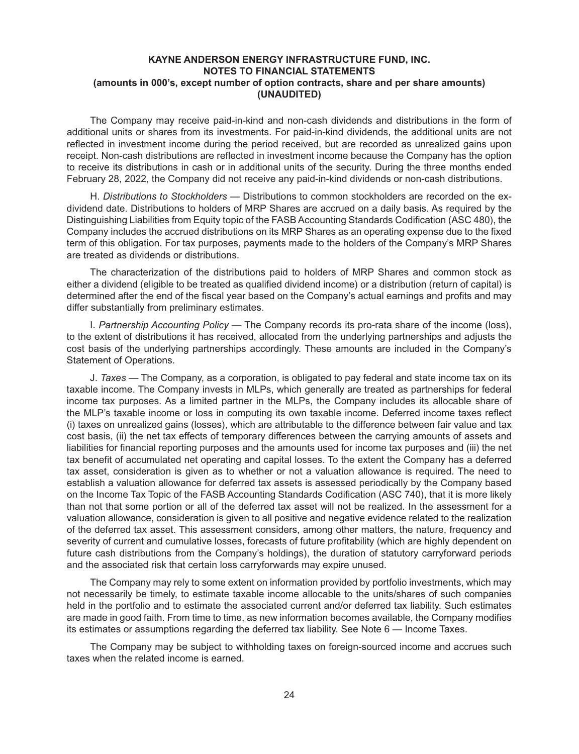The Company may receive paid-in-kind and non-cash dividends and distributions in the form of additional units or shares from its investments. For paid-in-kind dividends, the additional units are not reflected in investment income during the period received, but are recorded as unrealized gains upon receipt. Non-cash distributions are reflected in investment income because the Company has the option to receive its distributions in cash or in additional units of the security. During the three months ended February 28, 2022, the Company did not receive any paid-in-kind dividends or non-cash distributions.

H. *Distributions to Stockholders* — Distributions to common stockholders are recorded on the ex-dividend date. Distributions to holders of MRP Shares are accrued on a daily basis. As required by the Distinguishing Liabilities from Equity topic of the FASB Accounting Standards Codification (ASC 480), the Company includes the accrued distributions on its MRP Shares as an operating expense due to the fixed term of this obligation. For tax purposes, payments made to the holders of the Company's MRP Shares are treated as dividends or distributions.

The characterization of the distributions paid to holders of MRP Shares and common stock as either a dividend (eligible to be treated as qualified dividend income) or a distribution (return of capital) is determined after the end of the fiscal year based on the Company's actual earnings and profits and may differ substantially from preliminary estimates.

I. *Partnership Accounting Policy* — The Company records its pro-rata share of the income (loss), to the extent of distributions it has received, allocated from the underlying partnerships and adjusts the cost basis of the underlying partnerships accordingly. These amounts are included in the Company's Statement of Operations.

J. *Taxes* — The Company, as a corporation, is obligated to pay federal and state income tax on its taxable income. The Company invests in MLPs, which generally are treated as partnerships for federal income tax purposes. As a limited partner in the MLPs, the Company includes its allocable share of the MLP's taxable income or loss in computing its own taxable income. Deferred income taxes reflect (i) taxes on unrealized gains (losses), which are attributable to the difference between fair value and tax cost basis, (ii) the net tax effects of temporary differences between the carrying amounts of assets and liabilities for financial reporting purposes and the amounts used for income tax purposes and (iii) the net tax benefit of accumulated net operating and capital losses. To the extent the Company has a deferred tax asset, consideration is given as to whether or not a valuation allowance is required. The need to establish a valuation allowance for deferred tax assets is assessed periodically by the Company based on the Income Tax Topic of the FASB Accounting Standards Codification (ASC 740), that it is more likely than not that some portion or all of the deferred tax asset will not be realized. In the assessment for a valuation allowance, consideration is given to all positive and negative evidence related to the realization of the deferred tax asset. This assessment considers, among other matters, the nature, frequency and severity of current and cumulative losses, forecasts of future profitability (which are highly dependent on future cash distributions from the Company's holdings), the duration of statutory carryforward periods and the associated risk that certain loss carryforwards may expire unused.

The Company may rely to some extent on information provided by portfolio investments, which may not necessarily be timely, to estimate taxable income allocable to the units/shares of such companies held in the portfolio and to estimate the associated current and/or deferred tax liability. Such estimates are made in good faith. From time to time, as new information becomes available, the Company modifies its estimates or assumptions regarding the deferred tax liability. See Note 6 — Income Taxes.

The Company may be subject to withholding taxes on foreign-sourced income and accrues such taxes when the related income is earned.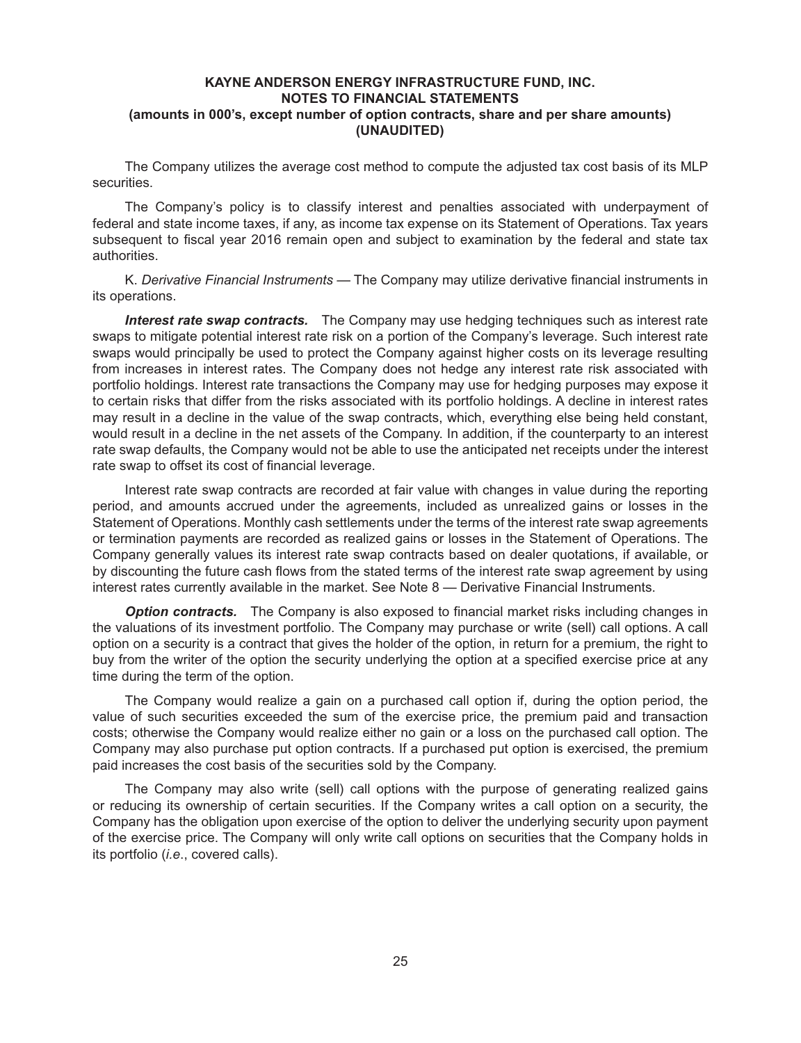**KAYNE ANDERSON ENERGY INFRASTRUCTURE FUND, INC.**
**NOTES TO FINANCIAL STATEMENTS**
**(amounts in 000's, except number of option contracts, share and per share amounts)**
**(UNAUDITED)**

The Company utilizes the average cost method to compute the adjusted tax cost basis of its MLP securities.

The Company's policy is to classify interest and penalties associated with underpayment of federal and state income taxes, if any, as income tax expense on its Statement of Operations. Tax years subsequent to fiscal year 2016 remain open and subject to examination by the federal and state tax authorities.

K. *Derivative Financial Instruments* — The Company may utilize derivative financial instruments in its operations.

***Interest rate swap contracts.*** The Company may use hedging techniques such as interest rate swaps to mitigate potential interest rate risk on a portion of the Company's leverage. Such interest rate swaps would principally be used to protect the Company against higher costs on its leverage resulting from increases in interest rates. The Company does not hedge any interest rate risk associated with portfolio holdings. Interest rate transactions the Company may use for hedging purposes may expose it to certain risks that differ from the risks associated with its portfolio holdings. A decline in interest rates may result in a decline in the value of the swap contracts, which, everything else being held constant, would result in a decline in the net assets of the Company. In addition, if the counterparty to an interest rate swap defaults, the Company would not be able to use the anticipated net receipts under the interest rate swap to offset its cost of financial leverage.

Interest rate swap contracts are recorded at fair value with changes in value during the reporting period, and amounts accrued under the agreements, included as unrealized gains or losses in the Statement of Operations. Monthly cash settlements under the terms of the interest rate swap agreements or termination payments are recorded as realized gains or losses in the Statement of Operations. The Company generally values its interest rate swap contracts based on dealer quotations, if available, or by discounting the future cash flows from the stated terms of the interest rate swap agreement by using interest rates currently available in the market. See Note 8 — Derivative Financial Instruments.

***Option contracts.*** The Company is also exposed to financial market risks including changes in the valuations of its investment portfolio. The Company may purchase or write (sell) call options. A call option on a security is a contract that gives the holder of the option, in return for a premium, the right to buy from the writer of the option the security underlying the option at a specified exercise price at any time during the term of the option.

The Company would realize a gain on a purchased call option if, during the option period, the value of such securities exceeded the sum of the exercise price, the premium paid and transaction costs; otherwise the Company would realize either no gain or a loss on the purchased call option. The Company may also purchase put option contracts. If a purchased put option is exercised, the premium paid increases the cost basis of the securities sold by the Company.

The Company may also write (sell) call options with the purpose of generating realized gains or reducing its ownership of certain securities. If the Company writes a call option on a security, the Company has the obligation upon exercise of the option to deliver the underlying security upon payment of the exercise price. The Company will only write call options on securities that the Company holds in its portfolio (*i.e.*, covered calls).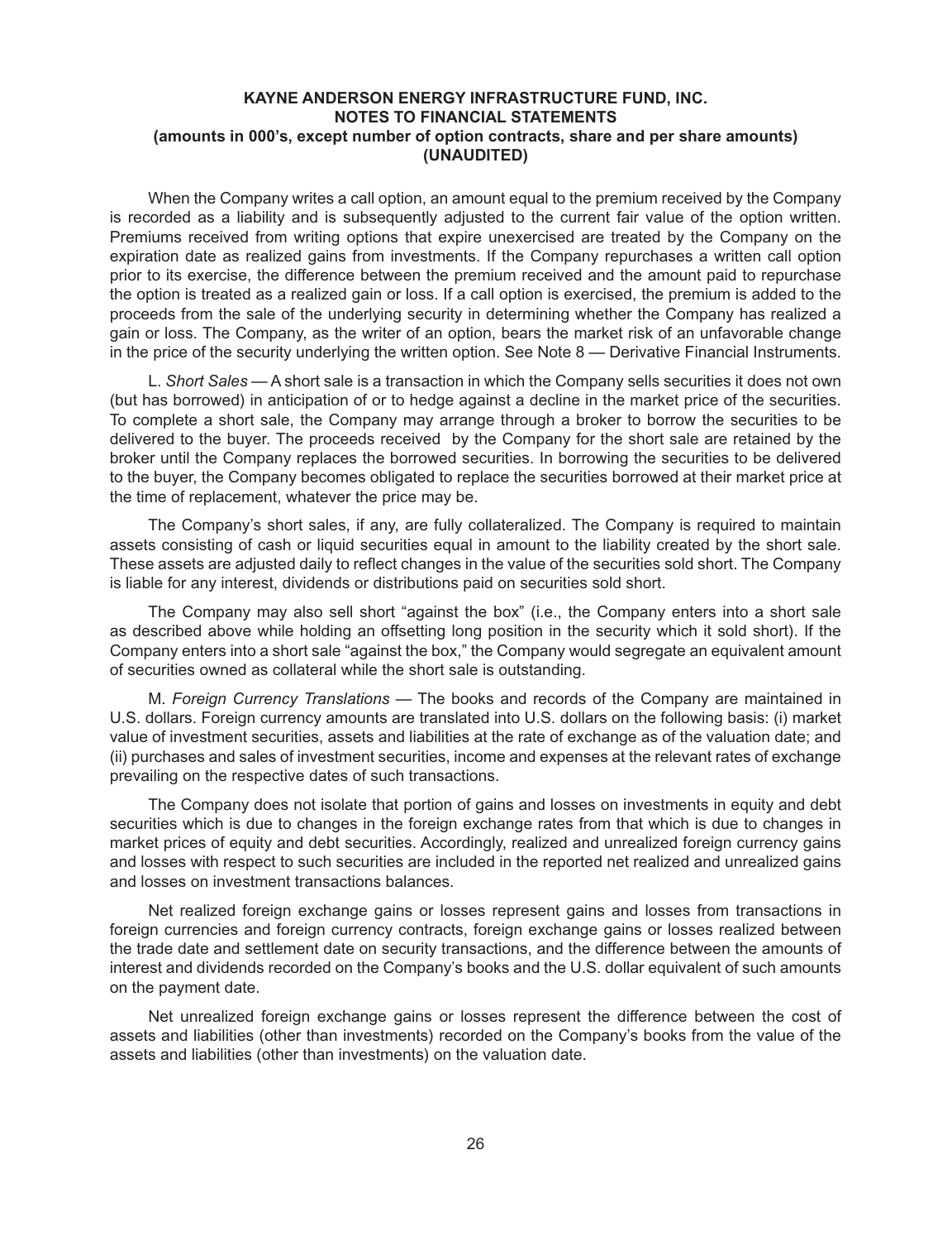When the Company writes a call option, an amount equal to the premium received by the Company is recorded as a liability and is subsequently adjusted to the current fair value of the option written. Premiums received from writing options that expire unexercised are treated by the Company on the expiration date as realized gains from investments. If the Company repurchases a written call option prior to its exercise, the difference between the premium received and the amount paid to repurchase the option is treated as a realized gain or loss. If a call option is exercised, the premium is added to the proceeds from the sale of the underlying security in determining whether the Company has realized a gain or loss. The Company, as the writer of an option, bears the market risk of an unfavorable change in the price of the security underlying the written option. See Note 8 — Derivative Financial Instruments.

L. *Short Sales* — A short sale is a transaction in which the Company sells securities it does not own (but has borrowed) in anticipation of or to hedge against a decline in the market price of the securities. To complete a short sale, the Company may arrange through a broker to borrow the securities to be delivered to the buyer. The proceeds received by the Company for the short sale are retained by the broker until the Company replaces the borrowed securities. In borrowing the securities to be delivered to the buyer, the Company becomes obligated to replace the securities borrowed at their market price at the time of replacement, whatever the price may be.

The Company's short sales, if any, are fully collateralized. The Company is required to maintain assets consisting of cash or liquid securities equal in amount to the liability created by the short sale. These assets are adjusted daily to reflect changes in the value of the securities sold short. The Company is liable for any interest, dividends or distributions paid on securities sold short.

The Company may also sell short "against the box" (i.e., the Company enters into a short sale as described above while holding an offsetting long position in the security which it sold short). If the Company enters into a short sale "against the box," the Company would segregate an equivalent amount of securities owned as collateral while the short sale is outstanding.

M. *Foreign Currency Translations* — The books and records of the Company are maintained in U.S. dollars. Foreign currency amounts are translated into U.S. dollars on the following basis: (i) market value of investment securities, assets and liabilities at the rate of exchange as of the valuation date; and (ii) purchases and sales of investment securities, income and expenses at the relevant rates of exchange prevailing on the respective dates of such transactions.

The Company does not isolate that portion of gains and losses on investments in equity and debt securities which is due to changes in the foreign exchange rates from that which is due to changes in market prices of equity and debt securities. Accordingly, realized and unrealized foreign currency gains and losses with respect to such securities are included in the reported net realized and unrealized gains and losses on investment transactions balances.

Net realized foreign exchange gains or losses represent gains and losses from transactions in foreign currencies and foreign currency contracts, foreign exchange gains or losses realized between the trade date and settlement date on security transactions, and the difference between the amounts of interest and dividends recorded on the Company's books and the U.S. dollar equivalent of such amounts on the payment date.

Net unrealized foreign exchange gains or losses represent the difference between the cost of assets and liabilities (other than investments) recorded on the Company's books from the value of the assets and liabilities (other than investments) on the valuation date.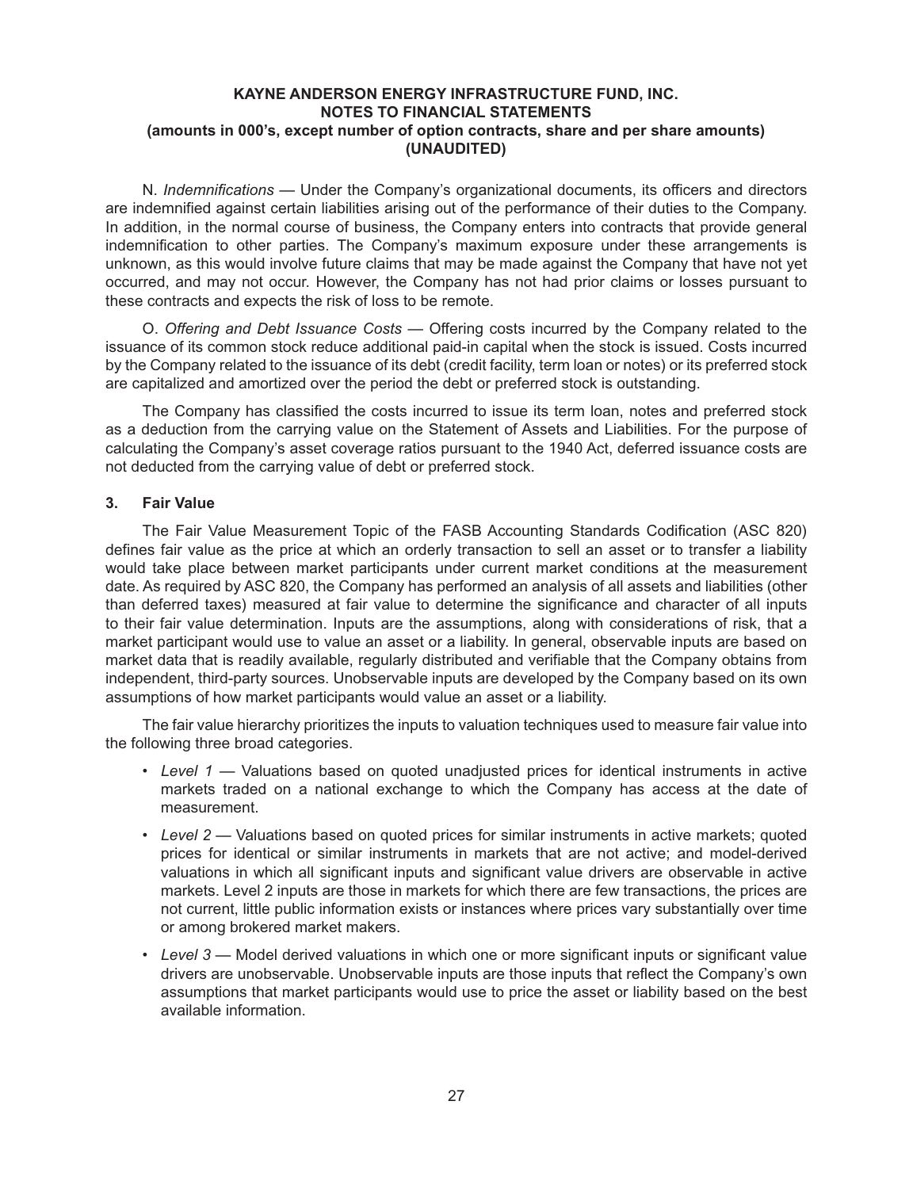N. *Indemnifications* — Under the Company's organizational documents, its officers and directors are indemnified against certain liabilities arising out of the performance of their duties to the Company. In addition, in the normal course of business, the Company enters into contracts that provide general indemnification to other parties. The Company's maximum exposure under these arrangements is unknown, as this would involve future claims that may be made against the Company that have not yet occurred, and may not occur. However, the Company has not had prior claims or losses pursuant to these contracts and expects the risk of loss to be remote.

O. *Offering and Debt Issuance Costs* — Offering costs incurred by the Company related to the issuance of its common stock reduce additional paid-in capital when the stock is issued. Costs incurred by the Company related to the issuance of its debt (credit facility, term loan or notes) or its preferred stock are capitalized and amortized over the period the debt or preferred stock is outstanding.

The Company has classified the costs incurred to issue its term loan, notes and preferred stock as a deduction from the carrying value on the Statement of Assets and Liabilities. For the purpose of calculating the Company's asset coverage ratios pursuant to the 1940 Act, deferred issuance costs are not deducted from the carrying value of debt or preferred stock.

## 3. Fair Value

The Fair Value Measurement Topic of the FASB Accounting Standards Codification (ASC 820) defines fair value as the price at which an orderly transaction to sell an asset or to transfer a liability would take place between market participants under current market conditions at the measurement date. As required by ASC 820, the Company has performed an analysis of all assets and liabilities (other than deferred taxes) measured at fair value to determine the significance and character of all inputs to their fair value determination. Inputs are the assumptions, along with considerations of risk, that a market participant would use to value an asset or a liability. In general, observable inputs are based on market data that is readily available, regularly distributed and verifiable that the Company obtains from independent, third-party sources. Unobservable inputs are developed by the Company based on its own assumptions of how market participants would value an asset or a liability.

The fair value hierarchy prioritizes the inputs to valuation techniques used to measure fair value into the following three broad categories.

- *Level 1* — Valuations based on quoted unadjusted prices for identical instruments in active markets traded on a national exchange to which the Company has access at the date of measurement.
- *Level 2* — Valuations based on quoted prices for similar instruments in active markets; quoted prices for identical or similar instruments in markets that are not active; and model-derived valuations in which all significant inputs and significant value drivers are observable in active markets. Level 2 inputs are those in markets for which there are few transactions, the prices are not current, little public information exists or instances where prices vary substantially over time or among brokered market makers.
- *Level 3* — Model derived valuations in which one or more significant inputs or significant value drivers are unobservable. Unobservable inputs are those inputs that reflect the Company's own assumptions that market participants would use to price the asset or liability based on the best available information.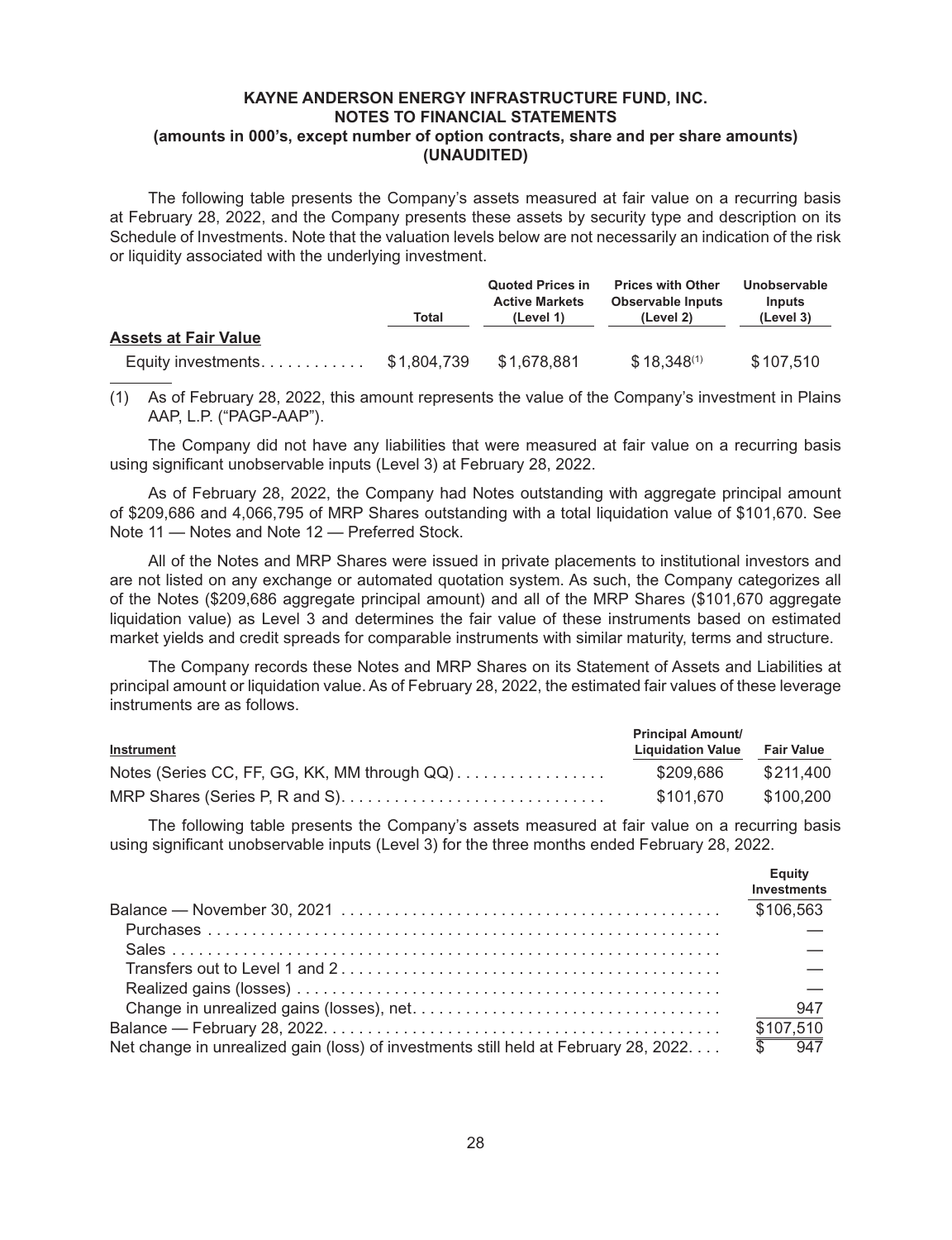The following table presents the Company's assets measured at fair value on a recurring basis at February 28, 2022, and the Company presents these assets by security type and description on its Schedule of Investments. Note that the valuation levels below are not necessarily an indication of the risk or liquidity associated with the underlying investment.

| | Total | Quoted Prices in Active Markets (Level 1) | Prices with Other Observable Inputs (Level 2) | Unobservable Inputs (Level 3) |
|---|---|---|---|---|
| **Assets at Fair Value** | | | | |
| Equity investments | $1,804,739 | $1,678,881 | $18,348[(1)] | $107,510 |

(1) As of February 28, 2022, this amount represents the value of the Company's investment in Plains AAP, L.P. ("PAGP-AAP").

The Company did not have any liabilities that were measured at fair value on a recurring basis using significant unobservable inputs (Level 3) at February 28, 2022.

As of February 28, 2022, the Company had Notes outstanding with aggregate principal amount of $209,686 and 4,066,795 of MRP Shares outstanding with a total liquidation value of $101,670. See Note 11 — Notes and Note 12 — Preferred Stock.

All of the Notes and MRP Shares were issued in private placements to institutional investors and are not listed on any exchange or automated quotation system. As such, the Company categorizes all of the Notes ($209,686 aggregate principal amount) and all of the MRP Shares ($101,670 aggregate liquidation value) as Level 3 and determines the fair value of these instruments based on estimated market yields and credit spreads for comparable instruments with similar maturity, terms and structure.

The Company records these Notes and MRP Shares on its Statement of Assets and Liabilities at principal amount or liquidation value. As of February 28, 2022, the estimated fair values of these leverage instruments are as follows.

| Instrument | Principal Amount/ Liquidation Value | Fair Value |
|---|---|---|
| Notes (Series CC, FF, GG, KK, MM through QQ) | $209,686 | $211,400 |
| MRP Shares (Series P, R and S) | $101,670 | $100,200 |

The following table presents the Company's assets measured at fair value on a recurring basis using significant unobservable inputs (Level 3) for the three months ended February 28, 2022.

| | Equity Investments |
|---|---|
| Balance — November 30, 2021 | $106,563 |
| Purchases | — |
| Sales | — |
| Transfers out to Level 1 and 2 | — |
| Realized gains (losses) | — |
| Change in unrealized gains (losses), net | 947 |
| Balance — February 28, 2022 | $107,510 |
| Net change in unrealized gain (loss) of investments still held at February 28, 2022 | $ 947 |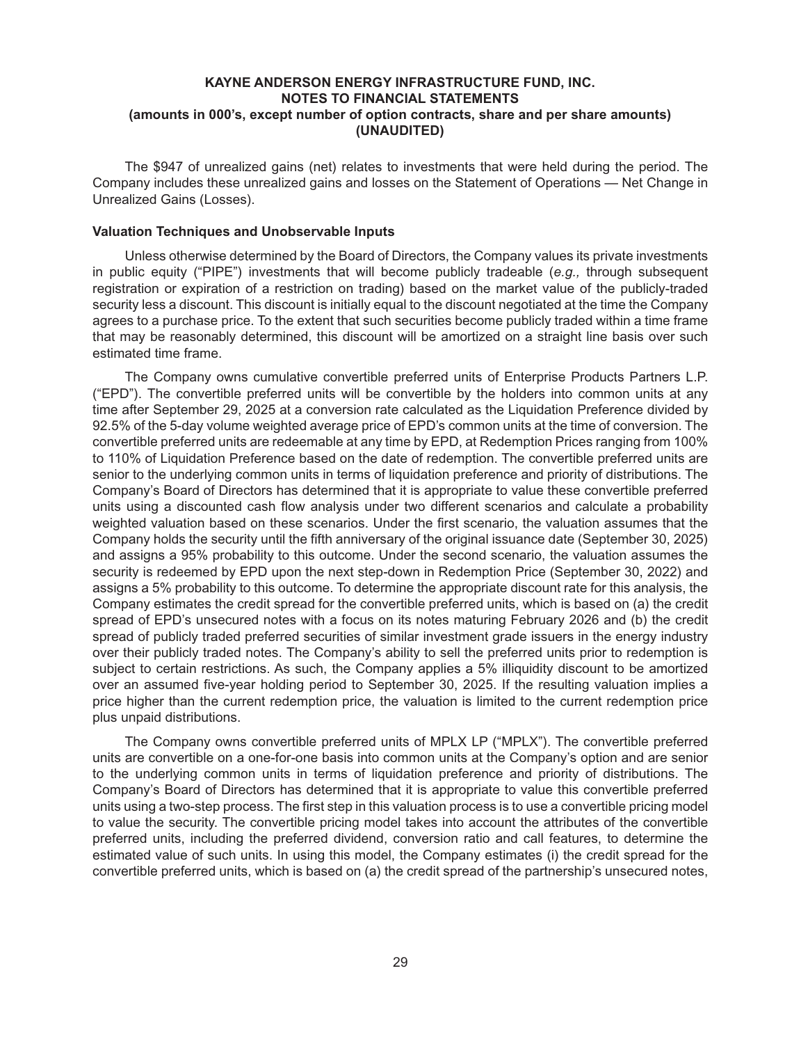The $947 of unrealized gains (net) relates to investments that were held during the period. The Company includes these unrealized gains and losses on the Statement of Operations — Net Change in Unrealized Gains (Losses).

### Valuation Techniques and Unobservable Inputs

Unless otherwise determined by the Board of Directors, the Company values its private investments in public equity ("PIPE") investments that will become publicly tradeable (*e.g.,* through subsequent registration or expiration of a restriction on trading) based on the market value of the publicly-traded security less a discount. This discount is initially equal to the discount negotiated at the time the Company agrees to a purchase price. To the extent that such securities become publicly traded within a time frame that may be reasonably determined, this discount will be amortized on a straight line basis over such estimated time frame.

The Company owns cumulative convertible preferred units of Enterprise Products Partners L.P. ("EPD"). The convertible preferred units will be convertible by the holders into common units at any time after September 29, 2025 at a conversion rate calculated as the Liquidation Preference divided by 92.5% of the 5-day volume weighted average price of EPD's common units at the time of conversion. The convertible preferred units are redeemable at any time by EPD, at Redemption Prices ranging from 100% to 110% of Liquidation Preference based on the date of redemption. The convertible preferred units are senior to the underlying common units in terms of liquidation preference and priority of distributions. The Company's Board of Directors has determined that it is appropriate to value these convertible preferred units using a discounted cash flow analysis under two different scenarios and calculate a probability weighted valuation based on these scenarios. Under the first scenario, the valuation assumes that the Company holds the security until the fifth anniversary of the original issuance date (September 30, 2025) and assigns a 95% probability to this outcome. Under the second scenario, the valuation assumes the security is redeemed by EPD upon the next step-down in Redemption Price (September 30, 2022) and assigns a 5% probability to this outcome. To determine the appropriate discount rate for this analysis, the Company estimates the credit spread for the convertible preferred units, which is based on (a) the credit spread of EPD's unsecured notes with a focus on its notes maturing February 2026 and (b) the credit spread of publicly traded preferred securities of similar investment grade issuers in the energy industry over their publicly traded notes. The Company's ability to sell the preferred units prior to redemption is subject to certain restrictions. As such, the Company applies a 5% illiquidity discount to be amortized over an assumed five-year holding period to September 30, 2025. If the resulting valuation implies a price higher than the current redemption price, the valuation is limited to the current redemption price plus unpaid distributions.

The Company owns convertible preferred units of MPLX LP ("MPLX"). The convertible preferred units are convertible on a one-for-one basis into common units at the Company's option and are senior to the underlying common units in terms of liquidation preference and priority of distributions. The Company's Board of Directors has determined that it is appropriate to value this convertible preferred units using a two-step process. The first step in this valuation process is to use a convertible pricing model to value the security. The convertible pricing model takes into account the attributes of the convertible preferred units, including the preferred dividend, conversion ratio and call features, to determine the estimated value of such units. In using this model, the Company estimates (i) the credit spread for the convertible preferred units, which is based on (a) the credit spread of the partnership's unsecured notes,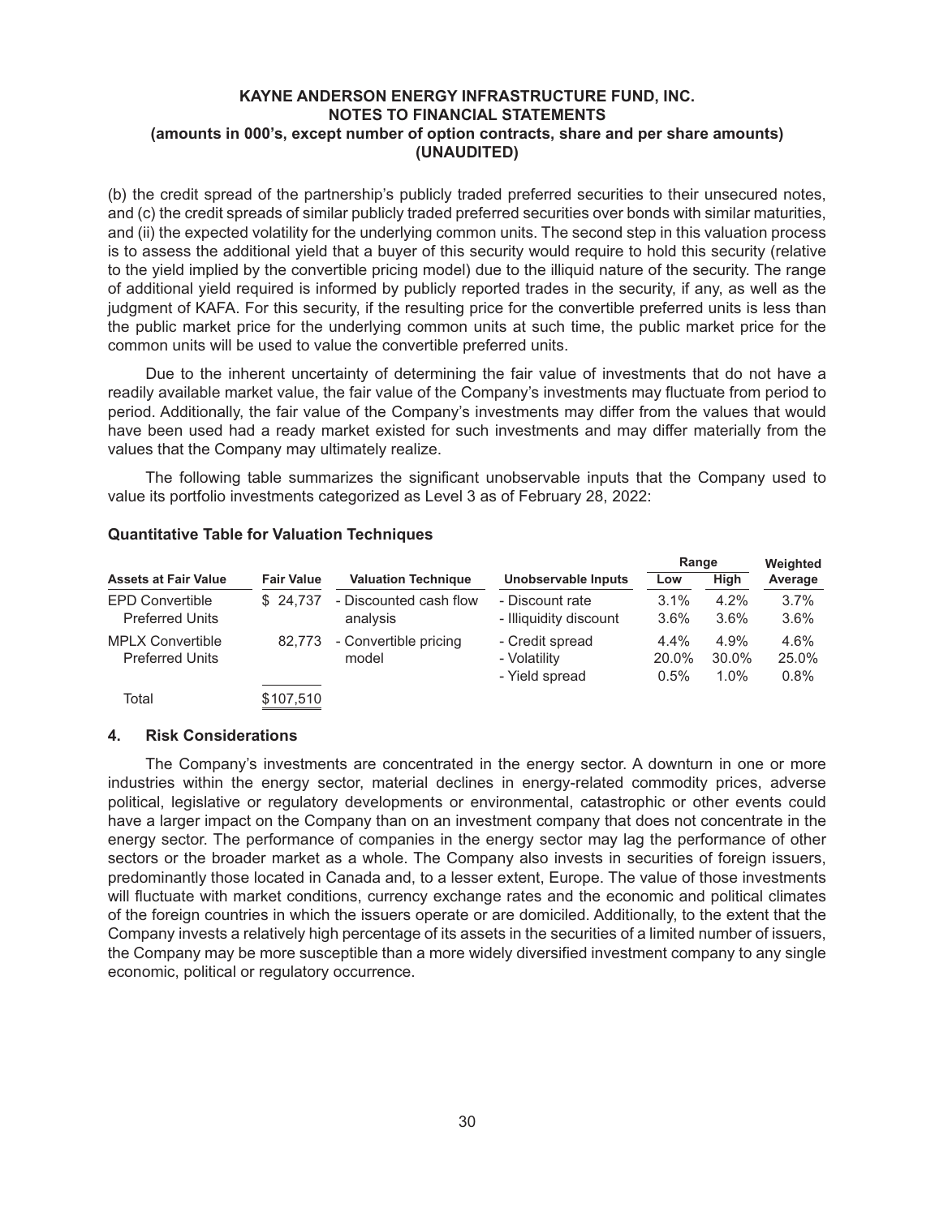(b) the credit spread of the partnership's publicly traded preferred securities to their unsecured notes, and (c) the credit spreads of similar publicly traded preferred securities over bonds with similar maturities, and (ii) the expected volatility for the underlying common units. The second step in this valuation process is to assess the additional yield that a buyer of this security would require to hold this security (relative to the yield implied by the convertible pricing model) due to the illiquid nature of the security. The range of additional yield required is informed by publicly reported trades in the security, if any, as well as the judgment of KAFA. For this security, if the resulting price for the convertible preferred units is less than the public market price for the underlying common units at such time, the public market price for the common units will be used to value the convertible preferred units.

Due to the inherent uncertainty of determining the fair value of investments that do not have a readily available market value, the fair value of the Company's investments may fluctuate from period to period. Additionally, the fair value of the Company's investments may differ from the values that would have been used had a ready market existed for such investments and may differ materially from the values that the Company may ultimately realize.

The following table summarizes the significant unobservable inputs that the Company used to value its portfolio investments categorized as Level 3 as of February 28, 2022:

**Quantitative Table for Valuation Techniques**

| Assets at Fair Value | Fair Value | Valuation Technique | Unobservable Inputs | Range Low | Range High | Weighted Average |
|---|---|---|---|---|---|---|
| EPD Convertible Preferred Units | $ 24,737 | - Discounted cash flow analysis | - Discount rate | 3.1% | 4.2% | 3.7% |
| | | | - Illiquidity discount | 3.6% | 3.6% | 3.6% |
| MPLX Convertible Preferred Units | 82,773 | - Convertible pricing model | - Credit spread | 4.4% | 4.9% | 4.6% |
| | | | - Volatility | 20.0% | 30.0% | 25.0% |
| | | | - Yield spread | 0.5% | 1.0% | 0.8% |
| Total | $107,510 | | | | | |

## 4. Risk Considerations

The Company's investments are concentrated in the energy sector. A downturn in one or more industries within the energy sector, material declines in energy-related commodity prices, adverse political, legislative or regulatory developments or environmental, catastrophic or other events could have a larger impact on the Company than on an investment company that does not concentrate in the energy sector. The performance of companies in the energy sector may lag the performance of other sectors or the broader market as a whole. The Company also invests in securities of foreign issuers, predominantly those located in Canada and, to a lesser extent, Europe. The value of those investments will fluctuate with market conditions, currency exchange rates and the economic and political climates of the foreign countries in which the issuers operate or are domiciled. Additionally, to the extent that the Company invests a relatively high percentage of its assets in the securities of a limited number of issuers, the Company may be more susceptible than a more widely diversified investment company to any single economic, political or regulatory occurrence.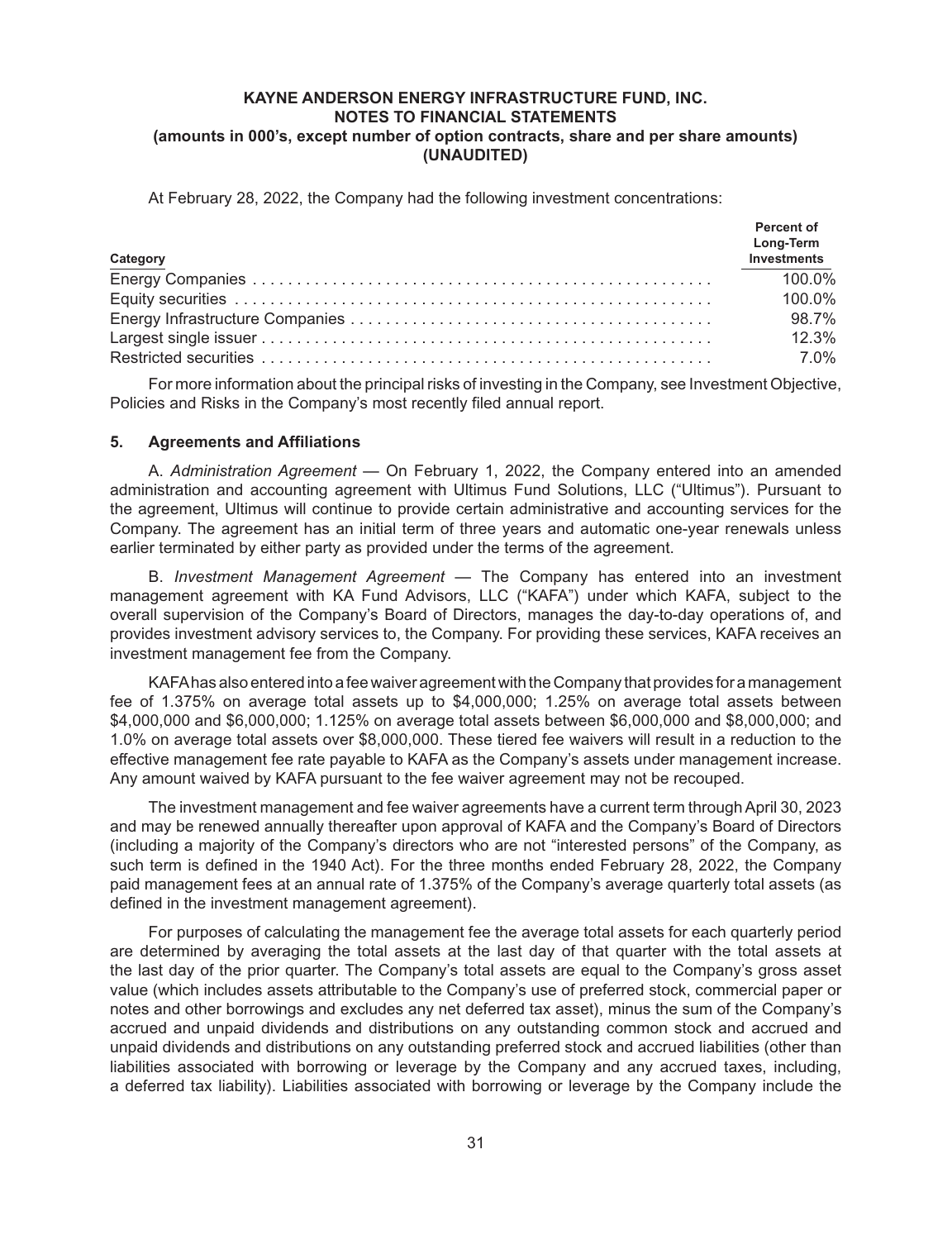At February 28, 2022, the Company had the following investment concentrations:

| Category | Percent of Long-Term Investments |
|---|---|
| Energy Companies | 100.0% |
| Equity securities | 100.0% |
| Energy Infrastructure Companies | 98.7% |
| Largest single issuer | 12.3% |
| Restricted securities | 7.0% |

For more information about the principal risks of investing in the Company, see Investment Objective, Policies and Risks in the Company's most recently filed annual report.

## 5. Agreements and Affiliations

A. *Administration Agreement* — On February 1, 2022, the Company entered into an amended administration and accounting agreement with Ultimus Fund Solutions, LLC ("Ultimus"). Pursuant to the agreement, Ultimus will continue to provide certain administrative and accounting services for the Company. The agreement has an initial term of three years and automatic one-year renewals unless earlier terminated by either party as provided under the terms of the agreement.

B. *Investment Management Agreement* — The Company has entered into an investment management agreement with KA Fund Advisors, LLC ("KAFA") under which KAFA, subject to the overall supervision of the Company's Board of Directors, manages the day-to-day operations of, and provides investment advisory services to, the Company. For providing these services, KAFA receives an investment management fee from the Company.

KAFA has also entered into a fee waiver agreement with the Company that provides for a management fee of 1.375% on average total assets up to $4,000,000; 1.25% on average total assets between $4,000,000 and $6,000,000; 1.125% on average total assets between $6,000,000 and $8,000,000; and 1.0% on average total assets over $8,000,000. These tiered fee waivers will result in a reduction to the effective management fee rate payable to KAFA as the Company's assets under management increase. Any amount waived by KAFA pursuant to the fee waiver agreement may not be recouped.

The investment management and fee waiver agreements have a current term through April 30, 2023 and may be renewed annually thereafter upon approval of KAFA and the Company's Board of Directors (including a majority of the Company's directors who are not "interested persons" of the Company, as such term is defined in the 1940 Act). For the three months ended February 28, 2022, the Company paid management fees at an annual rate of 1.375% of the Company's average quarterly total assets (as defined in the investment management agreement).

For purposes of calculating the management fee the average total assets for each quarterly period are determined by averaging the total assets at the last day of that quarter with the total assets at the last day of the prior quarter. The Company's total assets are equal to the Company's gross asset value (which includes assets attributable to the Company's use of preferred stock, commercial paper or notes and other borrowings and excludes any net deferred tax asset), minus the sum of the Company's accrued and unpaid dividends and distributions on any outstanding common stock and accrued and unpaid dividends and distributions on any outstanding preferred stock and accrued liabilities (other than liabilities associated with borrowing or leverage by the Company and any accrued taxes, including, a deferred tax liability). Liabilities associated with borrowing or leverage by the Company include the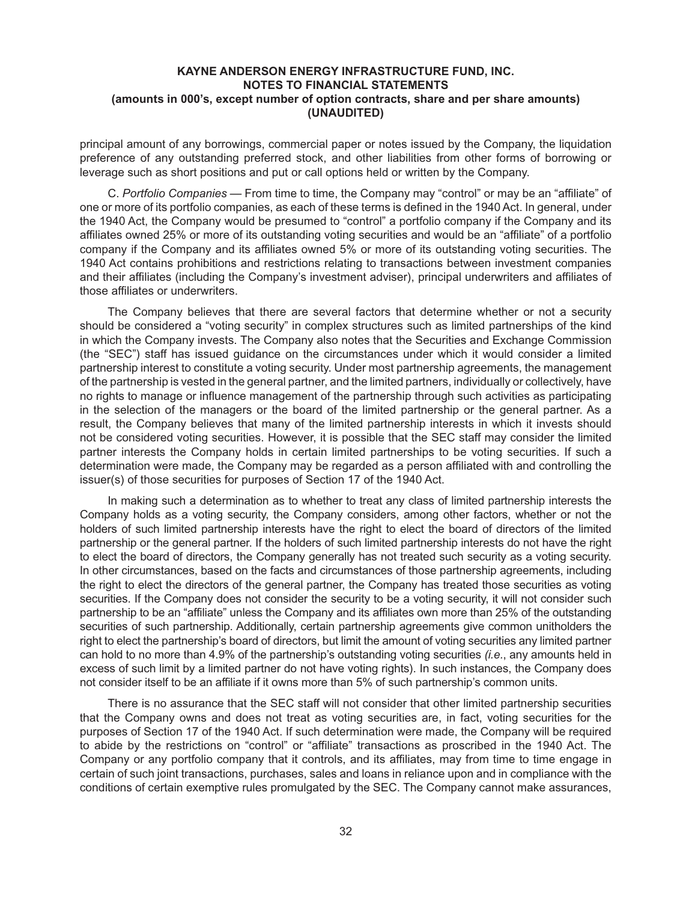principal amount of any borrowings, commercial paper or notes issued by the Company, the liquidation preference of any outstanding preferred stock, and other liabilities from other forms of borrowing or leverage such as short positions and put or call options held or written by the Company.

C. *Portfolio Companies* — From time to time, the Company may "control" or may be an "affiliate" of one or more of its portfolio companies, as each of these terms is defined in the 1940 Act. In general, under the 1940 Act, the Company would be presumed to "control" a portfolio company if the Company and its affiliates owned 25% or more of its outstanding voting securities and would be an "affiliate" of a portfolio company if the Company and its affiliates owned 5% or more of its outstanding voting securities. The 1940 Act contains prohibitions and restrictions relating to transactions between investment companies and their affiliates (including the Company's investment adviser), principal underwriters and affiliates of those affiliates or underwriters.

The Company believes that there are several factors that determine whether or not a security should be considered a "voting security" in complex structures such as limited partnerships of the kind in which the Company invests. The Company also notes that the Securities and Exchange Commission (the "SEC") staff has issued guidance on the circumstances under which it would consider a limited partnership interest to constitute a voting security. Under most partnership agreements, the management of the partnership is vested in the general partner, and the limited partners, individually or collectively, have no rights to manage or influence management of the partnership through such activities as participating in the selection of the managers or the board of the limited partnership or the general partner. As a result, the Company believes that many of the limited partnership interests in which it invests should not be considered voting securities. However, it is possible that the SEC staff may consider the limited partner interests the Company holds in certain limited partnerships to be voting securities. If such a determination were made, the Company may be regarded as a person affiliated with and controlling the issuer(s) of those securities for purposes of Section 17 of the 1940 Act.

In making such a determination as to whether to treat any class of limited partnership interests the Company holds as a voting security, the Company considers, among other factors, whether or not the holders of such limited partnership interests have the right to elect the board of directors of the limited partnership or the general partner. If the holders of such limited partnership interests do not have the right to elect the board of directors, the Company generally has not treated such security as a voting security. In other circumstances, based on the facts and circumstances of those partnership agreements, including the right to elect the directors of the general partner, the Company has treated those securities as voting securities. If the Company does not consider the security to be a voting security, it will not consider such partnership to be an "affiliate" unless the Company and its affiliates own more than 25% of the outstanding securities of such partnership. Additionally, certain partnership agreements give common unitholders the right to elect the partnership's board of directors, but limit the amount of voting securities any limited partner can hold to no more than 4.9% of the partnership's outstanding voting securities *(i.e.*, any amounts held in excess of such limit by a limited partner do not have voting rights). In such instances, the Company does not consider itself to be an affiliate if it owns more than 5% of such partnership's common units.

There is no assurance that the SEC staff will not consider that other limited partnership securities that the Company owns and does not treat as voting securities are, in fact, voting securities for the purposes of Section 17 of the 1940 Act. If such determination were made, the Company will be required to abide by the restrictions on "control" or "affiliate" transactions as proscribed in the 1940 Act. The Company or any portfolio company that it controls, and its affiliates, may from time to time engage in certain of such joint transactions, purchases, sales and loans in reliance upon and in compliance with the conditions of certain exemptive rules promulgated by the SEC. The Company cannot make assurances,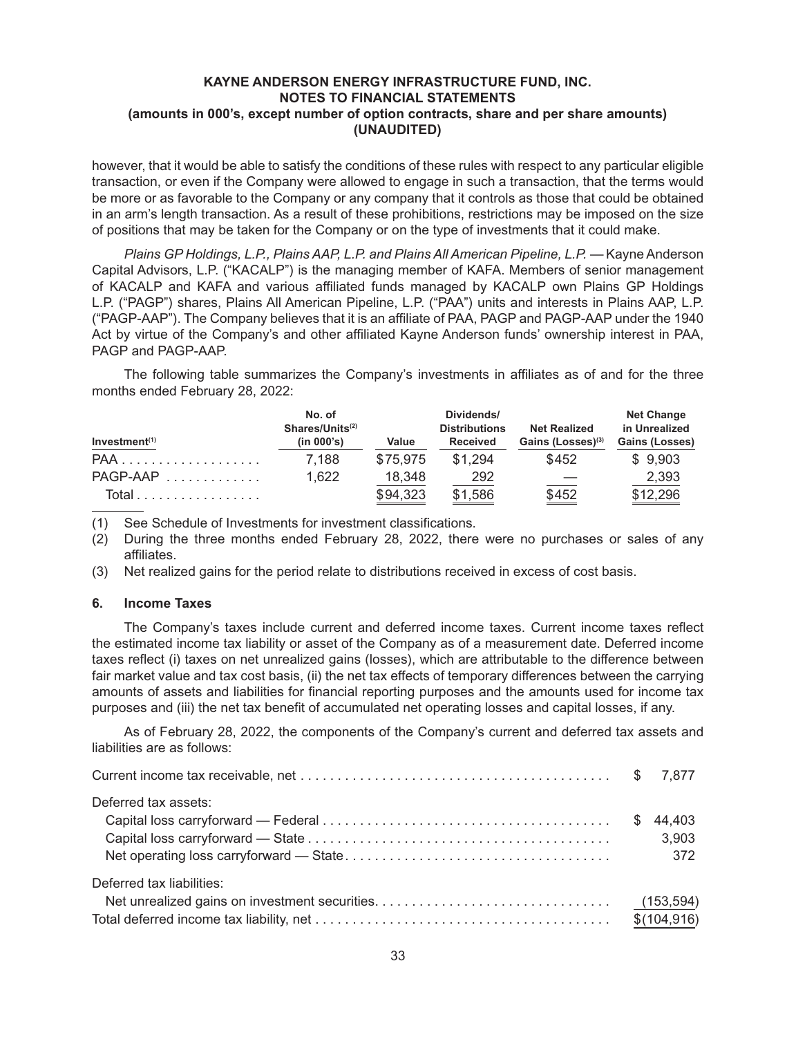however, that it would be able to satisfy the conditions of these rules with respect to any particular eligible transaction, or even if the Company were allowed to engage in such a transaction, that the terms would be more or as favorable to the Company or any company that it controls as those that could be obtained in an arm's length transaction. As a result of these prohibitions, restrictions may be imposed on the size of positions that may be taken for the Company or on the type of investments that it could make.

*Plains GP Holdings, L.P., Plains AAP, L.P. and Plains All American Pipeline, L.P.* — Kayne Anderson Capital Advisors, L.P. ("KACALP") is the managing member of KAFA. Members of senior management of KACALP and KAFA and various affiliated funds managed by KACALP own Plains GP Holdings L.P. ("PAGP") shares, Plains All American Pipeline, L.P. ("PAA") units and interests in Plains AAP, L.P. ("PAGP-AAP"). The Company believes that it is an affiliate of PAA, PAGP and PAGP-AAP under the 1940 Act by virtue of the Company's and other affiliated Kayne Anderson funds' ownership interest in PAA, PAGP and PAGP-AAP.

The following table summarizes the Company's investments in affiliates as of and for the three months ended February 28, 2022:

| Investment[1] | No. of Shares/Units[2] (in 000's) | Value | Dividends/ Distributions Received | Net Realized Gains (Losses)[3] | Net Change in Unrealized Gains (Losses) |
|---|---|---|---|---|---|
| PAA | 7,188 | $75,975 | $1,294 | $452 | $ 9,903 |
| PAGP-AAP | 1,622 | 18,348 | 292 | — | 2,393 |
| Total | | $94,323 | $1,586 | $452 | $12,296 |

(1) See Schedule of Investments for investment classifications.

(2) During the three months ended February 28, 2022, there were no purchases or sales of any affiliates.

(3) Net realized gains for the period relate to distributions received in excess of cost basis.

## 6. Income Taxes

The Company's taxes include current and deferred income taxes. Current income taxes reflect the estimated income tax liability or asset of the Company as of a measurement date. Deferred income taxes reflect (i) taxes on net unrealized gains (losses), which are attributable to the difference between fair market value and tax cost basis, (ii) the net tax effects of temporary differences between the carrying amounts of assets and liabilities for financial reporting purposes and the amounts used for income tax purposes and (iii) the net tax benefit of accumulated net operating losses and capital losses, if any.

As of February 28, 2022, the components of the Company's current and deferred tax assets and liabilities are as follows:

| | |
|---|---|
| Current income tax receivable, net | $ 7,877 |
| Deferred tax assets: | |
| Capital loss carryforward — Federal | $ 44,403 |
| Capital loss carryforward — State | 3,903 |
| Net operating loss carryforward — State | 372 |
| Deferred tax liabilities: | |
| Net unrealized gains on investment securities | (153,594) |
| Total deferred income tax liability, net | $(104,916) |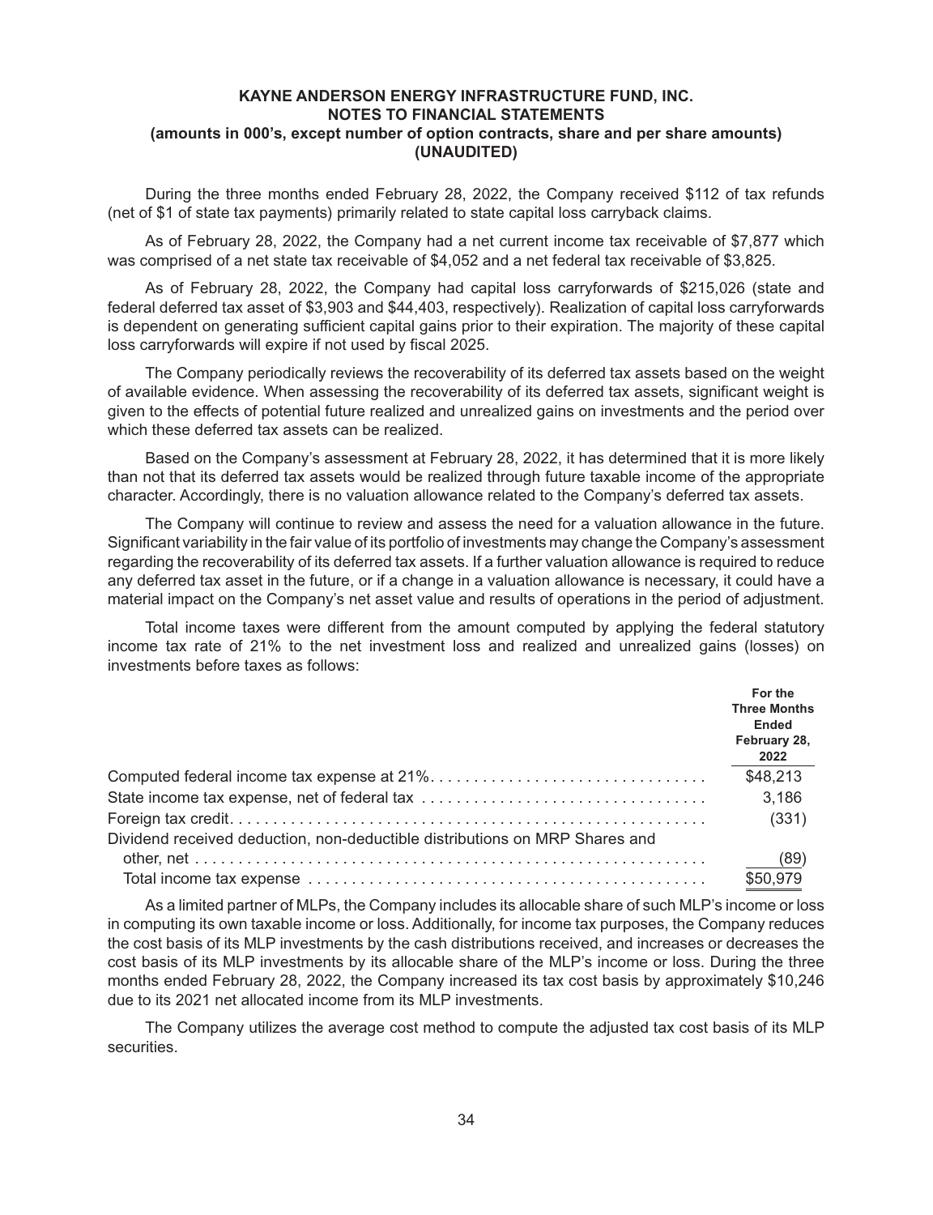During the three months ended February 28, 2022, the Company received $112 of tax refunds (net of $1 of state tax payments) primarily related to state capital loss carryback claims.

As of February 28, 2022, the Company had a net current income tax receivable of $7,877 which was comprised of a net state tax receivable of $4,052 and a net federal tax receivable of $3,825.

As of February 28, 2022, the Company had capital loss carryforwards of $215,026 (state and federal deferred tax asset of $3,903 and $44,403, respectively). Realization of capital loss carryforwards is dependent on generating sufficient capital gains prior to their expiration. The majority of these capital loss carryforwards will expire if not used by fiscal 2025.

The Company periodically reviews the recoverability of its deferred tax assets based on the weight of available evidence. When assessing the recoverability of its deferred tax assets, significant weight is given to the effects of potential future realized and unrealized gains on investments and the period over which these deferred tax assets can be realized.

Based on the Company's assessment at February 28, 2022, it has determined that it is more likely than not that its deferred tax assets would be realized through future taxable income of the appropriate character. Accordingly, there is no valuation allowance related to the Company's deferred tax assets.

The Company will continue to review and assess the need for a valuation allowance in the future. Significant variability in the fair value of its portfolio of investments may change the Company's assessment regarding the recoverability of its deferred tax assets. If a further valuation allowance is required to reduce any deferred tax asset in the future, or if a change in a valuation allowance is necessary, it could have a material impact on the Company's net asset value and results of operations in the period of adjustment.

Total income taxes were different from the amount computed by applying the federal statutory income tax rate of 21% to the net investment loss and realized and unrealized gains (losses) on investments before taxes as follows:

| | For the Three Months Ended February 28, 2022 |
|---|---|
| Computed federal income tax expense at 21% | $48,213 |
| State income tax expense, net of federal tax | 3,186 |
| Foreign tax credit | (331) |
| Dividend received deduction, non-deductible distributions on MRP Shares and other, net | (89) |
| Total income tax expense | $50,979 |

As a limited partner of MLPs, the Company includes its allocable share of such MLP's income or loss in computing its own taxable income or loss. Additionally, for income tax purposes, the Company reduces the cost basis of its MLP investments by the cash distributions received, and increases or decreases the cost basis of its MLP investments by its allocable share of the MLP's income or loss. During the three months ended February 28, 2022, the Company increased its tax cost basis by approximately $10,246 due to its 2021 net allocated income from its MLP investments.

The Company utilizes the average cost method to compute the adjusted tax cost basis of its MLP securities.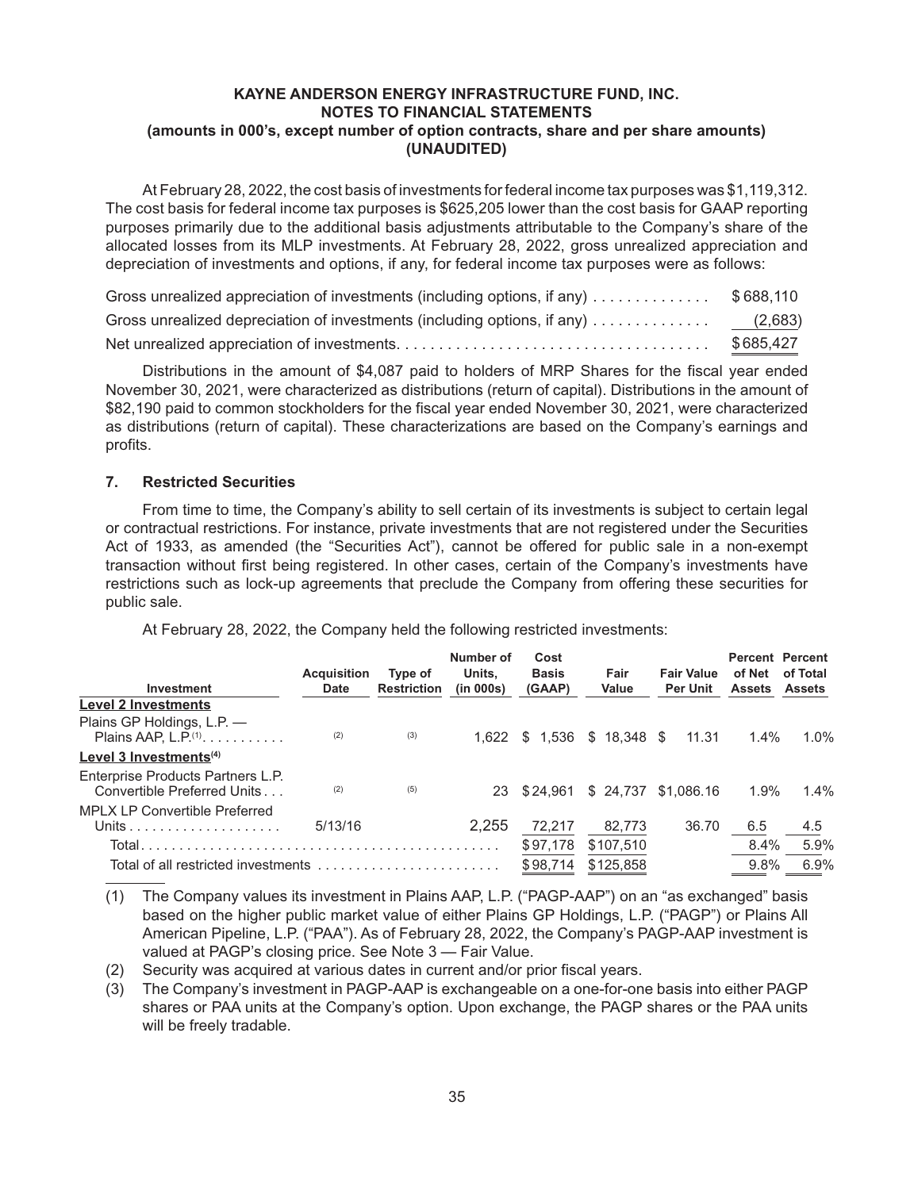**KAYNE ANDERSON ENERGY INFRASTRUCTURE FUND, INC.**
**NOTES TO FINANCIAL STATEMENTS**
**(amounts in 000's, except number of option contracts, share and per share amounts)**
**(UNAUDITED)**

At February 28, 2022, the cost basis of investments for federal income tax purposes was $1,119,312. The cost basis for federal income tax purposes is $625,205 lower than the cost basis for GAAP reporting purposes primarily due to the additional basis adjustments attributable to the Company's share of the allocated losses from its MLP investments. At February 28, 2022, gross unrealized appreciation and depreciation of investments and options, if any, for federal income tax purposes were as follows:

| | |
|---|---|
| Gross unrealized appreciation of investments (including options, if any) | $688,110 |
| Gross unrealized depreciation of investments (including options, if any) | (2,683) |
| Net unrealized appreciation of investments | $685,427 |

Distributions in the amount of $4,087 paid to holders of MRP Shares for the fiscal year ended November 30, 2021, were characterized as distributions (return of capital). Distributions in the amount of $82,190 paid to common stockholders for the fiscal year ended November 30, 2021, were characterized as distributions (return of capital). These characterizations are based on the Company's earnings and profits.

## 7. Restricted Securities

From time to time, the Company's ability to sell certain of its investments is subject to certain legal or contractual restrictions. For instance, private investments that are not registered under the Securities Act of 1933, as amended (the "Securities Act"), cannot be offered for public sale in a non-exempt transaction without first being registered. In other cases, certain of the Company's investments have restrictions such as lock-up agreements that preclude the Company from offering these securities for public sale.

At February 28, 2022, the Company held the following restricted investments:

| Investment | Acquisition Date | Type of Restriction | Number of Units, (in 000s) | Cost Basis (GAAP) | Fair Value | Fair Value Per Unit | Percent of Net Assets | Percent of Total Assets |
|---|---|---|---|---|---|---|---|---|
| **Level 2 Investments** | | | | | | | | |
| Plains GP Holdings, L.P. — Plains AAP, L.P.(1) | (2) | (3) | 1,622 | $ 1,536 | $ 18,348 | $ 11.31 | 1.4% | 1.0% |
| **Level 3 Investments(4)** | | | | | | | | |
| Enterprise Products Partners L.P. Convertible Preferred Units | (2) | (5) | 23 | $24,961 | $ 24,737 | $1,086.16 | 1.9% | 1.4% |
| MPLX LP Convertible Preferred Units | 5/13/16 | | 2,255 | 72,217 | 82,773 | 36.70 | 6.5 | 4.5 |
| Total | | | | $97,178 | $107,510 | | 8.4% | 5.9% |
| Total of all restricted investments | | | | $98,714 | $125,858 | | 9.8% | 6.9% |

(1) The Company values its investment in Plains AAP, L.P. ("PAGP-AAP") on an "as exchanged" basis based on the higher public market value of either Plains GP Holdings, L.P. ("PAGP") or Plains All American Pipeline, L.P. ("PAA"). As of February 28, 2022, the Company's PAGP-AAP investment is valued at PAGP's closing price. See Note 3 — Fair Value.

(2) Security was acquired at various dates in current and/or prior fiscal years.

(3) The Company's investment in PAGP-AAP is exchangeable on a one-for-one basis into either PAGP shares or PAA units at the Company's option. Upon exchange, the PAGP shares or the PAA units will be freely tradable.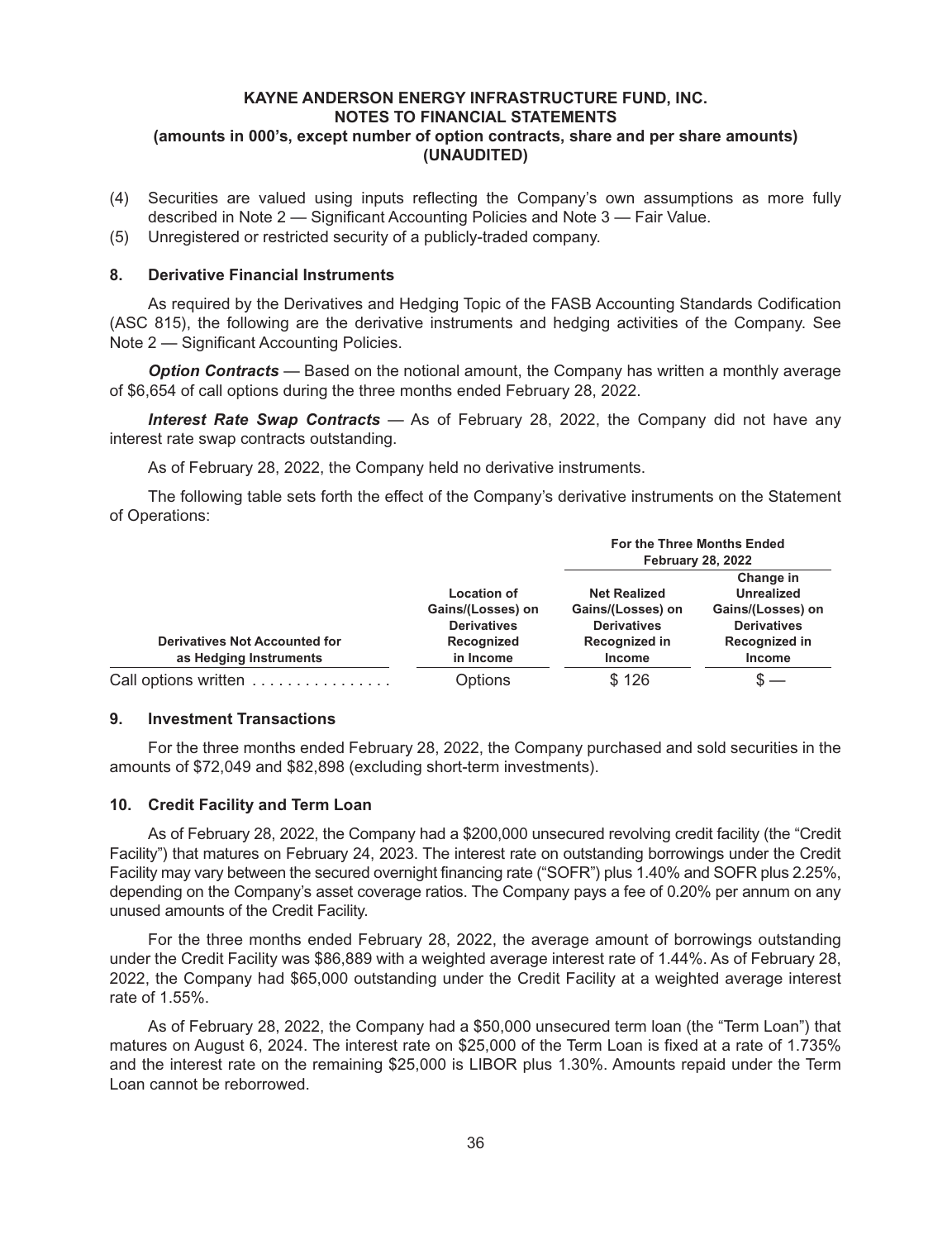(4) Securities are valued using inputs reflecting the Company's own assumptions as more fully described in Note 2 — Significant Accounting Policies and Note 3 — Fair Value.

(5) Unregistered or restricted security of a publicly-traded company.

## 8. Derivative Financial Instruments

As required by the Derivatives and Hedging Topic of the FASB Accounting Standards Codification (ASC 815), the following are the derivative instruments and hedging activities of the Company. See Note 2 — Significant Accounting Policies.

***Option Contracts*** — Based on the notional amount, the Company has written a monthly average of $6,654 of call options during the three months ended February 28, 2022.

***Interest Rate Swap Contracts*** — As of February 28, 2022, the Company did not have any interest rate swap contracts outstanding.

As of February 28, 2022, the Company held no derivative instruments.

The following table sets forth the effect of the Company's derivative instruments on the Statement of Operations:

| | | For the Three Months Ended February 28, 2022 | |
|---|---|---|---|
| **Derivatives Not Accounted for as Hedging Instruments** | **Location of Gains/(Losses) on Derivatives Recognized in Income** | **Net Realized Gains/(Losses) on Derivatives Recognized in Income** | **Change in Unrealized Gains/(Losses) on Derivatives Recognized in Income** |
| Call options written | Options | $ 126 | $ — |

## 9. Investment Transactions

For the three months ended February 28, 2022, the Company purchased and sold securities in the amounts of $72,049 and $82,898 (excluding short-term investments).

## 10. Credit Facility and Term Loan

As of February 28, 2022, the Company had a $200,000 unsecured revolving credit facility (the "Credit Facility") that matures on February 24, 2023. The interest rate on outstanding borrowings under the Credit Facility may vary between the secured overnight financing rate ("SOFR") plus 1.40% and SOFR plus 2.25%, depending on the Company's asset coverage ratios. The Company pays a fee of 0.20% per annum on any unused amounts of the Credit Facility.

For the three months ended February 28, 2022, the average amount of borrowings outstanding under the Credit Facility was $86,889 with a weighted average interest rate of 1.44%. As of February 28, 2022, the Company had $65,000 outstanding under the Credit Facility at a weighted average interest rate of 1.55%.

As of February 28, 2022, the Company had a $50,000 unsecured term loan (the "Term Loan") that matures on August 6, 2024. The interest rate on $25,000 of the Term Loan is fixed at a rate of 1.735% and the interest rate on the remaining $25,000 is LIBOR plus 1.30%. Amounts repaid under the Term Loan cannot be reborrowed.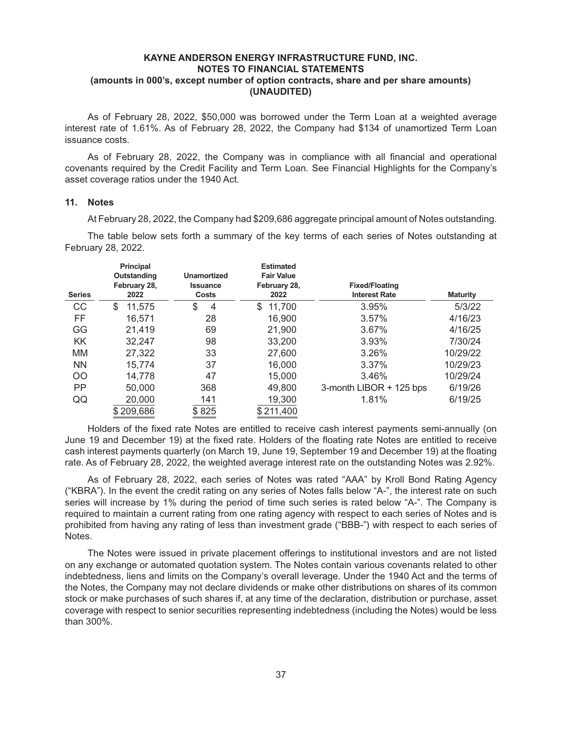As of February 28, 2022, $50,000 was borrowed under the Term Loan at a weighted average interest rate of 1.61%. As of February 28, 2022, the Company had $134 of unamortized Term Loan issuance costs.

As of February 28, 2022, the Company was in compliance with all financial and operational covenants required by the Credit Facility and Term Loan. See Financial Highlights for the Company's asset coverage ratios under the 1940 Act.

### 11. Notes

At February 28, 2022, the Company had $209,686 aggregate principal amount of Notes outstanding.

The table below sets forth a summary of the key terms of each series of Notes outstanding at February 28, 2022.

| Series | Principal Outstanding February 28, 2022 | Unamortized Issuance Costs | Estimated Fair Value February 28, 2022 | Fixed/Floating Interest Rate | Maturity |
|---|---|---|---|---|---|
| CC | $ 11,575 | $ 4 | $ 11,700 | 3.95% | 5/3/22 |
| FF | 16,571 | 28 | 16,900 | 3.57% | 4/16/23 |
| GG | 21,419 | 69 | 21,900 | 3.67% | 4/16/25 |
| KK | 32,247 | 98 | 33,200 | 3.93% | 7/30/24 |
| MM | 27,322 | 33 | 27,600 | 3.26% | 10/29/22 |
| NN | 15,774 | 37 | 16,000 | 3.37% | 10/29/23 |
| OO | 14,778 | 47 | 15,000 | 3.46% | 10/29/24 |
| PP | 50,000 | 368 | 49,800 | 3-month LIBOR + 125 bps | 6/19/26 |
| QQ | 20,000 | 141 | 19,300 | 1.81% | 6/19/25 |
| | $ 209,686 | $ 825 | $ 211,400 | | |

Holders of the fixed rate Notes are entitled to receive cash interest payments semi-annually (on June 19 and December 19) at the fixed rate. Holders of the floating rate Notes are entitled to receive cash interest payments quarterly (on March 19, June 19, September 19 and December 19) at the floating rate. As of February 28, 2022, the weighted average interest rate on the outstanding Notes was 2.92%.

As of February 28, 2022, each series of Notes was rated "AAA" by Kroll Bond Rating Agency ("KBRA"). In the event the credit rating on any series of Notes falls below "A-", the interest rate on such series will increase by 1% during the period of time such series is rated below "A-". The Company is required to maintain a current rating from one rating agency with respect to each series of Notes and is prohibited from having any rating of less than investment grade ("BBB-") with respect to each series of Notes.

The Notes were issued in private placement offerings to institutional investors and are not listed on any exchange or automated quotation system. The Notes contain various covenants related to other indebtedness, liens and limits on the Company's overall leverage. Under the 1940 Act and the terms of the Notes, the Company may not declare dividends or make other distributions on shares of its common stock or make purchases of such shares if, at any time of the declaration, distribution or purchase, asset coverage with respect to senior securities representing indebtedness (including the Notes) would be less than 300%.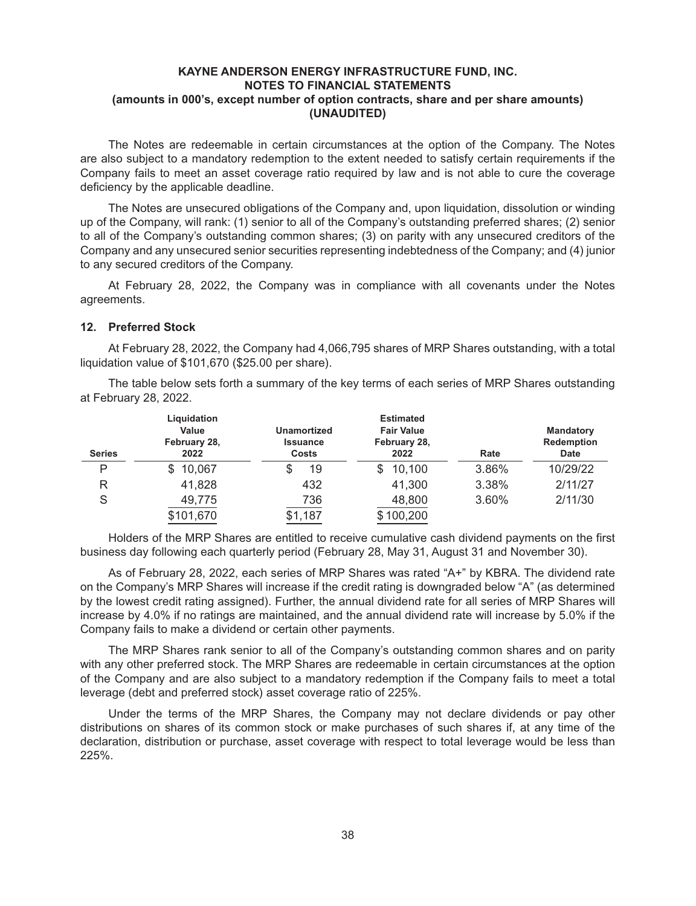The Notes are redeemable in certain circumstances at the option of the Company. The Notes are also subject to a mandatory redemption to the extent needed to satisfy certain requirements if the Company fails to meet an asset coverage ratio required by law and is not able to cure the coverage deficiency by the applicable deadline.

The Notes are unsecured obligations of the Company and, upon liquidation, dissolution or winding up of the Company, will rank: (1) senior to all of the Company's outstanding preferred shares; (2) senior to all of the Company's outstanding common shares; (3) on parity with any unsecured creditors of the Company and any unsecured senior securities representing indebtedness of the Company; and (4) junior to any secured creditors of the Company.

At February 28, 2022, the Company was in compliance with all covenants under the Notes agreements.

## 12. Preferred Stock

At February 28, 2022, the Company had 4,066,795 shares of MRP Shares outstanding, with a total liquidation value of $101,670 ($25.00 per share).

The table below sets forth a summary of the key terms of each series of MRP Shares outstanding at February 28, 2022.

| Series | Liquidation Value February 28, 2022 | Unamortized Issuance Costs | Estimated Fair Value February 28, 2022 | Rate | Mandatory Redemption Date |
|---|---|---|---|---|---|
| P | $ 10,067 | $ 19 | $ 10,100 | 3.86% | 10/29/22 |
| R | 41,828 | 432 | 41,300 | 3.38% | 2/11/27 |
| S | 49,775 | 736 | 48,800 | 3.60% | 2/11/30 |
| | $101,670 | $1,187 | $ 100,200 | | |

Holders of the MRP Shares are entitled to receive cumulative cash dividend payments on the first business day following each quarterly period (February 28, May 31, August 31 and November 30).

As of February 28, 2022, each series of MRP Shares was rated "A+" by KBRA. The dividend rate on the Company's MRP Shares will increase if the credit rating is downgraded below "A" (as determined by the lowest credit rating assigned). Further, the annual dividend rate for all series of MRP Shares will increase by 4.0% if no ratings are maintained, and the annual dividend rate will increase by 5.0% if the Company fails to make a dividend or certain other payments.

The MRP Shares rank senior to all of the Company's outstanding common shares and on parity with any other preferred stock. The MRP Shares are redeemable in certain circumstances at the option of the Company and are also subject to a mandatory redemption if the Company fails to meet a total leverage (debt and preferred stock) asset coverage ratio of 225%.

Under the terms of the MRP Shares, the Company may not declare dividends or pay other distributions on shares of its common stock or make purchases of such shares if, at any time of the declaration, distribution or purchase, asset coverage with respect to total leverage would be less than 225%.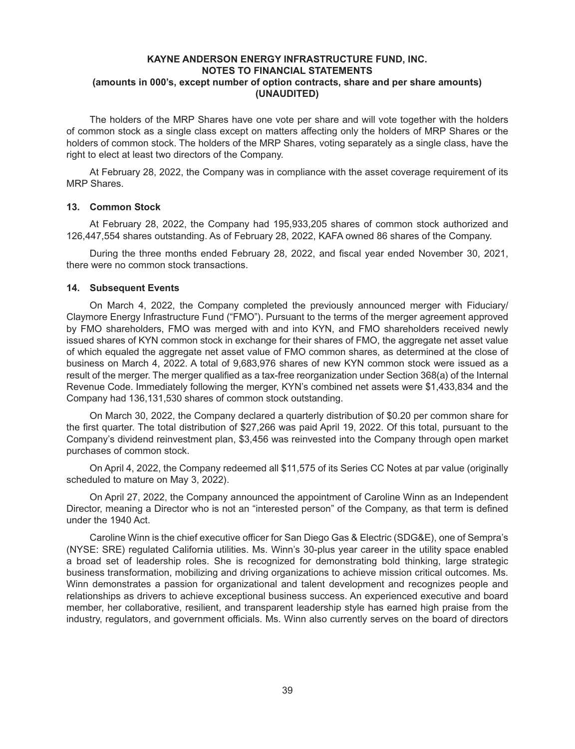The holders of the MRP Shares have one vote per share and will vote together with the holders of common stock as a single class except on matters affecting only the holders of MRP Shares or the holders of common stock. The holders of the MRP Shares, voting separately as a single class, have the right to elect at least two directors of the Company.

At February 28, 2022, the Company was in compliance with the asset coverage requirement of its MRP Shares.

### 13. Common Stock

At February 28, 2022, the Company had 195,933,205 shares of common stock authorized and 126,447,554 shares outstanding. As of February 28, 2022, KAFA owned 86 shares of the Company.

During the three months ended February 28, 2022, and fiscal year ended November 30, 2021, there were no common stock transactions.

### 14. Subsequent Events

On March 4, 2022, the Company completed the previously announced merger with Fiduciary/Claymore Energy Infrastructure Fund ("FMO"). Pursuant to the terms of the merger agreement approved by FMO shareholders, FMO was merged with and into KYN, and FMO shareholders received newly issued shares of KYN common stock in exchange for their shares of FMO, the aggregate net asset value of which equaled the aggregate net asset value of FMO common shares, as determined at the close of business on March 4, 2022. A total of 9,683,976 shares of new KYN common stock were issued as a result of the merger. The merger qualified as a tax-free reorganization under Section 368(a) of the Internal Revenue Code. Immediately following the merger, KYN's combined net assets were $1,433,834 and the Company had 136,131,530 shares of common stock outstanding.

On March 30, 2022, the Company declared a quarterly distribution of $0.20 per common share for the first quarter. The total distribution of $27,266 was paid April 19, 2022. Of this total, pursuant to the Company's dividend reinvestment plan, $3,456 was reinvested into the Company through open market purchases of common stock.

On April 4, 2022, the Company redeemed all $11,575 of its Series CC Notes at par value (originally scheduled to mature on May 3, 2022).

On April 27, 2022, the Company announced the appointment of Caroline Winn as an Independent Director, meaning a Director who is not an "interested person" of the Company, as that term is defined under the 1940 Act.

Caroline Winn is the chief executive officer for San Diego Gas & Electric (SDG&E), one of Sempra's (NYSE: SRE) regulated California utilities. Ms. Winn's 30-plus year career in the utility space enabled a broad set of leadership roles. She is recognized for demonstrating bold thinking, large strategic business transformation, mobilizing and driving organizations to achieve mission critical outcomes. Ms. Winn demonstrates a passion for organizational and talent development and recognizes people and relationships as drivers to achieve exceptional business success. An experienced executive and board member, her collaborative, resilient, and transparent leadership style has earned high praise from the industry, regulators, and government officials. Ms. Winn also currently serves on the board of directors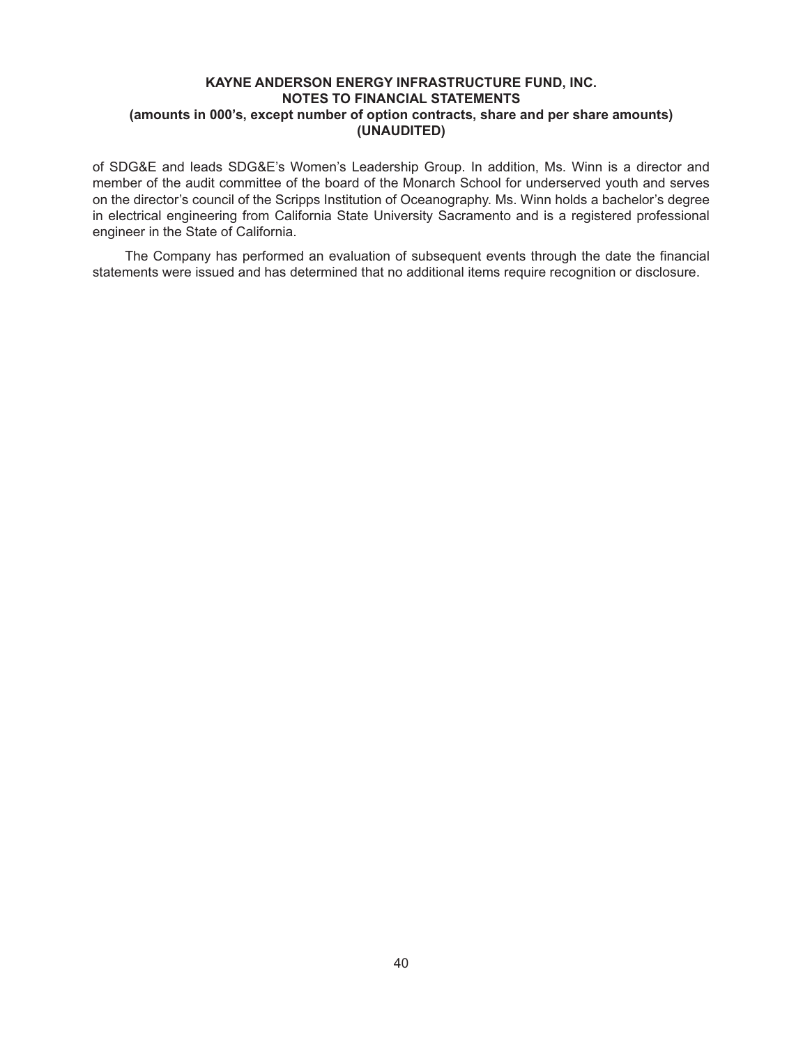of SDG&E and leads SDG&E's Women's Leadership Group. In addition, Ms. Winn is a director and member of the audit committee of the board of the Monarch School for underserved youth and serves on the director's council of the Scripps Institution of Oceanography. Ms. Winn holds a bachelor's degree in electrical engineering from California State University Sacramento and is a registered professional engineer in the State of California.

The Company has performed an evaluation of subsequent events through the date the financial statements were issued and has determined that no additional items require recognition or disclosure.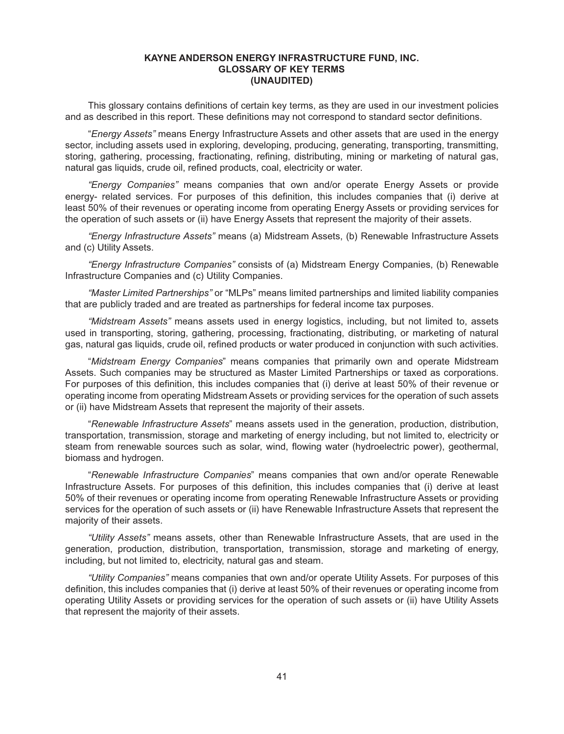# KAYNE ANDERSON ENERGY INFRASTRUCTURE FUND, INC.
## GLOSSARY OF KEY TERMS
## (UNAUDITED)

This glossary contains definitions of certain key terms, as they are used in our investment policies and as described in this report. These definitions may not correspond to standard sector definitions.

"*Energy Assets"* means Energy Infrastructure Assets and other assets that are used in the energy sector, including assets used in exploring, developing, producing, generating, transporting, transmitting, storing, gathering, processing, fractionating, refining, distributing, mining or marketing of natural gas, natural gas liquids, crude oil, refined products, coal, electricity or water.

*"Energy Companies"* means companies that own and/or operate Energy Assets or provide energy- related services. For purposes of this definition, this includes companies that (i) derive at least 50% of their revenues or operating income from operating Energy Assets or providing services for the operation of such assets or (ii) have Energy Assets that represent the majority of their assets.

*"Energy Infrastructure Assets"* means (a) Midstream Assets, (b) Renewable Infrastructure Assets and (c) Utility Assets.

*"Energy Infrastructure Companies"* consists of (a) Midstream Energy Companies, (b) Renewable Infrastructure Companies and (c) Utility Companies.

*"Master Limited Partnerships"* or "MLPs" means limited partnerships and limited liability companies that are publicly traded and are treated as partnerships for federal income tax purposes.

*"Midstream Assets"* means assets used in energy logistics, including, but not limited to, assets used in transporting, storing, gathering, processing, fractionating, distributing, or marketing of natural gas, natural gas liquids, crude oil, refined products or water produced in conjunction with such activities.

"*Midstream Energy Companies*" means companies that primarily own and operate Midstream Assets. Such companies may be structured as Master Limited Partnerships or taxed as corporations. For purposes of this definition, this includes companies that (i) derive at least 50% of their revenue or operating income from operating Midstream Assets or providing services for the operation of such assets or (ii) have Midstream Assets that represent the majority of their assets.

"*Renewable Infrastructure Assets*" means assets used in the generation, production, distribution, transportation, transmission, storage and marketing of energy including, but not limited to, electricity or steam from renewable sources such as solar, wind, flowing water (hydroelectric power), geothermal, biomass and hydrogen.

"*Renewable Infrastructure Companies*" means companies that own and/or operate Renewable Infrastructure Assets. For purposes of this definition, this includes companies that (i) derive at least 50% of their revenues or operating income from operating Renewable Infrastructure Assets or providing services for the operation of such assets or (ii) have Renewable Infrastructure Assets that represent the majority of their assets.

*"Utility Assets"* means assets, other than Renewable Infrastructure Assets, that are used in the generation, production, distribution, transportation, transmission, storage and marketing of energy, including, but not limited to, electricity, natural gas and steam.

*"Utility Companies"* means companies that own and/or operate Utility Assets. For purposes of this definition, this includes companies that (i) derive at least 50% of their revenues or operating income from operating Utility Assets or providing services for the operation of such assets or (ii) have Utility Assets that represent the majority of their assets.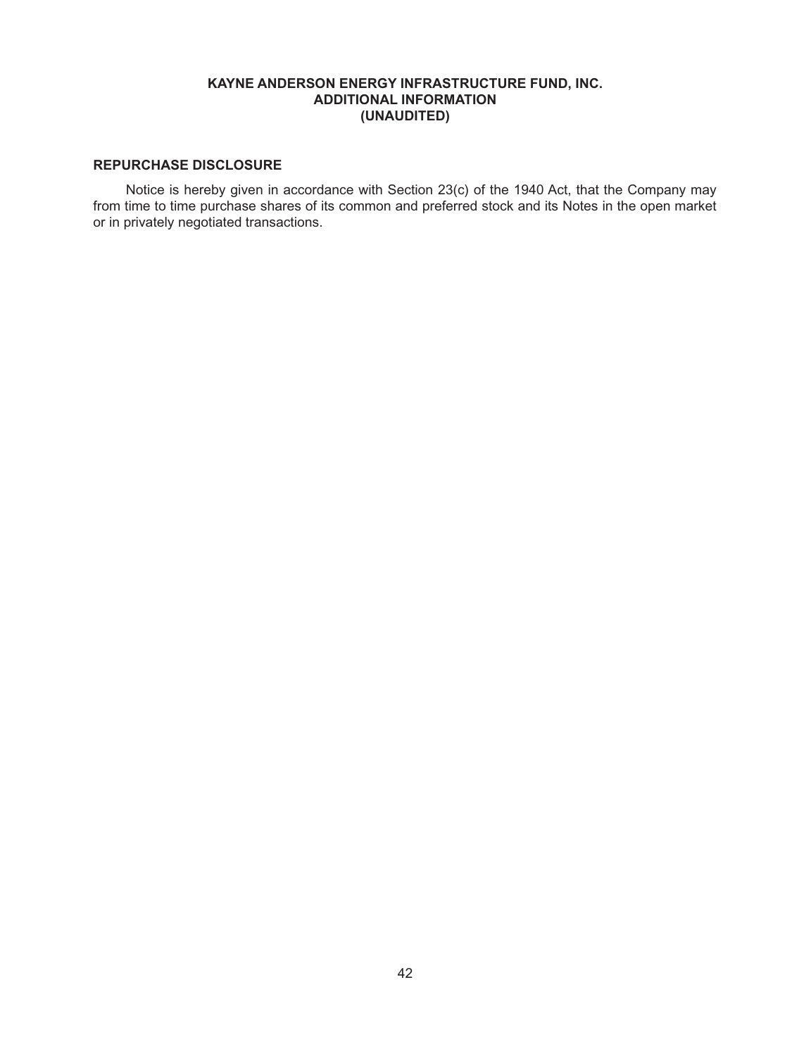**KAYNE ANDERSON ENERGY INFRASTRUCTURE FUND, INC.**
**ADDITIONAL INFORMATION**
**(UNAUDITED)**

## REPURCHASE DISCLOSURE

Notice is hereby given in accordance with Section 23(c) of the 1940 Act, that the Company may from time to time purchase shares of its common and preferred stock and its Notes in the open market or in privately negotiated transactions.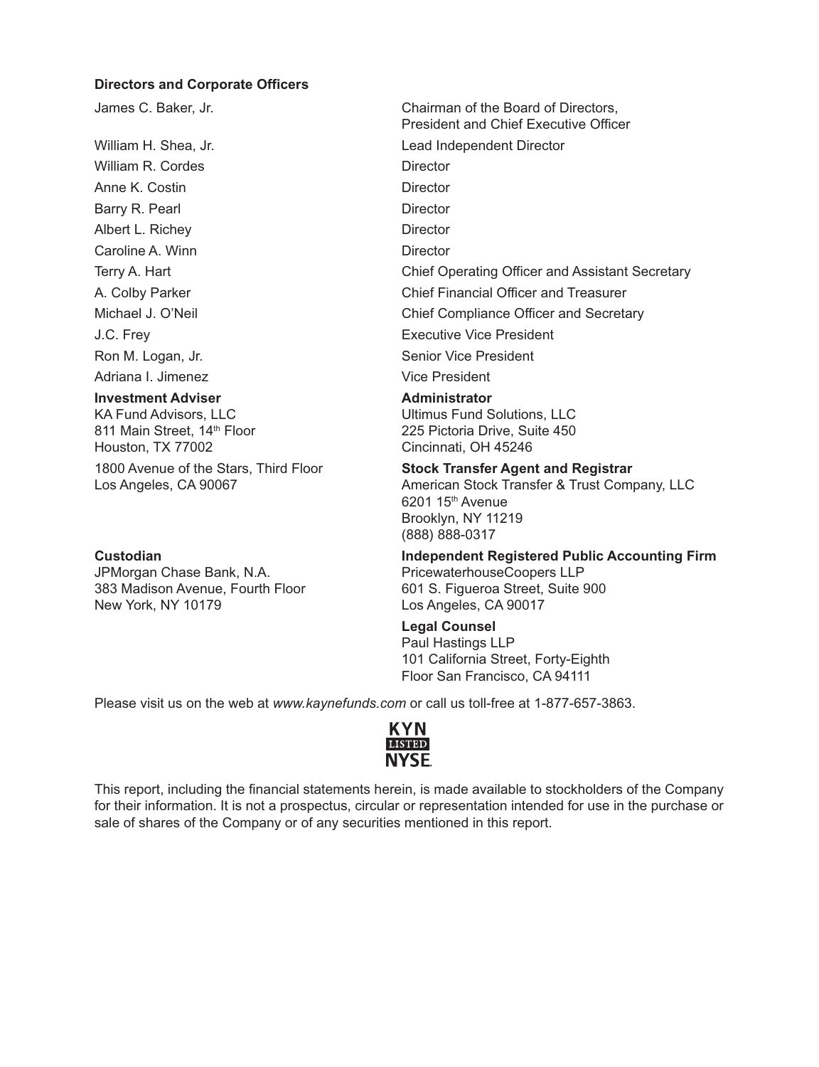**Directors and Corporate Officers**

| | |
|---|---|
| James C. Baker, Jr. | Chairman of the Board of Directors, President and Chief Executive Officer |
| William H. Shea, Jr. | Lead Independent Director |
| William R. Cordes | Director |
| Anne K. Costin | Director |
| Barry R. Pearl | Director |
| Albert L. Richey | Director |
| Caroline A. Winn | Director |
| Terry A. Hart | Chief Operating Officer and Assistant Secretary |
| A. Colby Parker | Chief Financial Officer and Treasurer |
| Michael J. O'Neil | Chief Compliance Officer and Secretary |
| J.C. Frey | Executive Vice President |
| Ron M. Logan, Jr. | Senior Vice President |
| Adriana I. Jimenez | Vice President |

**Investment Adviser**
KA Fund Advisors, LLC
811 Main Street, 14th Floor
Houston, TX 77002

1800 Avenue of the Stars, Third Floor
Los Angeles, CA 90067

**Custodian**
JPMorgan Chase Bank, N.A.
383 Madison Avenue, Fourth Floor
New York, NY 10179

**Administrator**
Ultimus Fund Solutions, LLC
225 Pictoria Drive, Suite 450
Cincinnati, OH 45246

**Stock Transfer Agent and Registrar**
American Stock Transfer & Trust Company, LLC
6201 15th Avenue
Brooklyn, NY 11219
(888) 888-0317

**Independent Registered Public Accounting Firm**
PricewaterhouseCoopers LLP
601 S. Figueroa Street, Suite 900
Los Angeles, CA 90017

**Legal Counsel**
Paul Hastings LLP
101 California Street, Forty-Eighth
Floor San Francisco, CA 94111

Please visit us on the web at *www.kaynefunds.com* or call us toll-free at 1-877-657-3863.

KYN LISTED NYSE

This report, including the financial statements herein, is made available to stockholders of the Company for their information. It is not a prospectus, circular or representation intended for use in the purchase or sale of shares of the Company or of any securities mentioned in this report.